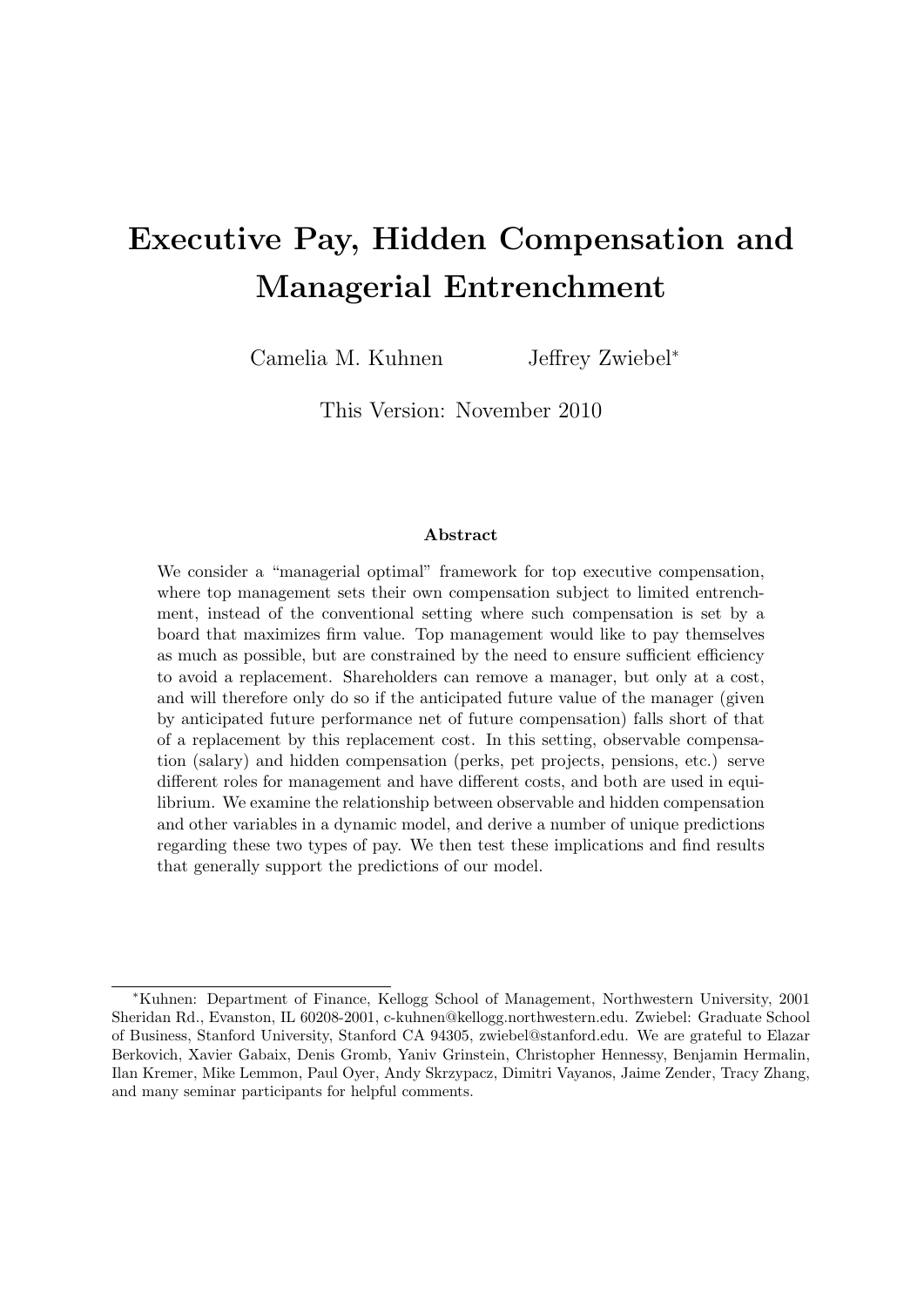# Executive Pay, Hidden Compensation and Managerial Entrenchment

Camelia M. Kuhnen Jeffrey Zwiebel*

This Version: November 2010

### Abstract

We consider a "managerial optimal" framework for top executive compensation, where top management sets their own compensation subject to limited entrenchment, instead of the conventional setting where such compensation is set by a board that maximizes firm value. Top management would like to pay themselves as much as possible, but are constrained by the need to ensure sufficient efficiency to avoid a replacement. Shareholders can remove a manager, but only at a cost, and will therefore only do so if the anticipated future value of the manager (given by anticipated future performance net of future compensation) falls short of that of a replacement by this replacement cost. In this setting, observable compensation (salary) and hidden compensation (perks, pet projects, pensions, etc.) serve different roles for management and have different costs, and both are used in equilibrium. We examine the relationship between observable and hidden compensation and other variables in a dynamic model, and derive a number of unique predictions regarding these two types of pay. We then test these implications and find results that generally support the predictions of our model.

---

*Kuhnen: Department of Finance, Kellogg School of Management, Northwestern University, 2001 Sheridan Rd., Evanston, IL 60208-2001, c-kuhnen@kellogg.northwestern.edu. Zwiebel: Graduate School of Business, Stanford University, Stanford CA 94305, zwiebel@stanford.edu. We are grateful to Elazar Berkovich, Xavier Gabaix, Denis Gromb, Yaniv Grinstein, Christopher Hennessy, Benjamin Hermalin, Ilan Kremer, Mike Lemmon, Paul Oyer, Andy Skrzypacz, Dimitri Vayanos, Jaime Zender, Tracy Zhang, and many seminar participants for helpful comments.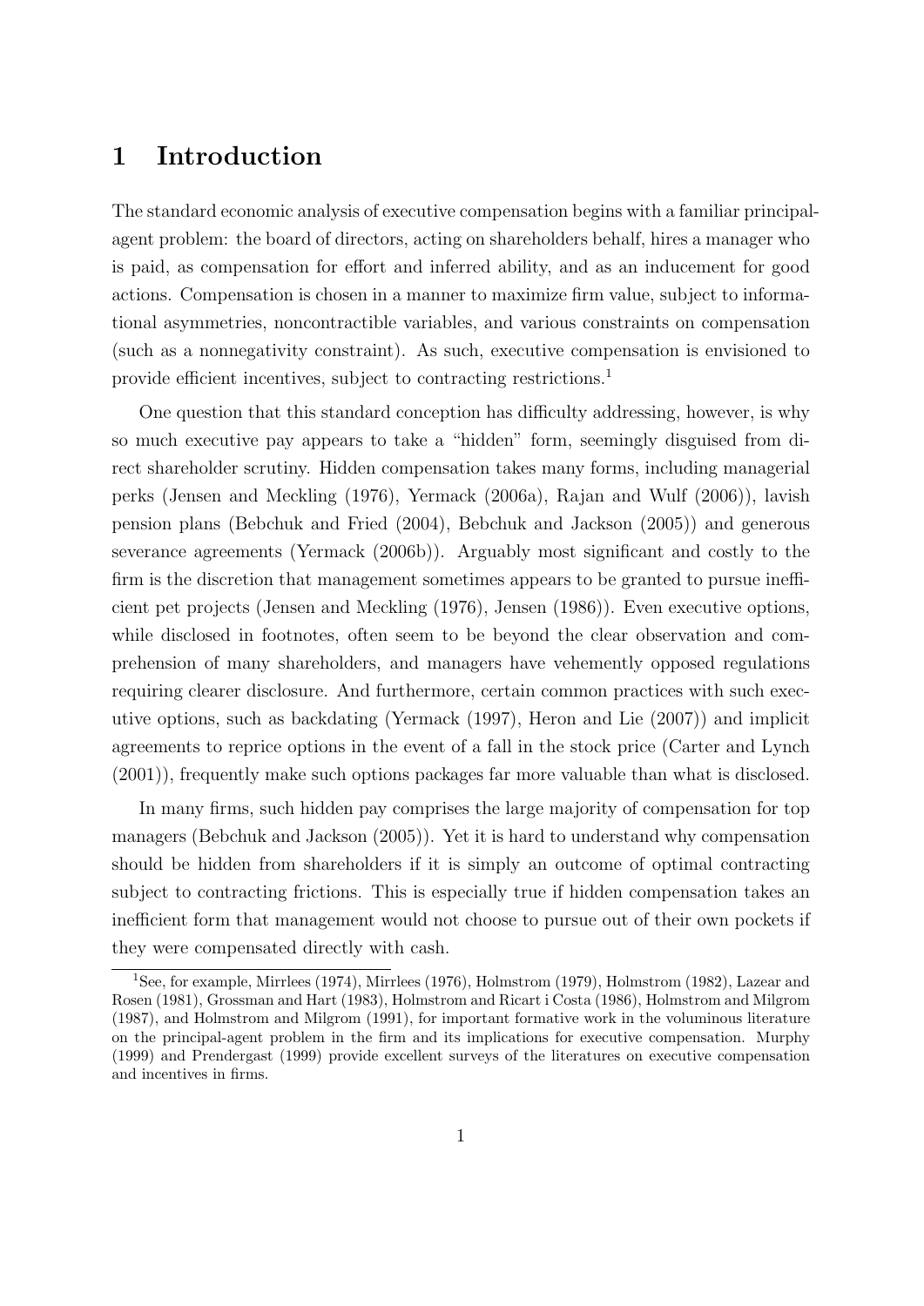# 1 Introduction

The standard economic analysis of executive compensation begins with a familiar principal-agent problem: the board of directors, acting on shareholders behalf, hires a manager who is paid, as compensation for effort and inferred ability, and as an inducement for good actions. Compensation is chosen in a manner to maximize firm value, subject to informational asymmetries, noncontractible variables, and various constraints on compensation (such as a nonnegativity constraint). As such, executive compensation is envisioned to provide efficient incentives, subject to contracting restrictions.[1]

One question that this standard conception has difficulty addressing, however, is why so much executive pay appears to take a "hidden" form, seemingly disguised from direct shareholder scrutiny. Hidden compensation takes many forms, including managerial perks (Jensen and Meckling (1976), Yermack (2006a), Rajan and Wulf (2006)), lavish pension plans (Bebchuk and Fried (2004), Bebchuk and Jackson (2005)) and generous severance agreements (Yermack (2006b)). Arguably most significant and costly to the firm is the discretion that management sometimes appears to be granted to pursue inefficient pet projects (Jensen and Meckling (1976), Jensen (1986)). Even executive options, while disclosed in footnotes, often seem to be beyond the clear observation and comprehension of many shareholders, and managers have vehemently opposed regulations requiring clearer disclosure. And furthermore, certain common practices with such executive options, such as backdating (Yermack (1997), Heron and Lie (2007)) and implicit agreements to reprice options in the event of a fall in the stock price (Carter and Lynch (2001)), frequently make such options packages far more valuable than what is disclosed.

In many firms, such hidden pay comprises the large majority of compensation for top managers (Bebchuk and Jackson (2005)). Yet it is hard to understand why compensation should be hidden from shareholders if it is simply an outcome of optimal contracting subject to contracting frictions. This is especially true if hidden compensation takes an inefficient form that management would not choose to pursue out of their own pockets if they were compensated directly with cash.

[1] See, for example, Mirrlees (1974), Mirrlees (1976), Holmstrom (1979), Holmstrom (1982), Lazear and Rosen (1981), Grossman and Hart (1983), Holmstrom and Ricart i Costa (1986), Holmstrom and Milgrom (1987), and Holmstrom and Milgrom (1991), for important formative work in the voluminous literature on the principal-agent problem in the firm and its implications for executive compensation. Murphy (1999) and Prendergast (1999) provide excellent surveys of the literatures on executive compensation and incentives in firms.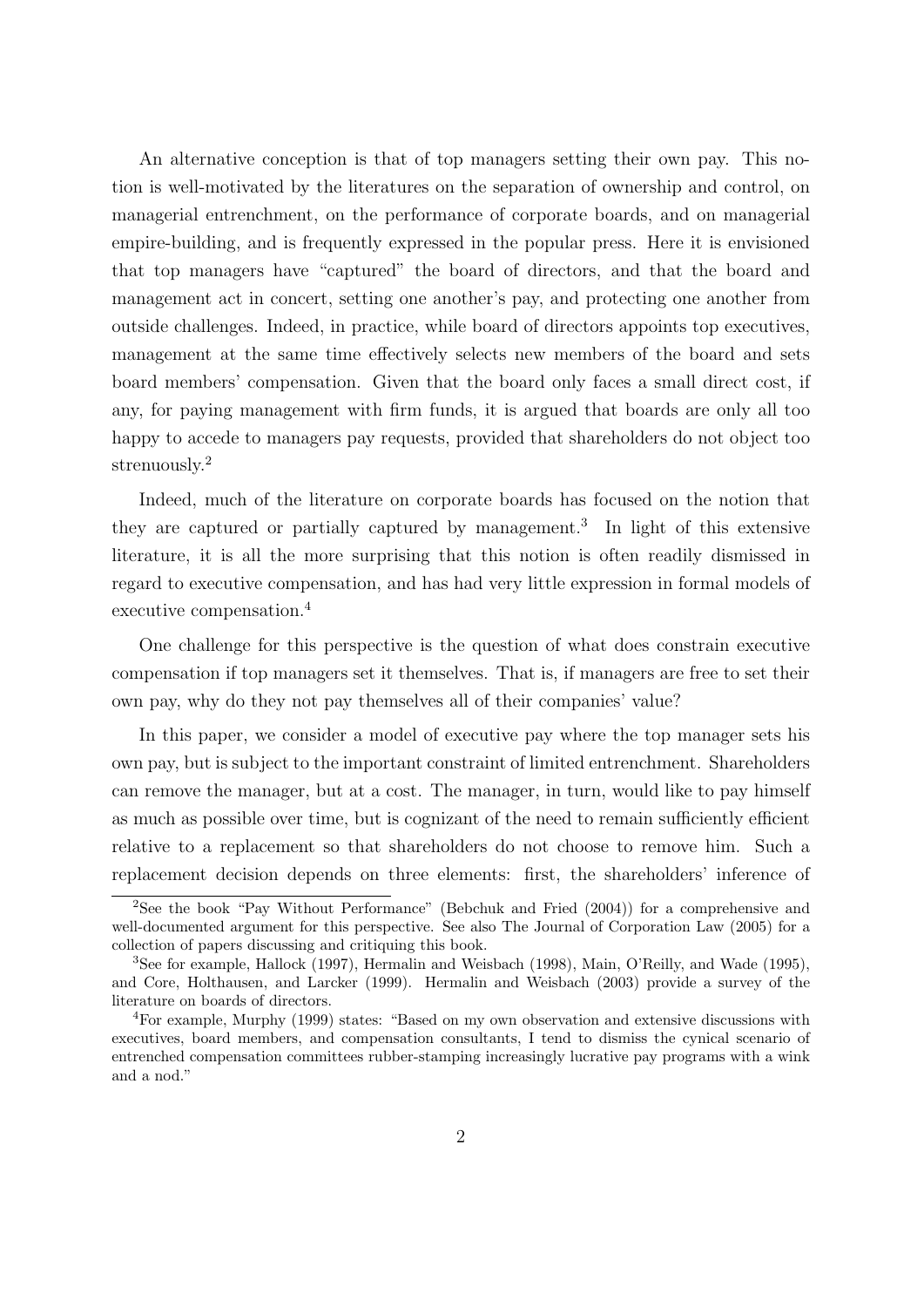An alternative conception is that of top managers setting their own pay. This notion is well-motivated by the literatures on the separation of ownership and control, on managerial entrenchment, on the performance of corporate boards, and on managerial empire-building, and is frequently expressed in the popular press. Here it is envisioned that top managers have "captured" the board of directors, and that the board and management act in concert, setting one another's pay, and protecting one another from outside challenges. Indeed, in practice, while board of directors appoints top executives, management at the same time effectively selects new members of the board and sets board members' compensation. Given that the board only faces a small direct cost, if any, for paying management with firm funds, it is argued that boards are only all too happy to accede to managers pay requests, provided that shareholders do not object too strenuously.[2]

Indeed, much of the literature on corporate boards has focused on the notion that they are captured or partially captured by management.[3] In light of this extensive literature, it is all the more surprising that this notion is often readily dismissed in regard to executive compensation, and has had very little expression in formal models of executive compensation.[4]

One challenge for this perspective is the question of what does constrain executive compensation if top managers set it themselves. That is, if managers are free to set their own pay, why do they not pay themselves all of their companies' value?

In this paper, we consider a model of executive pay where the top manager sets his own pay, but is subject to the important constraint of limited entrenchment. Shareholders can remove the manager, but at a cost. The manager, in turn, would like to pay himself as much as possible over time, but is cognizant of the need to remain sufficiently efficient relative to a replacement so that shareholders do not choose to remove him. Such a replacement decision depends on three elements: first, the shareholders' inference of

[2] See the book "Pay Without Performance" (Bebchuk and Fried (2004)) for a comprehensive and well-documented argument for this perspective. See also The Journal of Corporation Law (2005) for a collection of papers discussing and critiquing this book.

[3] See for example, Hallock (1997), Hermalin and Weisbach (1998), Main, O'Reilly, and Wade (1995), and Core, Holthausen, and Larcker (1999). Hermalin and Weisbach (2003) provide a survey of the literature on boards of directors.

[4] For example, Murphy (1999) states: "Based on my own observation and extensive discussions with executives, board members, and compensation consultants, I tend to dismiss the cynical scenario of entrenched compensation committees rubber-stamping increasingly lucrative pay programs with a wink and a nod."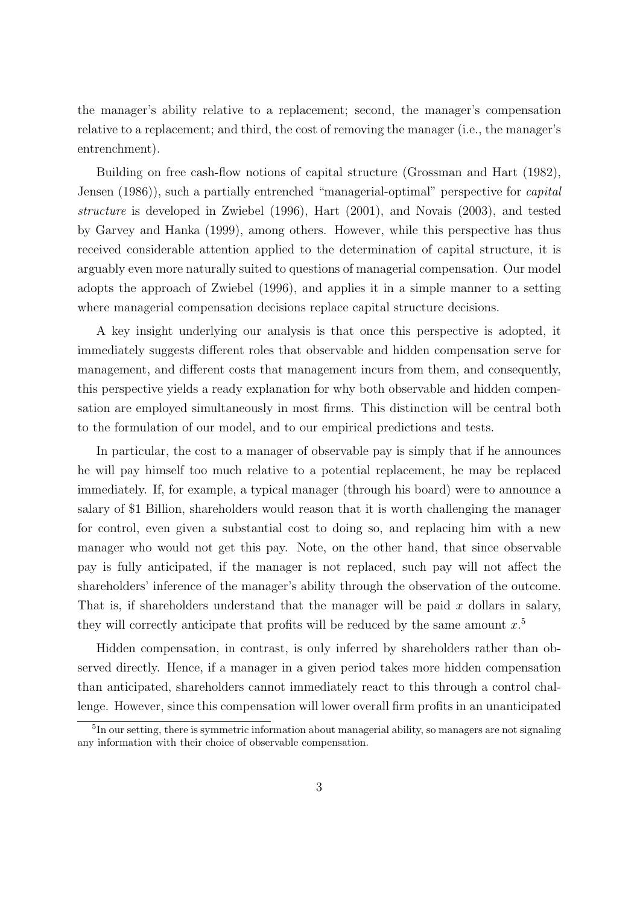the manager's ability relative to a replacement; second, the manager's compensation relative to a replacement; and third, the cost of removing the manager (i.e., the manager's entrenchment).

Building on free cash-flow notions of capital structure (Grossman and Hart (1982), Jensen (1986)), such a partially entrenched "managerial-optimal" perspective for *capital structure* is developed in Zwiebel (1996), Hart (2001), and Novais (2003), and tested by Garvey and Hanka (1999), among others. However, while this perspective has thus received considerable attention applied to the determination of capital structure, it is arguably even more naturally suited to questions of managerial compensation. Our model adopts the approach of Zwiebel (1996), and applies it in a simple manner to a setting where managerial compensation decisions replace capital structure decisions.

A key insight underlying our analysis is that once this perspective is adopted, it immediately suggests different roles that observable and hidden compensation serve for management, and different costs that management incurs from them, and consequently, this perspective yields a ready explanation for why both observable and hidden compensation are employed simultaneously in most firms. This distinction will be central both to the formulation of our model, and to our empirical predictions and tests.

In particular, the cost to a manager of observable pay is simply that if he announces he will pay himself too much relative to a potential replacement, he may be replaced immediately. If, for example, a typical manager (through his board) were to announce a salary of \$1 Billion, shareholders would reason that it is worth challenging the manager for control, even given a substantial cost to doing so, and replacing him with a new manager who would not get this pay. Note, on the other hand, that since observable pay is fully anticipated, if the manager is not replaced, such pay will not affect the shareholders' inference of the manager's ability through the observation of the outcome. That is, if shareholders understand that the manager will be paid $x$ dollars in salary, they will correctly anticipate that profits will be reduced by the same amount $x$.[5]

Hidden compensation, in contrast, is only inferred by shareholders rather than observed directly. Hence, if a manager in a given period takes more hidden compensation than anticipated, shareholders cannot immediately react to this through a control challenge. However, since this compensation will lower overall firm profits in an unanticipated

[5]In our setting, there is symmetric information about managerial ability, so managers are not signaling any information with their choice of observable compensation.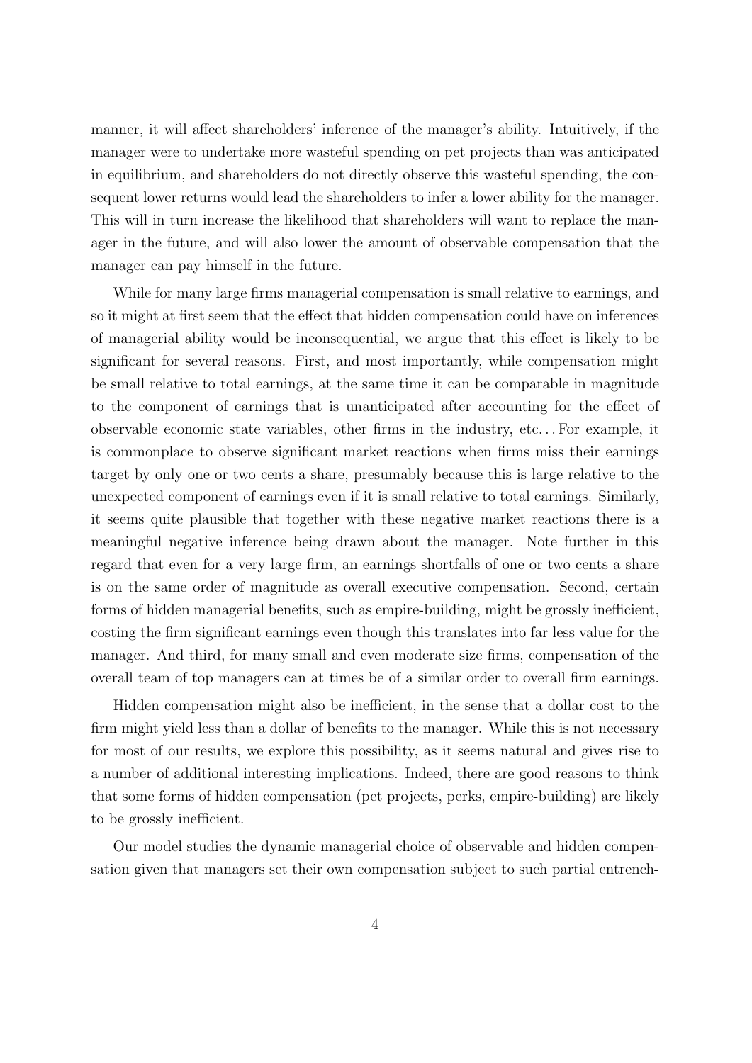manner, it will affect shareholders' inference of the manager's ability. Intuitively, if the manager were to undertake more wasteful spending on pet projects than was anticipated in equilibrium, and shareholders do not directly observe this wasteful spending, the consequent lower returns would lead the shareholders to infer a lower ability for the manager. This will in turn increase the likelihood that shareholders will want to replace the manager in the future, and will also lower the amount of observable compensation that the manager can pay himself in the future.

While for many large firms managerial compensation is small relative to earnings, and so it might at first seem that the effect that hidden compensation could have on inferences of managerial ability would be inconsequential, we argue that this effect is likely to be significant for several reasons. First, and most importantly, while compensation might be small relative to total earnings, at the same time it can be comparable in magnitude to the component of earnings that is unanticipated after accounting for the effect of observable economic state variables, other firms in the industry, etc. . . For example, it is commonplace to observe significant market reactions when firms miss their earnings target by only one or two cents a share, presumably because this is large relative to the unexpected component of earnings even if it is small relative to total earnings. Similarly, it seems quite plausible that together with these negative market reactions there is a meaningful negative inference being drawn about the manager. Note further in this regard that even for a very large firm, an earnings shortfalls of one or two cents a share is on the same order of magnitude as overall executive compensation. Second, certain forms of hidden managerial benefits, such as empire-building, might be grossly inefficient, costing the firm significant earnings even though this translates into far less value for the manager. And third, for many small and even moderate size firms, compensation of the overall team of top managers can at times be of a similar order to overall firm earnings.

Hidden compensation might also be inefficient, in the sense that a dollar cost to the firm might yield less than a dollar of benefits to the manager. While this is not necessary for most of our results, we explore this possibility, as it seems natural and gives rise to a number of additional interesting implications. Indeed, there are good reasons to think that some forms of hidden compensation (pet projects, perks, empire-building) are likely to be grossly inefficient.

Our model studies the dynamic managerial choice of observable and hidden compensation given that managers set their own compensation subject to such partial entrench-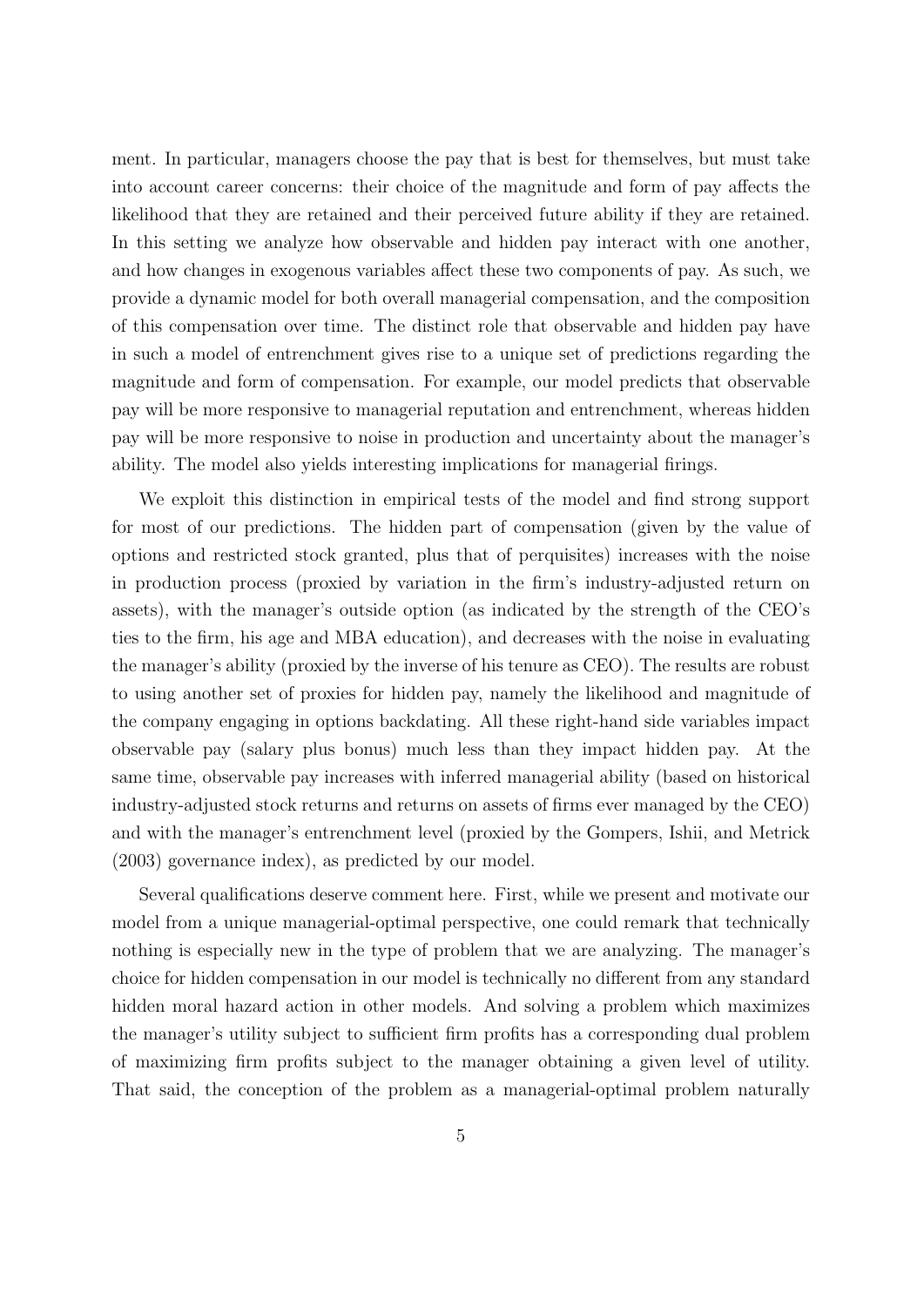ment. In particular, managers choose the pay that is best for themselves, but must take into account career concerns: their choice of the magnitude and form of pay affects the likelihood that they are retained and their perceived future ability if they are retained. In this setting we analyze how observable and hidden pay interact with one another, and how changes in exogenous variables affect these two components of pay. As such, we provide a dynamic model for both overall managerial compensation, and the composition of this compensation over time. The distinct role that observable and hidden pay have in such a model of entrenchment gives rise to a unique set of predictions regarding the magnitude and form of compensation. For example, our model predicts that observable pay will be more responsive to managerial reputation and entrenchment, whereas hidden pay will be more responsive to noise in production and uncertainty about the manager's ability. The model also yields interesting implications for managerial firings.

We exploit this distinction in empirical tests of the model and find strong support for most of our predictions. The hidden part of compensation (given by the value of options and restricted stock granted, plus that of perquisites) increases with the noise in production process (proxied by variation in the firm's industry-adjusted return on assets), with the manager's outside option (as indicated by the strength of the CEO's ties to the firm, his age and MBA education), and decreases with the noise in evaluating the manager's ability (proxied by the inverse of his tenure as CEO). The results are robust to using another set of proxies for hidden pay, namely the likelihood and magnitude of the company engaging in options backdating. All these right-hand side variables impact observable pay (salary plus bonus) much less than they impact hidden pay. At the same time, observable pay increases with inferred managerial ability (based on historical industry-adjusted stock returns and returns on assets of firms ever managed by the CEO) and with the manager's entrenchment level (proxied by the Gompers, Ishii, and Metrick (2003) governance index), as predicted by our model.

Several qualifications deserve comment here. First, while we present and motivate our model from a unique managerial-optimal perspective, one could remark that technically nothing is especially new in the type of problem that we are analyzing. The manager's choice for hidden compensation in our model is technically no different from any standard hidden moral hazard action in other models. And solving a problem which maximizes the manager's utility subject to sufficient firm profits has a corresponding dual problem of maximizing firm profits subject to the manager obtaining a given level of utility. That said, the conception of the problem as a managerial-optimal problem naturally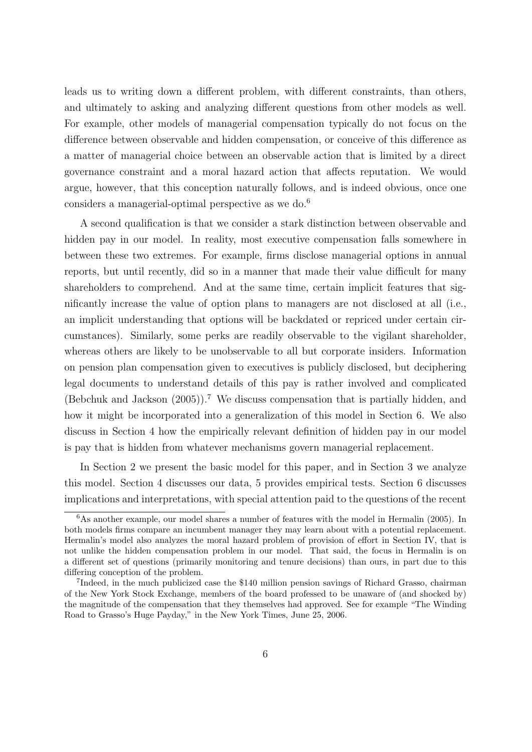leads us to writing down a different problem, with different constraints, than others, and ultimately to asking and analyzing different questions from other models as well. For example, other models of managerial compensation typically do not focus on the difference between observable and hidden compensation, or conceive of this difference as a matter of managerial choice between an observable action that is limited by a direct governance constraint and a moral hazard action that affects reputation. We would argue, however, that this conception naturally follows, and is indeed obvious, once one considers a managerial-optimal perspective as we do.[6]

A second qualification is that we consider a stark distinction between observable and hidden pay in our model. In reality, most executive compensation falls somewhere in between these two extremes. For example, firms disclose managerial options in annual reports, but until recently, did so in a manner that made their value difficult for many shareholders to comprehend. And at the same time, certain implicit features that significantly increase the value of option plans to managers are not disclosed at all (i.e., an implicit understanding that options will be backdated or repriced under certain circumstances). Similarly, some perks are readily observable to the vigilant shareholder, whereas others are likely to be unobservable to all but corporate insiders. Information on pension plan compensation given to executives is publicly disclosed, but deciphering legal documents to understand details of this pay is rather involved and complicated (Bebchuk and Jackson (2005)).[7] We discuss compensation that is partially hidden, and how it might be incorporated into a generalization of this model in Section 6. We also discuss in Section 4 how the empirically relevant definition of hidden pay in our model is pay that is hidden from whatever mechanisms govern managerial replacement.

In Section 2 we present the basic model for this paper, and in Section 3 we analyze this model. Section 4 discusses our data, 5 provides empirical tests. Section 6 discusses implications and interpretations, with special attention paid to the questions of the recent

[6] As another example, our model shares a number of features with the model in Hermalin (2005). In both models firms compare an incumbent manager they may learn about with a potential replacement. Hermalin's model also analyzes the moral hazard problem of provision of effort in Section IV, that is not unlike the hidden compensation problem in our model. That said, the focus in Hermalin is on a different set of questions (primarily monitoring and tenure decisions) than ours, in part due to this differing conception of the problem.

[7] Indeed, in the much publicized case the $140 million pension savings of Richard Grasso, chairman of the New York Stock Exchange, members of the board professed to be unaware of (and shocked by) the magnitude of the compensation that they themselves had approved. See for example "The Winding Road to Grasso's Huge Payday," in the New York Times, June 25, 2006.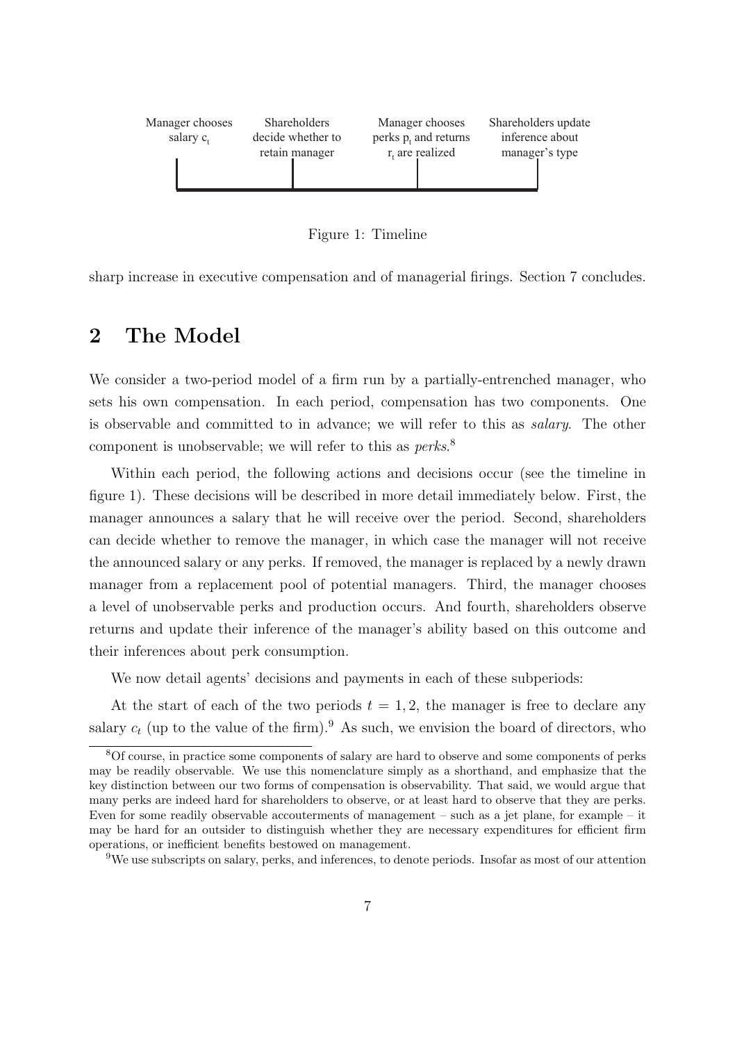Manager chooses salary $c_t$ | Shareholders decide whether to retain manager | Manager chooses perks $p_t$ and returns $r_t$ are realized | Shareholders update inference about manager's type

Figure 1: Timeline

sharp increase in executive compensation and of managerial firings. Section 7 concludes.

## 2 The Model

We consider a two-period model of a firm run by a partially-entrenched manager, who sets his own compensation. In each period, compensation has two components. One is observable and committed to in advance; we will refer to this as *salary*. The other component is unobservable; we will refer to this as *perks*.[8]

Within each period, the following actions and decisions occur (see the timeline in figure 1). These decisions will be described in more detail immediately below. First, the manager announces a salary that he will receive over the period. Second, shareholders can decide whether to remove the manager, in which case the manager will not receive the announced salary or any perks. If removed, the manager is replaced by a newly drawn manager from a replacement pool of potential managers. Third, the manager chooses a level of unobservable perks and production occurs. And fourth, shareholders observe returns and update their inference of the manager's ability based on this outcome and their inferences about perk consumption.

We now detail agents' decisions and payments in each of these subperiods:

At the start of each of the two periods $t = 1, 2$, the manager is free to declare any salary $c_t$ (up to the value of the firm).[9] As such, we envision the board of directors, who

[8] Of course, in practice some components of salary are hard to observe and some components of perks may be readily observable. We use this nomenclature simply as a shorthand, and emphasize that the key distinction between our two forms of compensation is observability. That said, we would argue that many perks are indeed hard for shareholders to observe, or at least hard to observe that they are perks. Even for some readily observable accouterments of management – such as a jet plane, for example – it may be hard for an outsider to distinguish whether they are necessary expenditures for efficient firm operations, or inefficient benefits bestowed on management.

[9] We use subscripts on salary, perks, and inferences, to denote periods. Insofar as most of our attention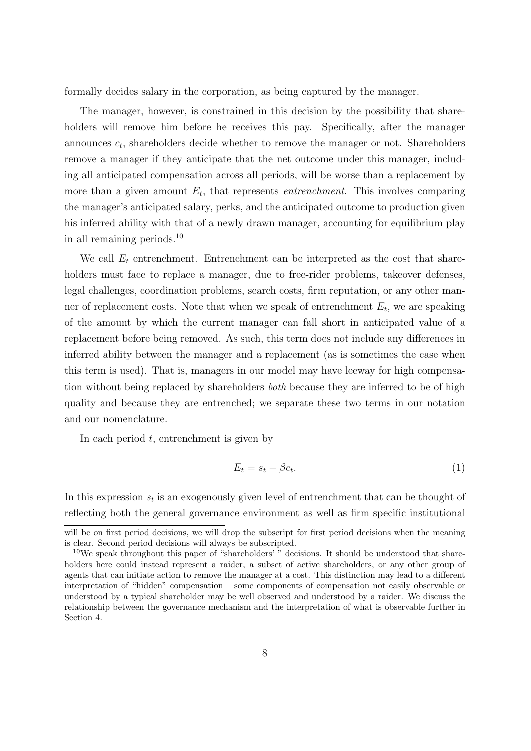formally decides salary in the corporation, as being captured by the manager.

The manager, however, is constrained in this decision by the possibility that shareholders will remove him before he receives this pay. Specifically, after the manager announces $c_t$, shareholders decide whether to remove the manager or not. Shareholders remove a manager if they anticipate that the net outcome under this manager, including all anticipated compensation across all periods, will be worse than a replacement by more than a given amount $E_t$, that represents *entrenchment*. This involves comparing the manager's anticipated salary, perks, and the anticipated outcome to production given his inferred ability with that of a newly drawn manager, accounting for equilibrium play in all remaining periods.[10]

We call $E_t$ entrenchment. Entrenchment can be interpreted as the cost that shareholders must face to replace a manager, due to free-rider problems, takeover defenses, legal challenges, coordination problems, search costs, firm reputation, or any other manner of replacement costs. Note that when we speak of entrenchment $E_t$, we are speaking of the amount by which the current manager can fall short in anticipated value of a replacement before being removed. As such, this term does not include any differences in inferred ability between the manager and a replacement (as is sometimes the case when this term is used). That is, managers in our model may have leeway for high compensation without being replaced by shareholders *both* because they are inferred to be of high quality and because they are entrenched; we separate these two terms in our notation and our nomenclature.

In each period $t$, entrenchment is given by

$$E_t = s_t - \beta c_t. \tag{1}$$

In this expression $s_t$ is an exogenously given level of entrenchment that can be thought of reflecting both the general governance environment as well as firm specific institutional

will be on first period decisions, we will drop the subscript for first period decisions when the meaning is clear. Second period decisions will always be subscripted.

[10] We speak throughout this paper of "shareholders' " decisions. It should be understood that shareholders here could instead represent a raider, a subset of active shareholders, or any other group of agents that can initiate action to remove the manager at a cost. This distinction may lead to a different interpretation of "hidden" compensation – some components of compensation not easily observable or understood by a typical shareholder may be well observed and understood by a raider. We discuss the relationship between the governance mechanism and the interpretation of what is observable further in Section 4.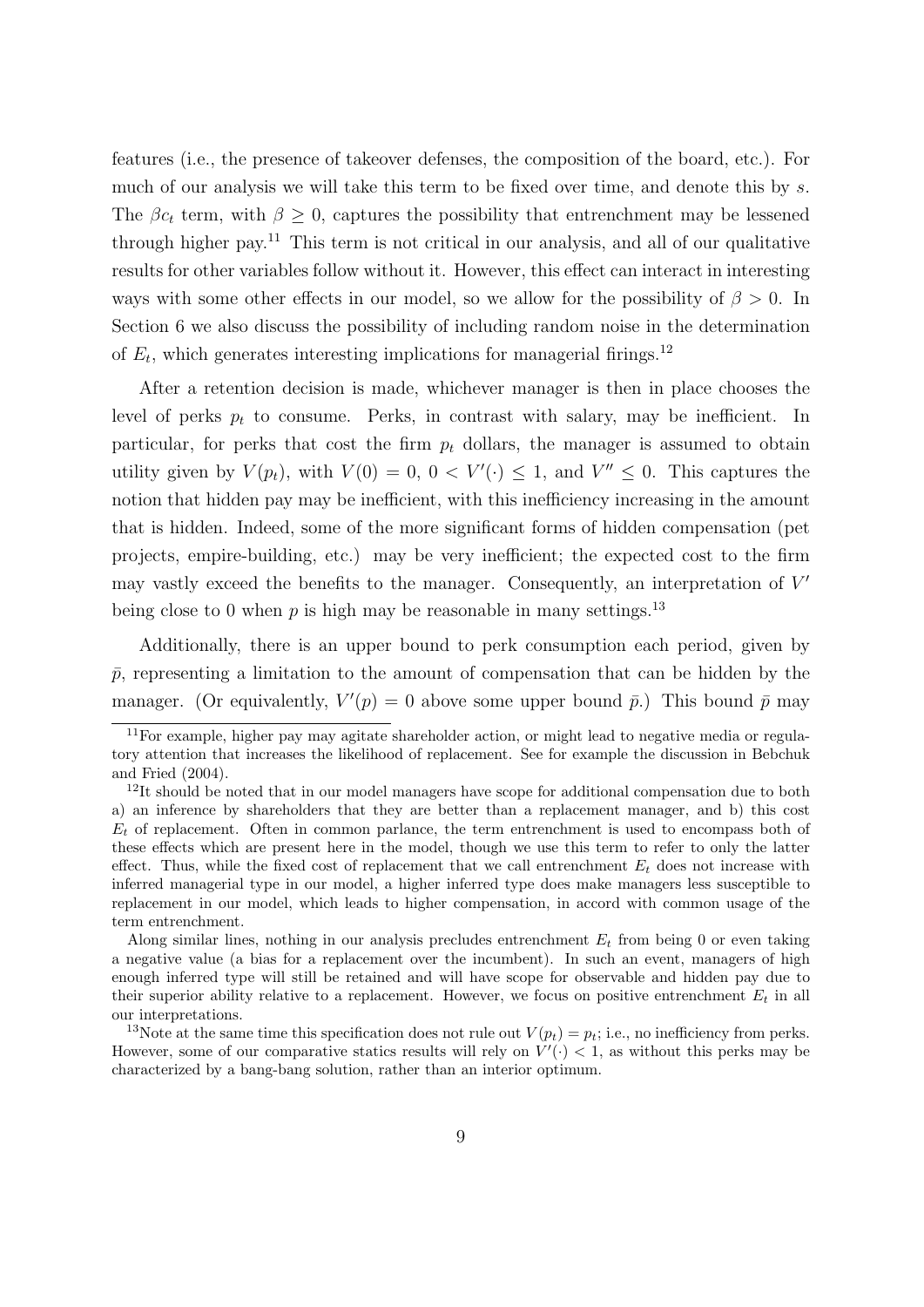features (i.e., the presence of takeover defenses, the composition of the board, etc.). For much of our analysis we will take this term to be fixed over time, and denote this by $s$. The $\beta c_t$ term, with $\beta \geq 0$, captures the possibility that entrenchment may be lessened through higher pay.[11] This term is not critical in our analysis, and all of our qualitative results for other variables follow without it. However, this effect can interact in interesting ways with some other effects in our model, so we allow for the possibility of $\beta > 0$. In Section 6 we also discuss the possibility of including random noise in the determination of $E_t$, which generates interesting implications for managerial firings.[12]

After a retention decision is made, whichever manager is then in place chooses the level of perks $p_t$ to consume. Perks, in contrast with salary, may be inefficient. In particular, for perks that cost the firm $p_t$ dollars, the manager is assumed to obtain utility given by $V(p_t)$, with $V(0) = 0$, $0 < V'(\cdot) \leq 1$, and $V'' \leq 0$. This captures the notion that hidden pay may be inefficient, with this inefficiency increasing in the amount that is hidden. Indeed, some of the more significant forms of hidden compensation (pet projects, empire-building, etc.) may be very inefficient; the expected cost to the firm may vastly exceed the benefits to the manager. Consequently, an interpretation of $V'$ being close to 0 when $p$ is high may be reasonable in many settings.[13]

Additionally, there is an upper bound to perk consumption each period, given by $\bar{p}$, representing a limitation to the amount of compensation that can be hidden by the manager. (Or equivalently, $V'(p) = 0$ above some upper bound $\bar{p}$.) This bound $\bar{p}$ may

---

[11] For example, higher pay may agitate shareholder action, or might lead to negative media or regulatory attention that increases the likelihood of replacement. See for example the discussion in Bebchuk and Fried (2004).

[12] It should be noted that in our model managers have scope for additional compensation due to both a) an inference by shareholders that they are better than a replacement manager, and b) this cost $E_t$ of replacement. Often in common parlance, the term entrenchment is used to encompass both of these effects which are present here in the model, though we use this term to refer to only the latter effect. Thus, while the fixed cost of replacement that we call entrenchment $E_t$ does not increase with inferred managerial type in our model, a higher inferred type does make managers less susceptible to replacement in our model, which leads to higher compensation, in accord with common usage of the term entrenchment.

Along similar lines, nothing in our analysis precludes entrenchment $E_t$ from being 0 or even taking a negative value (a bias for a replacement over the incumbent). In such an event, managers of high enough inferred type will still be retained and will have scope for observable and hidden pay due to their superior ability relative to a replacement. However, we focus on positive entrenchment $E_t$ in all our interpretations.

[13] Note at the same time this specification does not rule out $V(p_t) = p_t$; i.e., no inefficiency from perks. However, some of our comparative statics results will rely on $V'(\cdot) < 1$, as without this perks may be characterized by a bang-bang solution, rather than an interior optimum.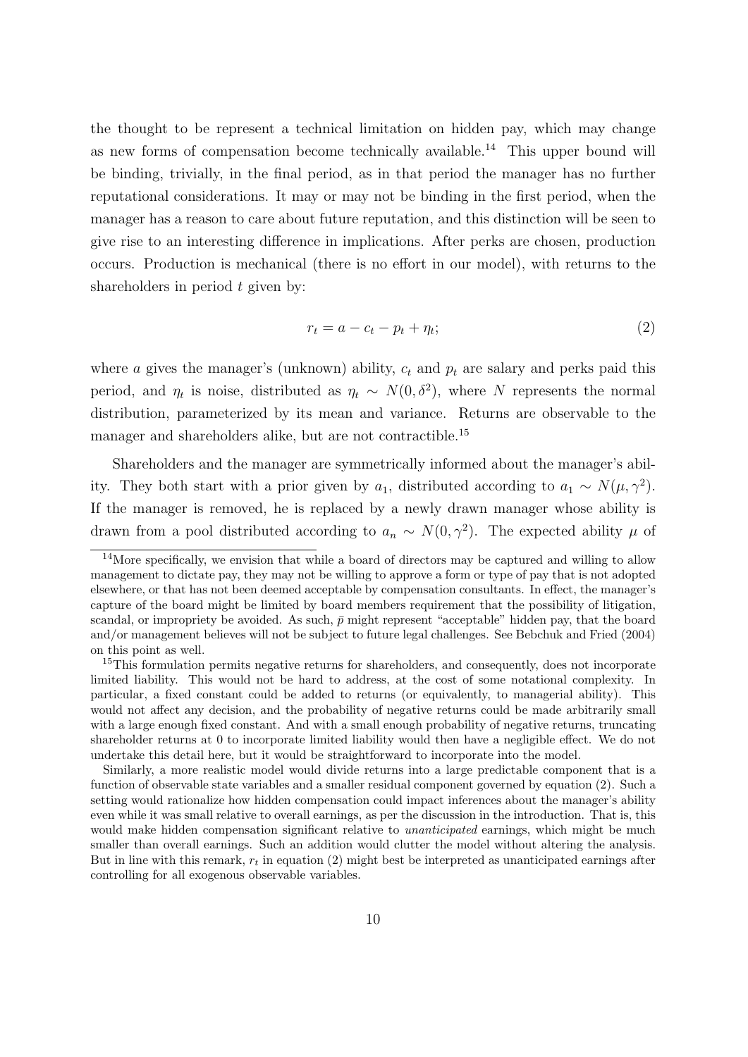the thought to be represent a technical limitation on hidden pay, which may change as new forms of compensation become technically available.[14] This upper bound will be binding, trivially, in the final period, as in that period the manager has no further reputational considerations. It may or may not be binding in the first period, when the manager has a reason to care about future reputation, and this distinction will be seen to give rise to an interesting difference in implications. After perks are chosen, production occurs. Production is mechanical (there is no effort in our model), with returns to the shareholders in period $t$ given by:

$$r_t = a - c_t - p_t + \eta_t; \tag{2}$$

where $a$ gives the manager's (unknown) ability, $c_t$ and $p_t$ are salary and perks paid this period, and $\eta_t$ is noise, distributed as $\eta_t \sim N(0, \delta^2)$, where $N$ represents the normal distribution, parameterized by its mean and variance. Returns are observable to the manager and shareholders alike, but are not contractible.[15]

Shareholders and the manager are symmetrically informed about the manager's ability. They both start with a prior given by $a_1$, distributed according to $a_1 \sim N(\mu, \gamma^2)$. If the manager is removed, he is replaced by a newly drawn manager whose ability is drawn from a pool distributed according to $a_n \sim N(0, \gamma^2)$. The expected ability $\mu$ of

---

[14] More specifically, we envision that while a board of directors may be captured and willing to allow management to dictate pay, they may not be willing to approve a form or type of pay that is not adopted elsewhere, or that has not been deemed acceptable by compensation consultants. In effect, the manager's capture of the board might be limited by board members requirement that the possibility of litigation, scandal, or impropriety be avoided. As such, $\bar{p}$ might represent "acceptable" hidden pay, that the board and/or management believes will not be subject to future legal challenges. See Bebchuk and Fried (2004) on this point as well.

[15] This formulation permits negative returns for shareholders, and consequently, does not incorporate limited liability. This would not be hard to address, at the cost of some notational complexity. In particular, a fixed constant could be added to returns (or equivalently, to managerial ability). This would not affect any decision, and the probability of negative returns could be made arbitrarily small with a large enough fixed constant. And with a small enough probability of negative returns, truncating shareholder returns at 0 to incorporate limited liability would then have a negligible effect. We do not undertake this detail here, but it would be straightforward to incorporate into the model.

Similarly, a more realistic model would divide returns into a large predictable component that is a function of observable state variables and a smaller residual component governed by equation (2). Such a setting would rationalize how hidden compensation could impact inferences about the manager's ability even while it was small relative to overall earnings, as per the discussion in the introduction. That is, this would make hidden compensation significant relative to *unanticipated* earnings, which might be much smaller than overall earnings. Such an addition would clutter the model without altering the analysis. But in line with this remark, $r_t$ in equation (2) might best be interpreted as unanticipated earnings after controlling for all exogenous observable variables.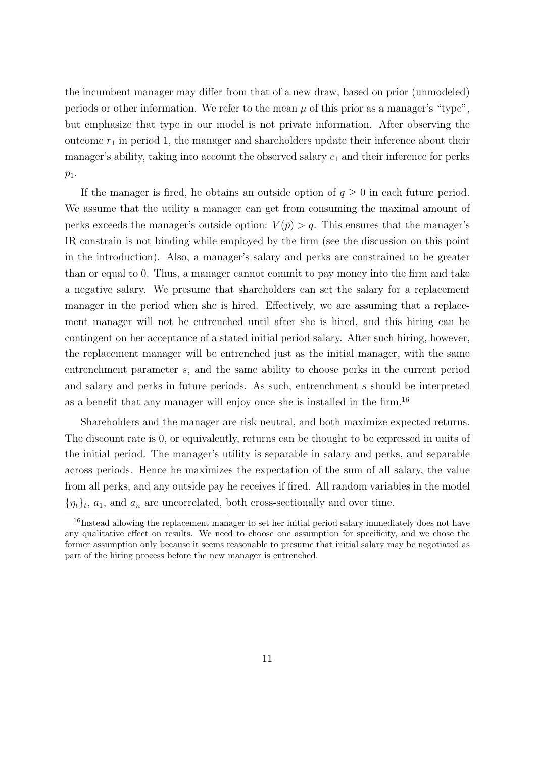the incumbent manager may differ from that of a new draw, based on prior (unmodeled) periods or other information. We refer to the mean $\mu$ of this prior as a manager's "type", but emphasize that type in our model is not private information. After observing the outcome $r_1$ in period 1, the manager and shareholders update their inference about their manager's ability, taking into account the observed salary $c_1$ and their inference for perks $p_1$.

If the manager is fired, he obtains an outside option of $q \geq 0$ in each future period. We assume that the utility a manager can get from consuming the maximal amount of perks exceeds the manager's outside option: $V(\bar{p}) > q$. This ensures that the manager's IR constrain is not binding while employed by the firm (see the discussion on this point in the introduction). Also, a manager's salary and perks are constrained to be greater than or equal to 0. Thus, a manager cannot commit to pay money into the firm and take a negative salary. We presume that shareholders can set the salary for a replacement manager in the period when she is hired. Effectively, we are assuming that a replacement manager will not be entrenched until after she is hired, and this hiring can be contingent on her acceptance of a stated initial period salary. After such hiring, however, the replacement manager will be entrenched just as the initial manager, with the same entrenchment parameter $s$, and the same ability to choose perks in the current period and salary and perks in future periods. As such, entrenchment $s$ should be interpreted as a benefit that any manager will enjoy once she is installed in the firm.[16]

Shareholders and the manager are risk neutral, and both maximize expected returns. The discount rate is 0, or equivalently, returns can be thought to be expressed in units of the initial period. The manager's utility is separable in salary and perks, and separable across periods. Hence he maximizes the expectation of the sum of all salary, the value from all perks, and any outside pay he receives if fired. All random variables in the model $\{\eta_t\}_t$, $a_1$, and $a_n$ are uncorrelated, both cross-sectionally and over time.

[16]Instead allowing the replacement manager to set her initial period salary immediately does not have any qualitative effect on results. We need to choose one assumption for specificity, and we chose the former assumption only because it seems reasonable to presume that initial salary may be negotiated as part of the hiring process before the new manager is entrenched.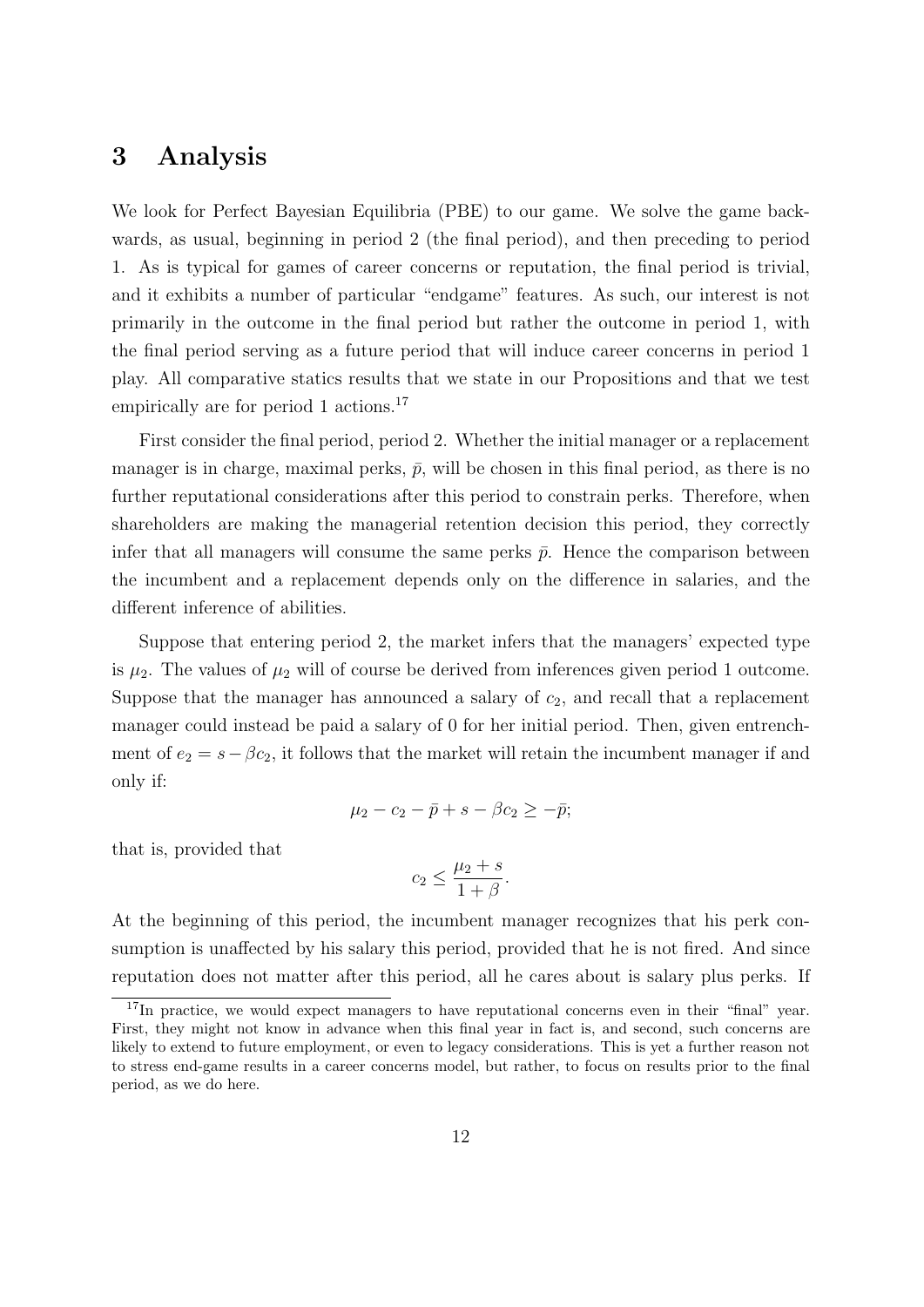## 3 Analysis

We look for Perfect Bayesian Equilibria (PBE) to our game. We solve the game backwards, as usual, beginning in period 2 (the final period), and then preceding to period 1. As is typical for games of career concerns or reputation, the final period is trivial, and it exhibits a number of particular "endgame" features. As such, our interest is not primarily in the outcome in the final period but rather the outcome in period 1, with the final period serving as a future period that will induce career concerns in period 1 play. All comparative statics results that we state in our Propositions and that we test empirically are for period 1 actions.[17]

First consider the final period, period 2. Whether the initial manager or a replacement manager is in charge, maximal perks, $\bar{p}$, will be chosen in this final period, as there is no further reputational considerations after this period to constrain perks. Therefore, when shareholders are making the managerial retention decision this period, they correctly infer that all managers will consume the same perks $\bar{p}$. Hence the comparison between the incumbent and a replacement depends only on the difference in salaries, and the different inference of abilities.

Suppose that entering period 2, the market infers that the managers' expected type is $\mu_2$. The values of $\mu_2$ will of course be derived from inferences given period 1 outcome. Suppose that the manager has announced a salary of $c_2$, and recall that a replacement manager could instead be paid a salary of 0 for her initial period. Then, given entrenchment of $e_2 = s - \beta c_2$, it follows that the market will retain the incumbent manager if and only if:

$$\mu_2 - c_2 - \bar{p} + s - \beta c_2 \geq -\bar{p};$$

that is, provided that

$$c_2 \leq \frac{\mu_2 + s}{1 + \beta}.$$

At the beginning of this period, the incumbent manager recognizes that his perk consumption is unaffected by his salary this period, provided that he is not fired. And since reputation does not matter after this period, all he cares about is salary plus perks. If

[17] In practice, we would expect managers to have reputational concerns even in their "final" year. First, they might not know in advance when this final year in fact is, and second, such concerns are likely to extend to future employment, or even to legacy considerations. This is yet a further reason not to stress end-game results in a career concerns model, but rather, to focus on results prior to the final period, as we do here.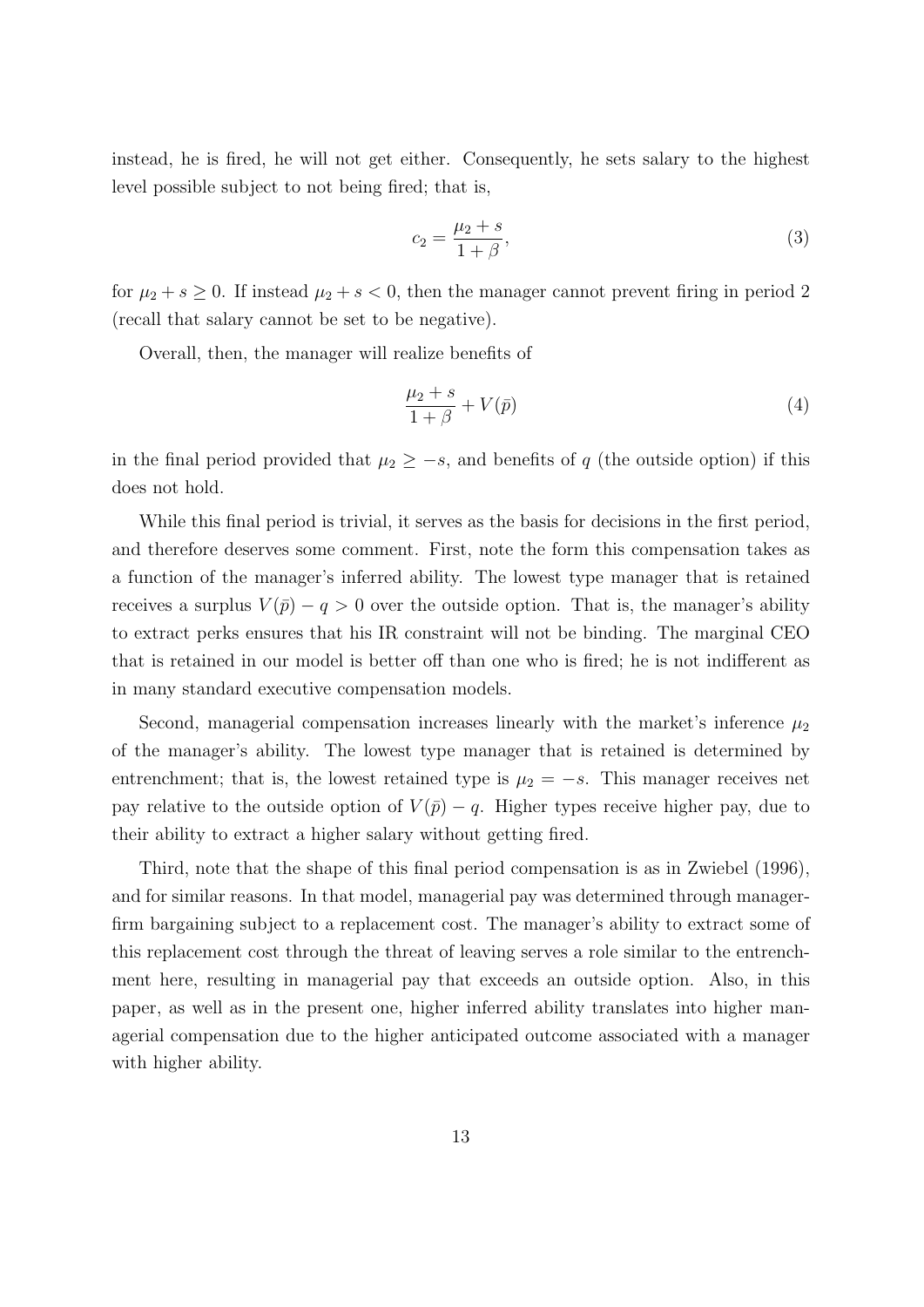instead, he is fired, he will not get either. Consequently, he sets salary to the highest level possible subject to not being fired; that is,

$$c_2 = \frac{\mu_2 + s}{1 + \beta}, \tag{3}$$

for $\mu_2 + s \geq 0$. If instead $\mu_2 + s < 0$, then the manager cannot prevent firing in period 2 (recall that salary cannot be set to be negative).

Overall, then, the manager will realize benefits of

$$\frac{\mu_2 + s}{1 + \beta} + V(\bar{p}) \tag{4}$$

in the final period provided that $\mu_2 \geq -s$, and benefits of $q$ (the outside option) if this does not hold.

While this final period is trivial, it serves as the basis for decisions in the first period, and therefore deserves some comment. First, note the form this compensation takes as a function of the manager's inferred ability. The lowest type manager that is retained receives a surplus $V(\bar{p}) - q > 0$ over the outside option. That is, the manager's ability to extract perks ensures that his IR constraint will not be binding. The marginal CEO that is retained in our model is better off than one who is fired; he is not indifferent as in many standard executive compensation models.

Second, managerial compensation increases linearly with the market's inference $\mu_2$ of the manager's ability. The lowest type manager that is retained is determined by entrenchment; that is, the lowest retained type is $\mu_2 = -s$. This manager receives net pay relative to the outside option of $V(\bar{p}) - q$. Higher types receive higher pay, due to their ability to extract a higher salary without getting fired.

Third, note that the shape of this final period compensation is as in Zwiebel (1996), and for similar reasons. In that model, managerial pay was determined through manager-firm bargaining subject to a replacement cost. The manager's ability to extract some of this replacement cost through the threat of leaving serves a role similar to the entrenchment here, resulting in managerial pay that exceeds an outside option. Also, in this paper, as well as in the present one, higher inferred ability translates into higher managerial compensation due to the higher anticipated outcome associated with a manager with higher ability.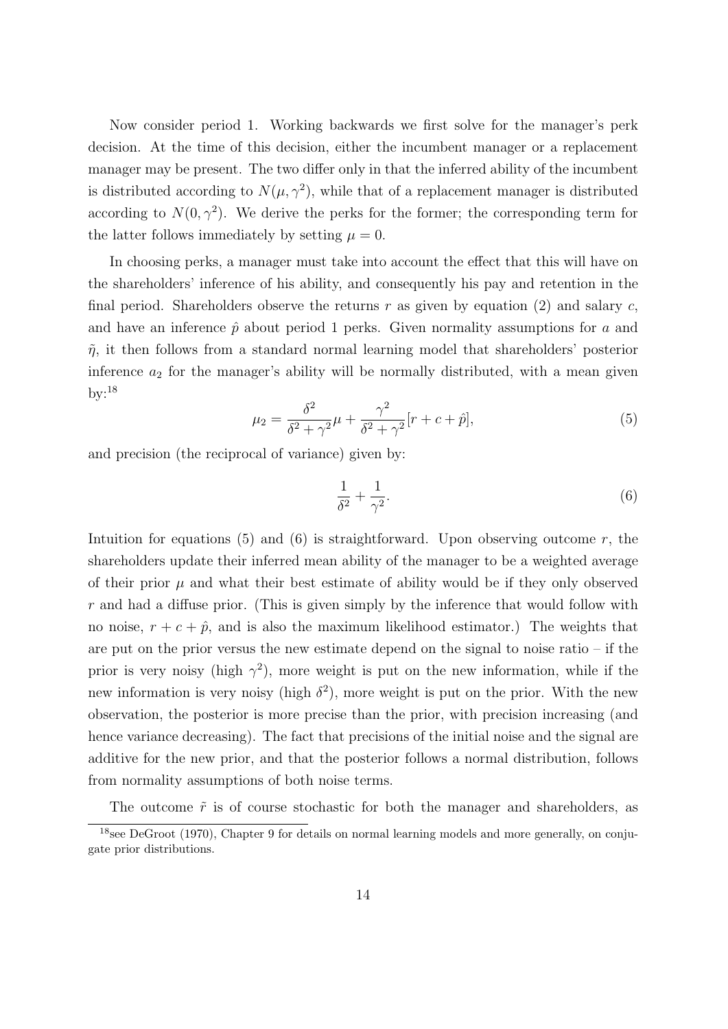Now consider period 1. Working backwards we first solve for the manager's perk decision. At the time of this decision, either the incumbent manager or a replacement manager may be present. The two differ only in that the inferred ability of the incumbent is distributed according to $N(\mu, \gamma^2)$, while that of a replacement manager is distributed according to $N(0, \gamma^2)$. We derive the perks for the former; the corresponding term for the latter follows immediately by setting $\mu = 0$.

In choosing perks, a manager must take into account the effect that this will have on the shareholders' inference of his ability, and consequently his pay and retention in the final period. Shareholders observe the returns $r$ as given by equation (2) and salary $c$, and have an inference $\hat{p}$ about period 1 perks. Given normality assumptions for $a$ and $\tilde{\eta}$, it then follows from a standard normal learning model that shareholders' posterior inference $a_2$ for the manager's ability will be normally distributed, with a mean given by:[18]

$$\mu_2 = \frac{\delta^2}{\delta^2 + \gamma^2}\mu + \frac{\gamma^2}{\delta^2 + \gamma^2}[r + c + \hat{p}], \tag{5}$$

and precision (the reciprocal of variance) given by:

$$\frac{1}{\delta^2} + \frac{1}{\gamma^2}. \tag{6}$$

Intuition for equations (5) and (6) is straightforward. Upon observing outcome $r$, the shareholders update their inferred mean ability of the manager to be a weighted average of their prior $\mu$ and what their best estimate of ability would be if they only observed $r$ and had a diffuse prior. (This is given simply by the inference that would follow with no noise, $r + c + \hat{p}$, and is also the maximum likelihood estimator.) The weights that are put on the prior versus the new estimate depend on the signal to noise ratio – if the prior is very noisy (high $\gamma^2$), more weight is put on the new information, while if the new information is very noisy (high $\delta^2$), more weight is put on the prior. With the new observation, the posterior is more precise than the prior, with precision increasing (and hence variance decreasing). The fact that precisions of the initial noise and the signal are additive for the new prior, and that the posterior follows a normal distribution, follows from normality assumptions of both noise terms.

The outcome $\tilde{r}$ is of course stochastic for both the manager and shareholders, as

[18] see DeGroot (1970), Chapter 9 for details on normal learning models and more generally, on conjugate prior distributions.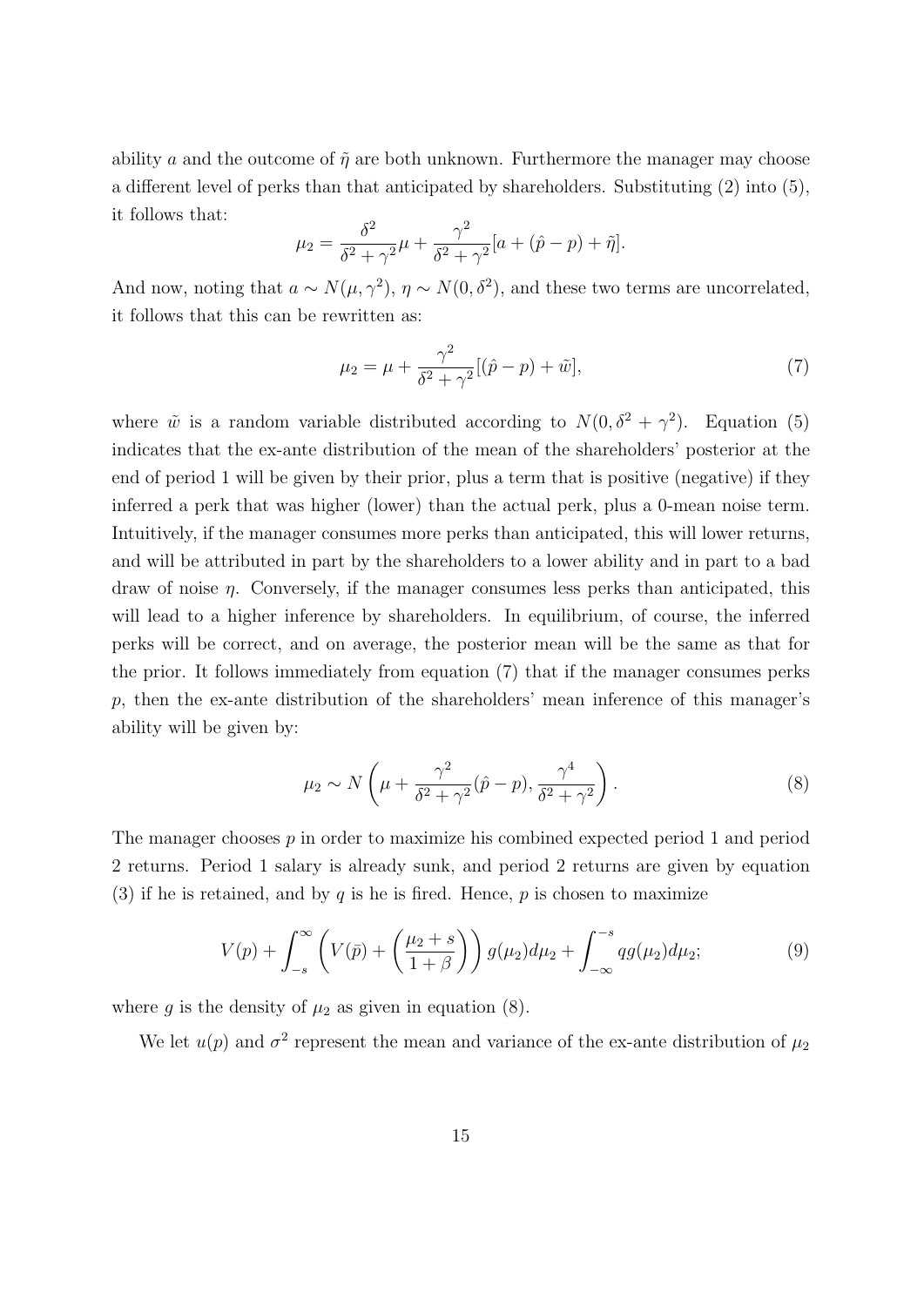ability $a$ and the outcome of $\tilde{\eta}$ are both unknown. Furthermore the manager may choose a different level of perks than that anticipated by shareholders. Substituting (2) into (5), it follows that:

$$\mu_2 = \frac{\delta^2}{\delta^2 + \gamma^2}\mu + \frac{\gamma^2}{\delta^2 + \gamma^2}[a + (\hat{p} - p) + \tilde{\eta}].$$

And now, noting that $a \sim N(\mu, \gamma^2)$, $\eta \sim N(0, \delta^2)$, and these two terms are uncorrelated, it follows that this can be rewritten as:

$$\mu_2 = \mu + \frac{\gamma^2}{\delta^2 + \gamma^2}[(\hat{p} - p) + \tilde{w}], \tag{7}$$

where $\tilde{w}$ is a random variable distributed according to $N(0, \delta^2 + \gamma^2)$. Equation (5) indicates that the ex-ante distribution of the mean of the shareholders' posterior at the end of period 1 will be given by their prior, plus a term that is positive (negative) if they inferred a perk that was higher (lower) than the actual perk, plus a 0-mean noise term. Intuitively, if the manager consumes more perks than anticipated, this will lower returns, and will be attributed in part by the shareholders to a lower ability and in part to a bad draw of noise $\eta$. Conversely, if the manager consumes less perks than anticipated, this will lead to a higher inference by shareholders. In equilibrium, of course, the inferred perks will be correct, and on average, the posterior mean will be the same as that for the prior. It follows immediately from equation (7) that if the manager consumes perks $p$, then the ex-ante distribution of the shareholders' mean inference of this manager's ability will be given by:

$$\mu_2 \sim N\left(\mu + \frac{\gamma^2}{\delta^2 + \gamma^2}(\hat{p} - p), \frac{\gamma^4}{\delta^2 + \gamma^2}\right). \tag{8}$$

The manager chooses $p$ in order to maximize his combined expected period 1 and period 2 returns. Period 1 salary is already sunk, and period 2 returns are given by equation (3) if he is retained, and by $q$ is he is fired. Hence, $p$ is chosen to maximize

$$V(p) + \int_{-s}^{\infty} \left(V(\bar{p}) + \left(\frac{\mu_2 + s}{1 + \beta}\right)\right) g(\mu_2) d\mu_2 + \int_{-\infty}^{-s} q g(\mu_2) d\mu_2; \tag{9}$$

where $g$ is the density of $\mu_2$ as given in equation (8).

We let $u(p)$ and $\sigma^2$ represent the mean and variance of the ex-ante distribution of $\mu_2$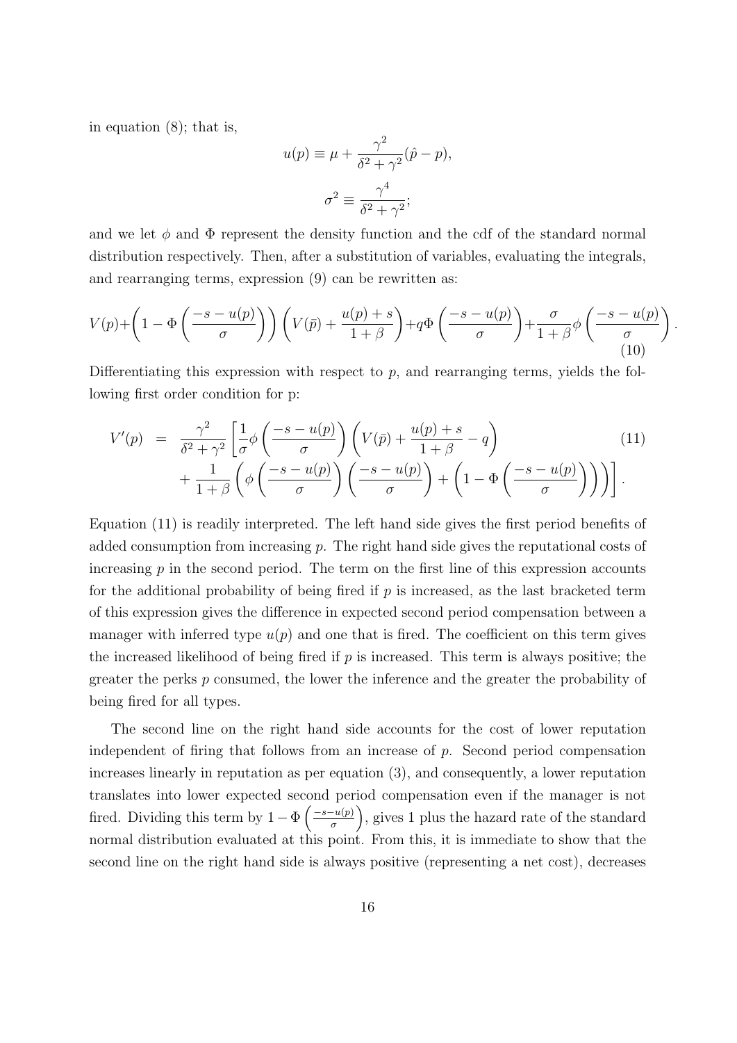in equation (8); that is,

$$u(p) \equiv \mu + \frac{\gamma^2}{\delta^2 + \gamma^2}(\hat{p} - p),$$

$$\sigma^2 \equiv \frac{\gamma^4}{\delta^2 + \gamma^2};$$

and we let $\phi$ and $\Phi$ represent the density function and the cdf of the standard normal distribution respectively. Then, after a substitution of variables, evaluating the integrals, and rearranging terms, expression (9) can be rewritten as:

$$V(p) + \left(1 - \Phi\left(\frac{-s - u(p)}{\sigma}\right)\right)\left(V(\bar{p}) + \frac{u(p) + s}{1 + \beta}\right) + q\Phi\left(\frac{-s - u(p)}{\sigma}\right) + \frac{\sigma}{1 + \beta}\phi\left(\frac{-s - u(p)}{\sigma}\right). \tag{10}$$

Differentiating this expression with respect to $p$, and rearranging terms, yields the following first order condition for p:

$$\begin{aligned} V'(p) \;\; = \;\; & \frac{\gamma^2}{\delta^2 + \gamma^2}\left[\frac{1}{\sigma}\phi\left(\frac{-s - u(p)}{\sigma}\right)\left(V(\bar{p}) + \frac{u(p) + s}{1 + \beta} - q\right)\right. \\ & \left. + \frac{1}{1 + \beta}\left(\phi\left(\frac{-s - u(p)}{\sigma}\right)\left(\frac{-s - u(p)}{\sigma}\right) + \left(1 - \Phi\left(\frac{-s - u(p)}{\sigma}\right)\right)\right)\right]. \end{aligned} \tag{11}$$

Equation (11) is readily interpreted. The left hand side gives the first period benefits of added consumption from increasing $p$. The right hand side gives the reputational costs of increasing $p$ in the second period. The term on the first line of this expression accounts for the additional probability of being fired if $p$ is increased, as the last bracketed term of this expression gives the difference in expected second period compensation between a manager with inferred type $u(p)$ and one that is fired. The coefficient on this term gives the increased likelihood of being fired if $p$ is increased. This term is always positive; the greater the perks $p$ consumed, the lower the inference and the greater the probability of being fired for all types.

The second line on the right hand side accounts for the cost of lower reputation independent of firing that follows from an increase of $p$. Second period compensation increases linearly in reputation as per equation (3), and consequently, a lower reputation translates into lower expected second period compensation even if the manager is not fired. Dividing this term by $1 - \Phi\left(\frac{-s - u(p)}{\sigma}\right)$, gives 1 plus the hazard rate of the standard normal distribution evaluated at this point. From this, it is immediate to show that the second line on the right hand side is always positive (representing a net cost), decreases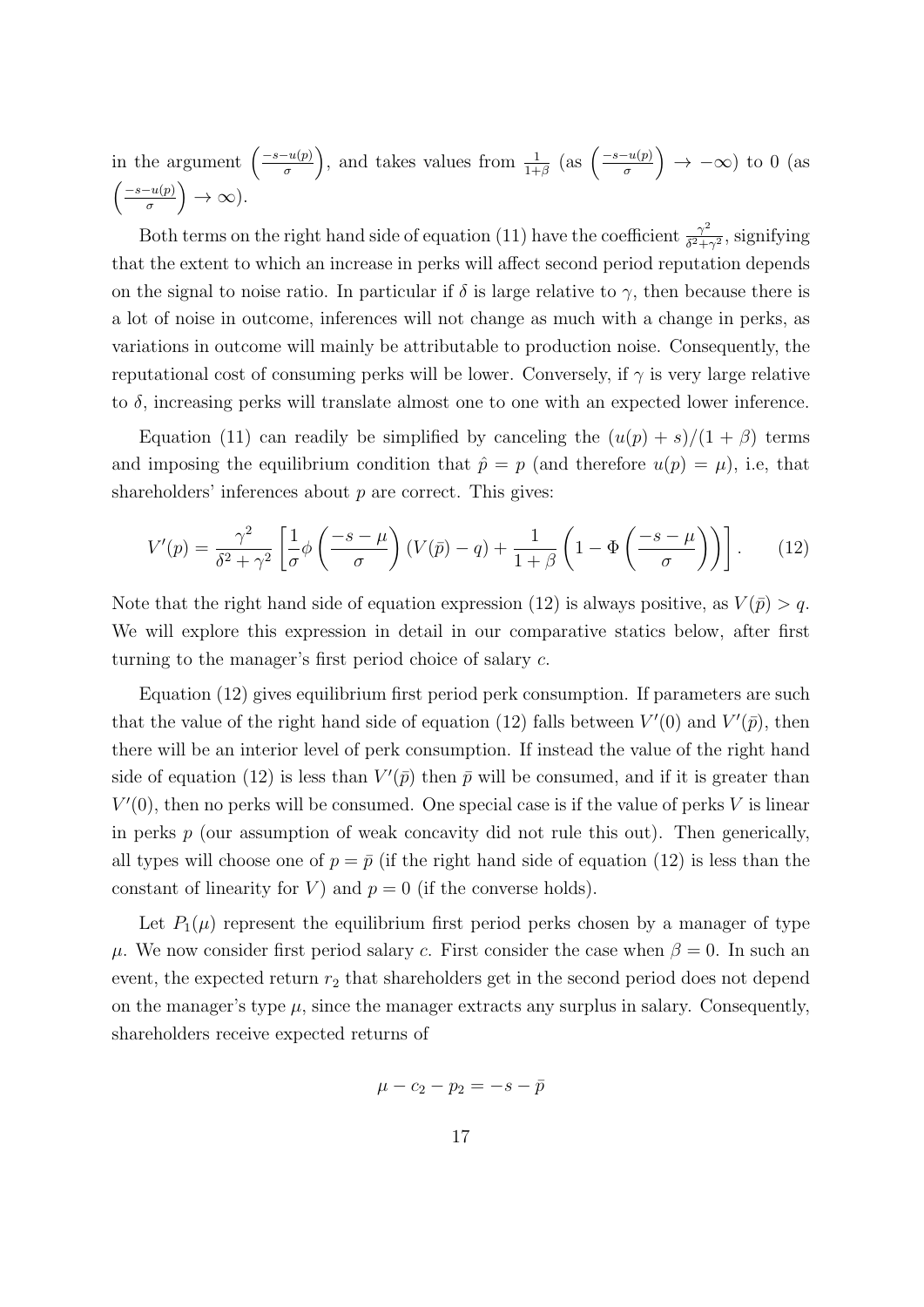in the argument $\left(\frac{-s-u(p)}{\sigma}\right)$, and takes values from $\frac{1}{1+\beta}$ (as $\left(\frac{-s-u(p)}{\sigma}\right) \to -\infty$) to 0 (as $\left(\frac{-s-u(p)}{\sigma}\right) \to \infty$).

Both terms on the right hand side of equation (11) have the coefficient $\frac{\gamma^2}{\delta^2+\gamma^2}$, signifying that the extent to which an increase in perks will affect second period reputation depends on the signal to noise ratio. In particular if $\delta$ is large relative to $\gamma$, then because there is a lot of noise in outcome, inferences will not change as much with a change in perks, as variations in outcome will mainly be attributable to production noise. Consequently, the reputational cost of consuming perks will be lower. Conversely, if $\gamma$ is very large relative to $\delta$, increasing perks will translate almost one to one with an expected lower inference.

Equation (11) can readily be simplified by canceling the $(u(p)+s)/(1+\beta)$ terms and imposing the equilibrium condition that $\hat{p} = p$ (and therefore $u(p) = \mu$), i.e, that shareholders' inferences about $p$ are correct. This gives:

$$V'(p) = \frac{\gamma^2}{\delta^2+\gamma^2}\left[\frac{1}{\sigma}\phi\left(\frac{-s-\mu}{\sigma}\right)(V(\bar{p})-q) + \frac{1}{1+\beta}\left(1-\Phi\left(\frac{-s-\mu}{\sigma}\right)\right)\right]. \tag{12}$$

Note that the right hand side of equation expression (12) is always positive, as $V(\bar{p}) > q$. We will explore this expression in detail in our comparative statics below, after first turning to the manager's first period choice of salary $c$.

Equation (12) gives equilibrium first period perk consumption. If parameters are such that the value of the right hand side of equation (12) falls between $V'(0)$ and $V'(\bar{p})$, then there will be an interior level of perk consumption. If instead the value of the right hand side of equation (12) is less than $V'(\bar{p})$ then $\bar{p}$ will be consumed, and if it is greater than $V'(0)$, then no perks will be consumed. One special case is if the value of perks $V$ is linear in perks $p$ (our assumption of weak concavity did not rule this out). Then generically, all types will choose one of $p = \bar{p}$ (if the right hand side of equation (12) is less than the constant of linearity for $V$) and $p = 0$ (if the converse holds).

Let $P_1(\mu)$ represent the equilibrium first period perks chosen by a manager of type $\mu$. We now consider first period salary $c$. First consider the case when $\beta = 0$. In such an event, the expected return $r_2$ that shareholders get in the second period does not depend on the manager's type $\mu$, since the manager extracts any surplus in salary. Consequently, shareholders receive expected returns of

$$\mu - c_2 - p_2 = -s - \bar{p}$$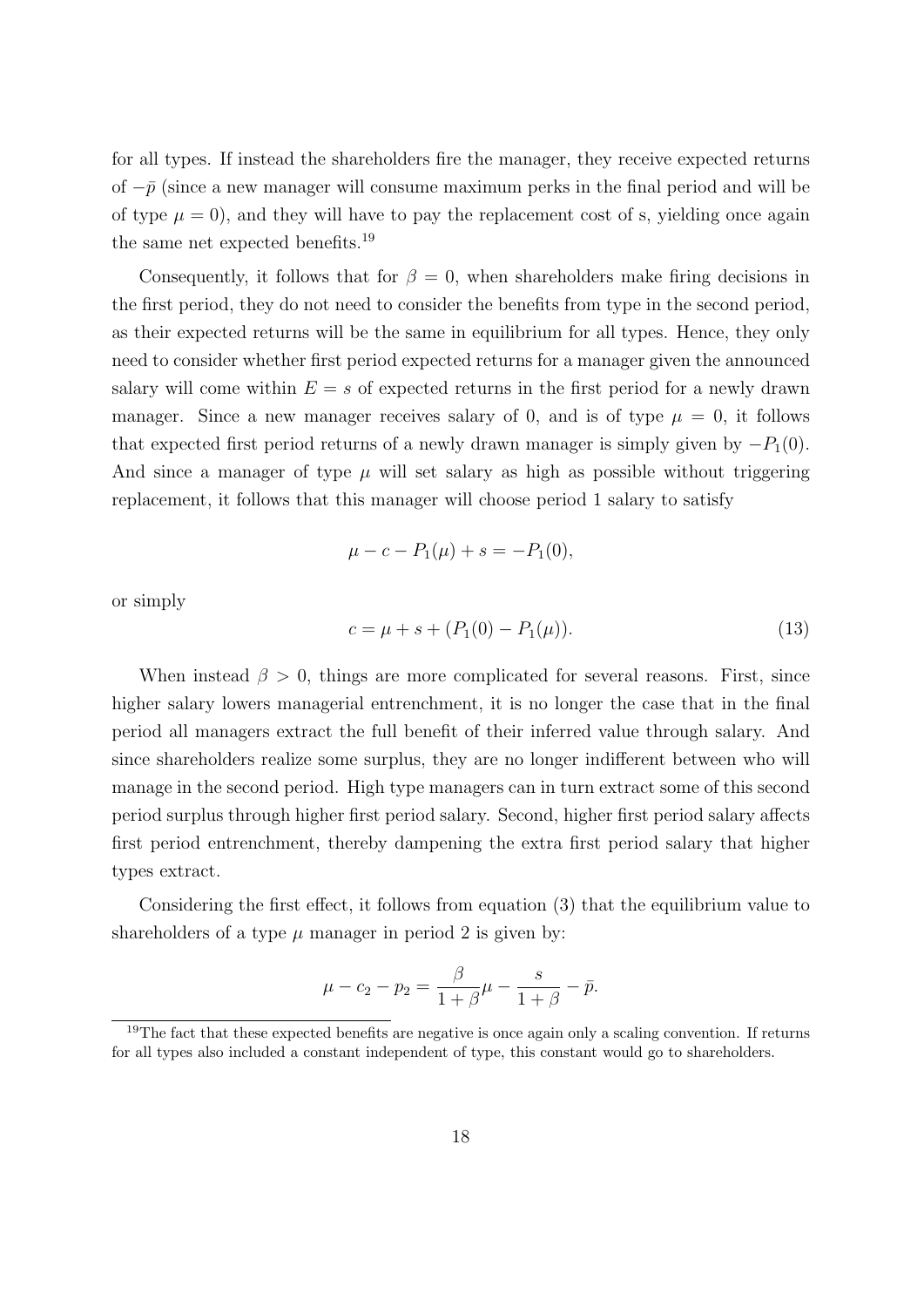for all types. If instead the shareholders fire the manager, they receive expected returns of $-\bar{p}$ (since a new manager will consume maximum perks in the final period and will be of type $\mu = 0$), and they will have to pay the replacement cost of s, yielding once again the same net expected benefits.[19]

Consequently, it follows that for $\beta = 0$, when shareholders make firing decisions in the first period, they do not need to consider the benefits from type in the second period, as their expected returns will be the same in equilibrium for all types. Hence, they only need to consider whether first period expected returns for a manager given the announced salary will come within $E = s$ of expected returns in the first period for a newly drawn manager. Since a new manager receives salary of 0, and is of type $\mu = 0$, it follows that expected first period returns of a newly drawn manager is simply given by $-P_1(0)$. And since a manager of type $\mu$ will set salary as high as possible without triggering replacement, it follows that this manager will choose period 1 salary to satisfy

$$\mu - c - P_1(\mu) + s = -P_1(0),$$

or simply

$$c = \mu + s + (P_1(0) - P_1(\mu)). \tag{13}$$

When instead $\beta > 0$, things are more complicated for several reasons. First, since higher salary lowers managerial entrenchment, it is no longer the case that in the final period all managers extract the full benefit of their inferred value through salary. And since shareholders realize some surplus, they are no longer indifferent between who will manage in the second period. High type managers can in turn extract some of this second period surplus through higher first period salary. Second, higher first period salary affects first period entrenchment, thereby dampening the extra first period salary that higher types extract.

Considering the first effect, it follows from equation (3) that the equilibrium value to shareholders of a type $\mu$ manager in period 2 is given by:

$$\mu - c_2 - p_2 = \frac{\beta}{1+\beta}\mu - \frac{s}{1+\beta} - \bar{p}.$$

[19] The fact that these expected benefits are negative is once again only a scaling convention. If returns for all types also included a constant independent of type, this constant would go to shareholders.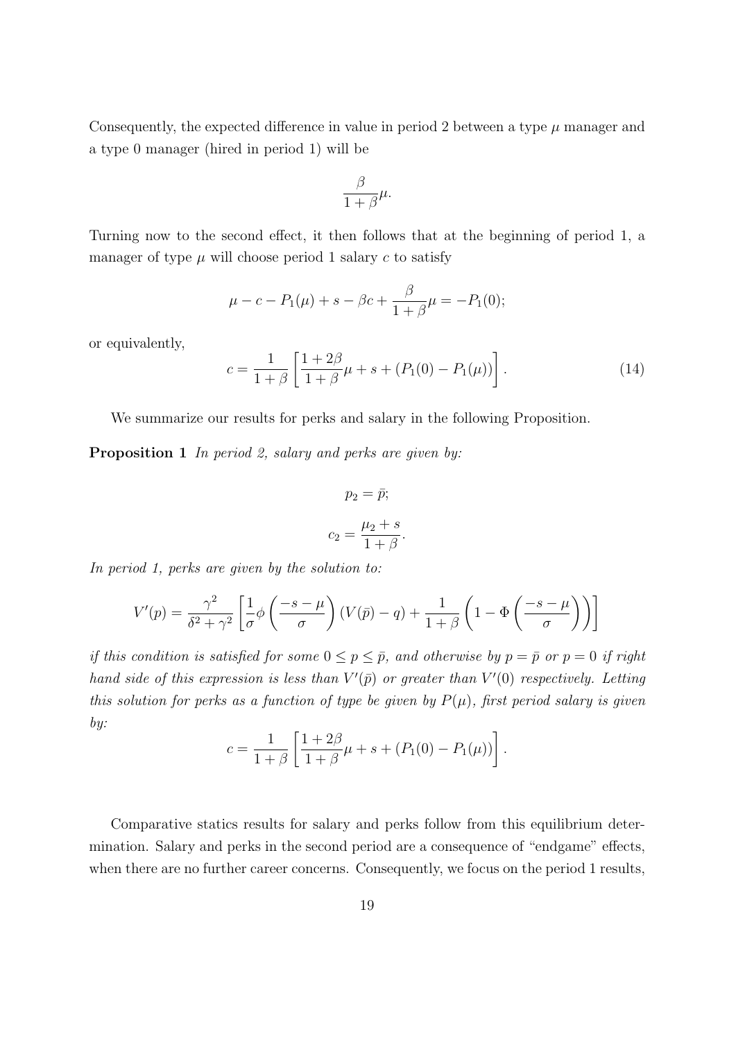Consequently, the expected difference in value in period 2 between a type $\mu$ manager and a type 0 manager (hired in period 1) will be

$$\frac{\beta}{1+\beta}\mu.$$

Turning now to the second effect, it then follows that at the beginning of period 1, a manager of type $\mu$ will choose period 1 salary $c$ to satisfy

$$\mu - c - P_1(\mu) + s - \beta c + \frac{\beta}{1+\beta}\mu = -P_1(0);$$

or equivalently,

$$c = \frac{1}{1+\beta}\left[\frac{1+2\beta}{1+\beta}\mu + s + (P_1(0) - P_1(\mu))\right]. \tag{14}$$

We summarize our results for perks and salary in the following Proposition.

**Proposition 1** *In period 2, salary and perks are given by:*

$$p_2 = \bar{p};$$

$$c_2 = \frac{\mu_2 + s}{1+\beta}.$$

*In period 1, perks are given by the solution to:*

$$V'(p) = \frac{\gamma^2}{\delta^2 + \gamma^2}\left[\frac{1}{\sigma}\phi\left(\frac{-s-\mu}{\sigma}\right)(V(\bar{p}) - q) + \frac{1}{1+\beta}\left(1 - \Phi\left(\frac{-s-\mu}{\sigma}\right)\right)\right]$$

*if this condition is satisfied for some $0 \leq p \leq \bar{p}$, and otherwise by $p = \bar{p}$ or $p = 0$ if right hand side of this expression is less than $V'(\bar{p})$ or greater than $V'(0)$ respectively. Letting this solution for perks as a function of type be given by $P(\mu)$, first period salary is given by:*

$$c = \frac{1}{1+\beta}\left[\frac{1+2\beta}{1+\beta}\mu + s + (P_1(0) - P_1(\mu))\right].$$

Comparative statics results for salary and perks follow from this equilibrium determination. Salary and perks in the second period are a consequence of "endgame" effects, when there are no further career concerns. Consequently, we focus on the period 1 results,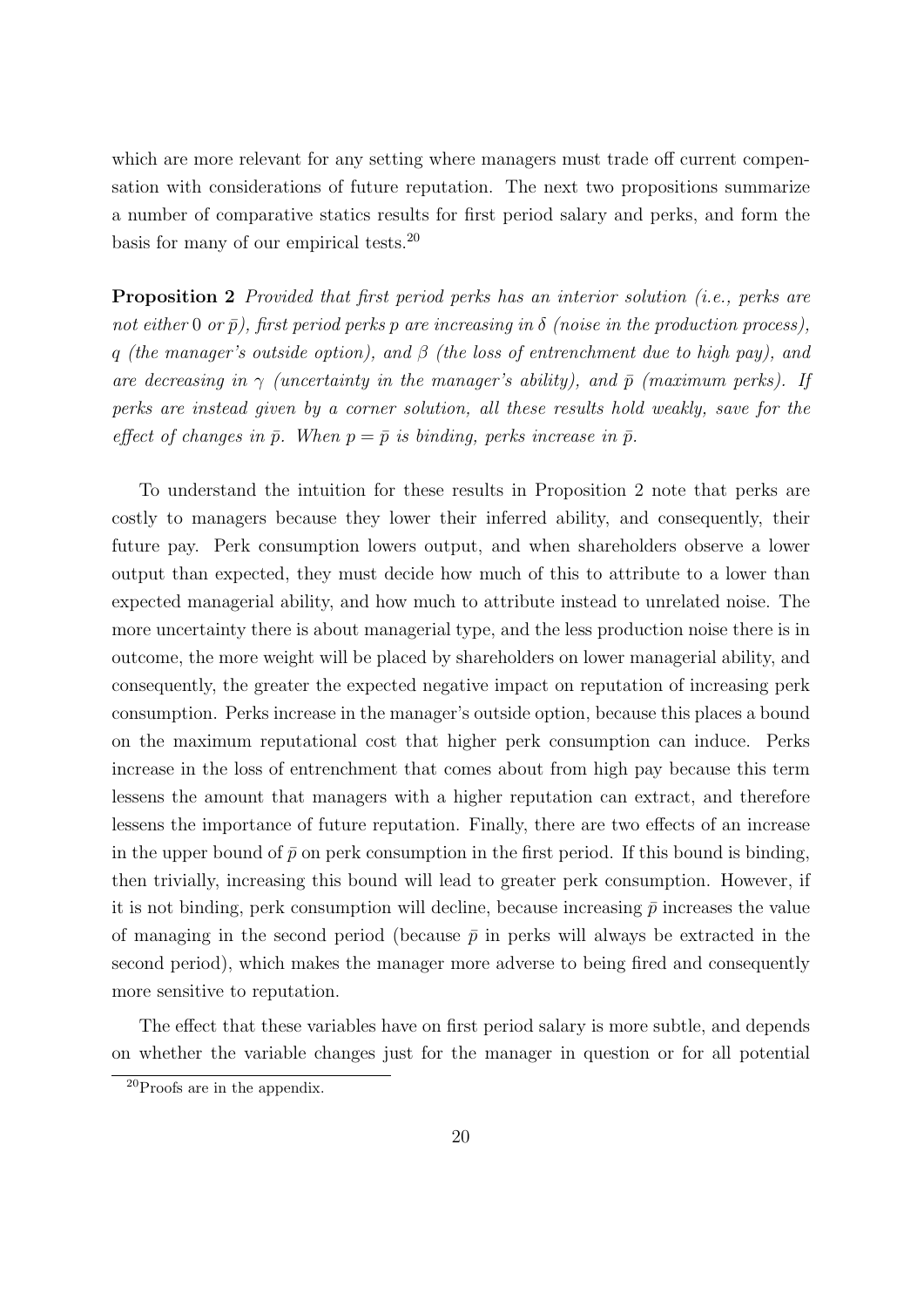which are more relevant for any setting where managers must trade off current compensation with considerations of future reputation. The next two propositions summarize a number of comparative statics results for first period salary and perks, and form the basis for many of our empirical tests.[20]

**Proposition 2** *Provided that first period perks has an interior solution (i.e., perks are not either* $0$ *or* $\bar{p}$*), first period perks* $p$ *are increasing in* $\delta$ *(noise in the production process),* $q$ *(the manager's outside option), and* $\beta$ *(the loss of entrenchment due to high pay), and are decreasing in* $\gamma$ *(uncertainty in the manager's ability), and* $\bar{p}$ *(maximum perks). If perks are instead given by a corner solution, all these results hold weakly, save for the effect of changes in* $\bar{p}$*. When* $p = \bar{p}$ *is binding, perks increase in* $\bar{p}$*.*

To understand the intuition for these results in Proposition 2 note that perks are costly to managers because they lower their inferred ability, and consequently, their future pay. Perk consumption lowers output, and when shareholders observe a lower output than expected, they must decide how much of this to attribute to a lower than expected managerial ability, and how much to attribute instead to unrelated noise. The more uncertainty there is about managerial type, and the less production noise there is in outcome, the more weight will be placed by shareholders on lower managerial ability, and consequently, the greater the expected negative impact on reputation of increasing perk consumption. Perks increase in the manager's outside option, because this places a bound on the maximum reputational cost that higher perk consumption can induce. Perks increase in the loss of entrenchment that comes about from high pay because this term lessens the amount that managers with a higher reputation can extract, and therefore lessens the importance of future reputation. Finally, there are two effects of an increase in the upper bound of $\bar{p}$ on perk consumption in the first period. If this bound is binding, then trivially, increasing this bound will lead to greater perk consumption. However, if it is not binding, perk consumption will decline, because increasing $\bar{p}$ increases the value of managing in the second period (because $\bar{p}$ in perks will always be extracted in the second period), which makes the manager more adverse to being fired and consequently more sensitive to reputation.

The effect that these variables have on first period salary is more subtle, and depends on whether the variable changes just for the manager in question or for all potential

[20] Proofs are in the appendix.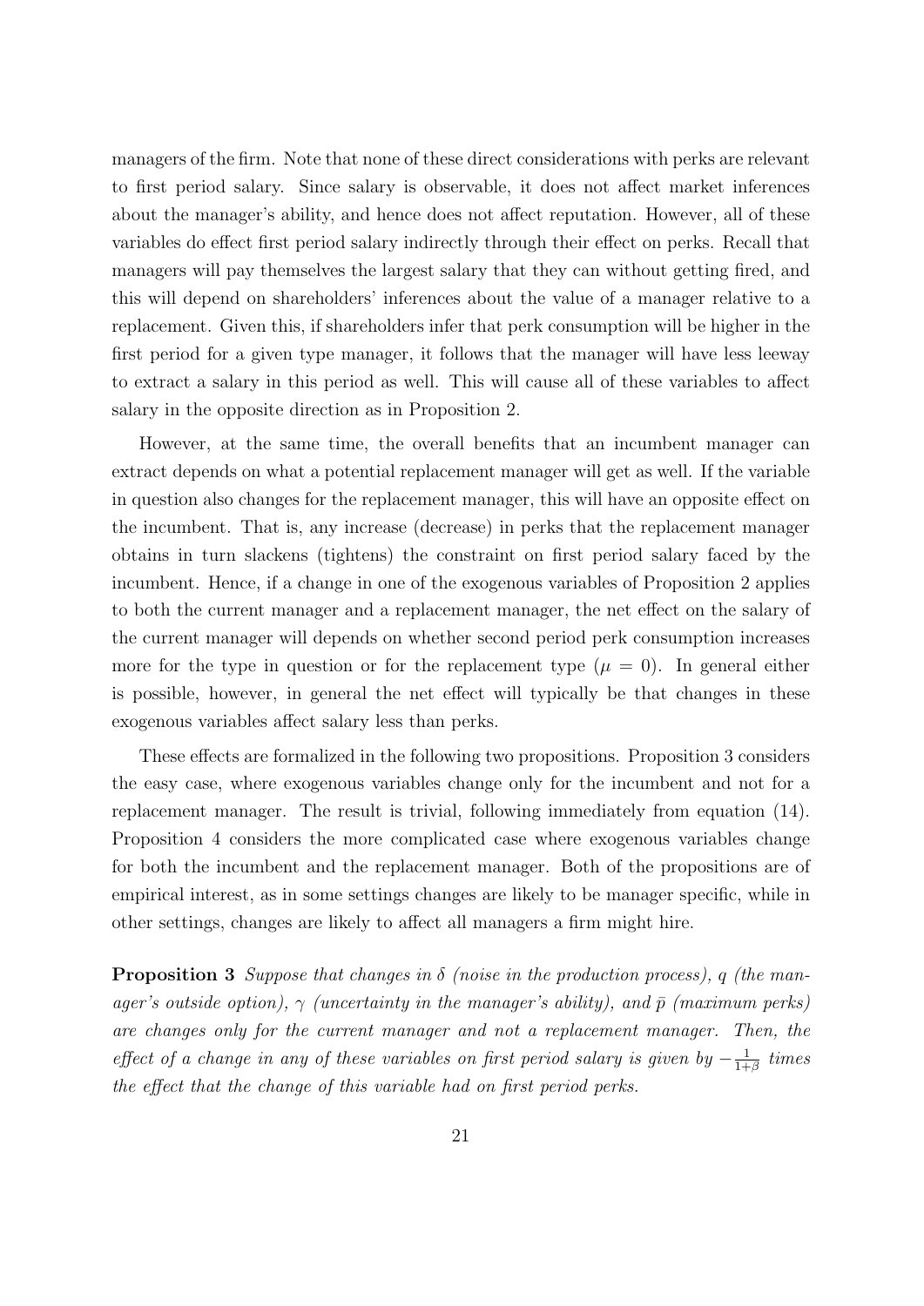managers of the firm. Note that none of these direct considerations with perks are relevant to first period salary. Since salary is observable, it does not affect market inferences about the manager's ability, and hence does not affect reputation. However, all of these variables do effect first period salary indirectly through their effect on perks. Recall that managers will pay themselves the largest salary that they can without getting fired, and this will depend on shareholders' inferences about the value of a manager relative to a replacement. Given this, if shareholders infer that perk consumption will be higher in the first period for a given type manager, it follows that the manager will have less leeway to extract a salary in this period as well. This will cause all of these variables to affect salary in the opposite direction as in Proposition 2.

However, at the same time, the overall benefits that an incumbent manager can extract depends on what a potential replacement manager will get as well. If the variable in question also changes for the replacement manager, this will have an opposite effect on the incumbent. That is, any increase (decrease) in perks that the replacement manager obtains in turn slackens (tightens) the constraint on first period salary faced by the incumbent. Hence, if a change in one of the exogenous variables of Proposition 2 applies to both the current manager and a replacement manager, the net effect on the salary of the current manager will depends on whether second period perk consumption increases more for the type in question or for the replacement type ($\mu = 0$). In general either is possible, however, in general the net effect will typically be that changes in these exogenous variables affect salary less than perks.

These effects are formalized in the following two propositions. Proposition 3 considers the easy case, where exogenous variables change only for the incumbent and not for a replacement manager. The result is trivial, following immediately from equation (14). Proposition 4 considers the more complicated case where exogenous variables change for both the incumbent and the replacement manager. Both of the propositions are of empirical interest, as in some settings changes are likely to be manager specific, while in other settings, changes are likely to affect all managers a firm might hire.

**Proposition 3** *Suppose that changes in $\delta$ (noise in the production process), $q$ (the manager's outside option), $\gamma$ (uncertainty in the manager's ability), and $\bar{p}$ (maximum perks) are changes only for the current manager and not a replacement manager. Then, the effect of a change in any of these variables on first period salary is given by $-\frac{1}{1+\beta}$ times the effect that the change of this variable had on first period perks.*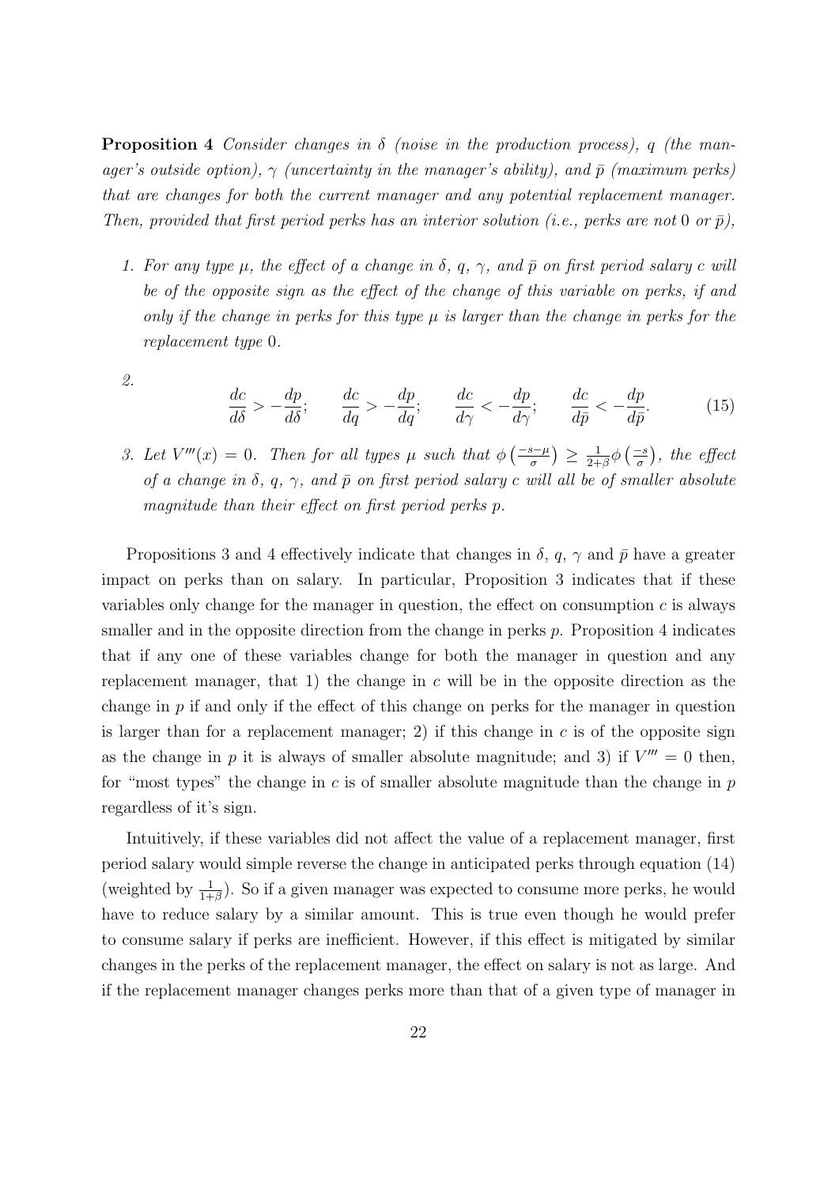**Proposition 4** *Consider changes in $\delta$ (noise in the production process), $q$ (the manager's outside option), $\gamma$ (uncertainty in the manager's ability), and $\bar{p}$ (maximum perks) that are changes for both the current manager and any potential replacement manager. Then, provided that first period perks has an interior solution (i.e., perks are not $0$ or $\bar{p}$),*

1. *For any type $\mu$, the effect of a change in $\delta$, $q$, $\gamma$, and $\bar{p}$ on first period salary $c$ will be of the opposite sign as the effect of the change of this variable on perks, if and only if the change in perks for this type $\mu$ is larger than the change in perks for the replacement type $0$.*

2. $$\frac{dc}{d\delta} > -\frac{dp}{d\delta}; \qquad \frac{dc}{dq} > -\frac{dp}{dq}; \qquad \frac{dc}{d\gamma} < -\frac{dp}{d\gamma}; \qquad \frac{dc}{d\bar{p}} < -\frac{dp}{d\bar{p}}. \tag{15}$$

3. *Let $V'''(x) = 0$. Then for all types $\mu$ such that $\phi\left(\frac{-s-\mu}{\sigma}\right) \geq \frac{1}{2+\beta}\phi\left(\frac{-s}{\sigma}\right)$, the effect of a change in $\delta$, $q$, $\gamma$, and $\bar{p}$ on first period salary $c$ will all be of smaller absolute magnitude than their effect on first period perks $p$.*

Propositions 3 and 4 effectively indicate that changes in $\delta$, $q$, $\gamma$ and $\bar{p}$ have a greater impact on perks than on salary. In particular, Proposition 3 indicates that if these variables only change for the manager in question, the effect on consumption $c$ is always smaller and in the opposite direction from the change in perks $p$. Proposition 4 indicates that if any one of these variables change for both the manager in question and any replacement manager, that 1) the change in $c$ will be in the opposite direction as the change in $p$ if and only if the effect of this change on perks for the manager in question is larger than for a replacement manager; 2) if this change in $c$ is of the opposite sign as the change in $p$ it is always of smaller absolute magnitude; and 3) if $V''' = 0$ then, for "most types" the change in $c$ is of smaller absolute magnitude than the change in $p$ regardless of it's sign.

Intuitively, if these variables did not affect the value of a replacement manager, first period salary would simple reverse the change in anticipated perks through equation (14) (weighted by $\frac{1}{1+\beta}$). So if a given manager was expected to consume more perks, he would have to reduce salary by a similar amount. This is true even though he would prefer to consume salary if perks are inefficient. However, if this effect is mitigated by similar changes in the perks of the replacement manager, the effect on salary is not as large. And if the replacement manager changes perks more than that of a given type of manager in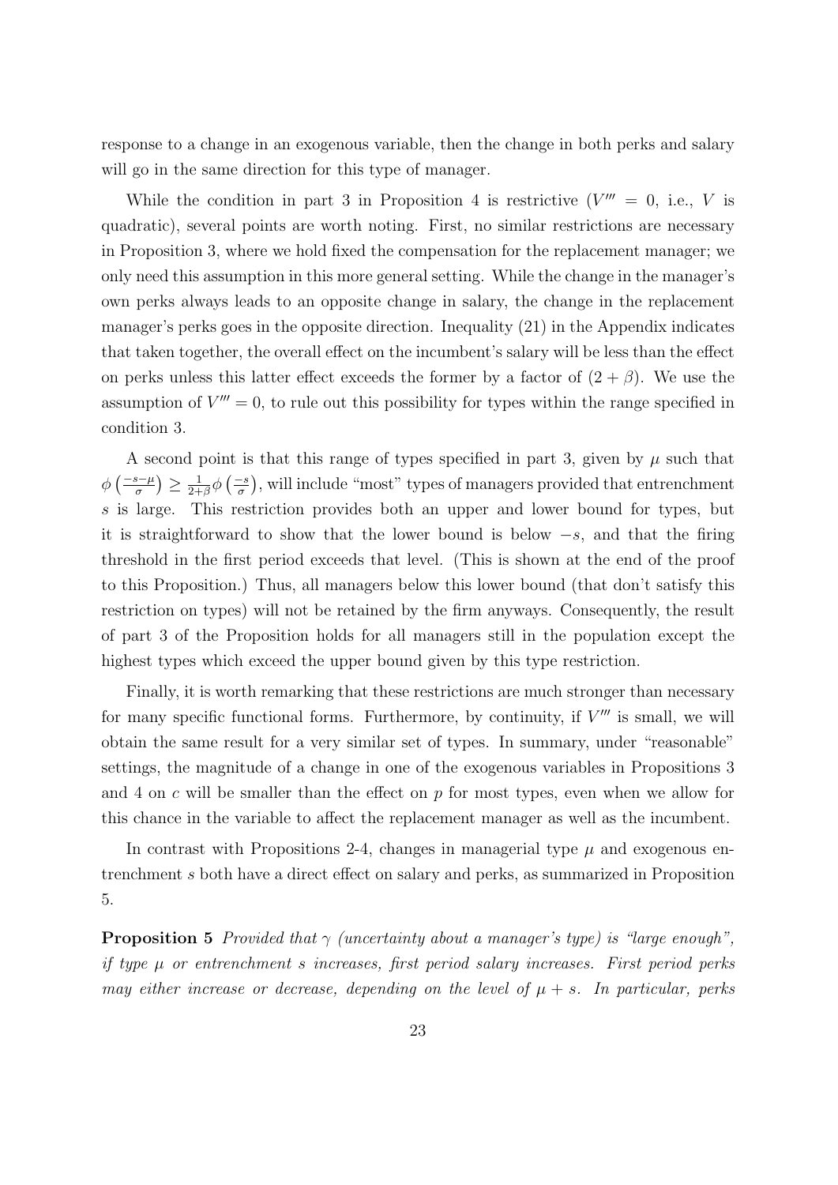response to a change in an exogenous variable, then the change in both perks and salary will go in the same direction for this type of manager.

While the condition in part 3 in Proposition 4 is restrictive ($V''' = 0$, i.e., $V$ is quadratic), several points are worth noting. First, no similar restrictions are necessary in Proposition 3, where we hold fixed the compensation for the replacement manager; we only need this assumption in this more general setting. While the change in the manager's own perks always leads to an opposite change in salary, the change in the replacement manager's perks goes in the opposite direction. Inequality (21) in the Appendix indicates that taken together, the overall effect on the incumbent's salary will be less than the effect on perks unless this latter effect exceeds the former by a factor of $(2 + \beta)$. We use the assumption of $V''' = 0$, to rule out this possibility for types within the range specified in condition 3.

A second point is that this range of types specified in part 3, given by $\mu$ such that $\phi\left(\frac{-s-\mu}{\sigma}\right) \geq \frac{1}{2+\beta}\phi\left(\frac{-s}{\sigma}\right)$, will include "most" types of managers provided that entrenchment $s$ is large. This restriction provides both an upper and lower bound for types, but it is straightforward to show that the lower bound is below $-s$, and that the firing threshold in the first period exceeds that level. (This is shown at the end of the proof to this Proposition.) Thus, all managers below this lower bound (that don't satisfy this restriction on types) will not be retained by the firm anyways. Consequently, the result of part 3 of the Proposition holds for all managers still in the population except the highest types which exceed the upper bound given by this type restriction.

Finally, it is worth remarking that these restrictions are much stronger than necessary for many specific functional forms. Furthermore, by continuity, if $V'''$ is small, we will obtain the same result for a very similar set of types. In summary, under "reasonable" settings, the magnitude of a change in one of the exogenous variables in Propositions 3 and 4 on $c$ will be smaller than the effect on $p$ for most types, even when we allow for this chance in the variable to affect the replacement manager as well as the incumbent.

In contrast with Propositions 2-4, changes in managerial type $\mu$ and exogenous entrenchment $s$ both have a direct effect on salary and perks, as summarized in Proposition 5.

**Proposition 5** *Provided that $\gamma$ (uncertainty about a manager's type) is "large enough", if type $\mu$ or entrenchment $s$ increases, first period salary increases. First period perks may either increase or decrease, depending on the level of $\mu + s$. In particular, perks*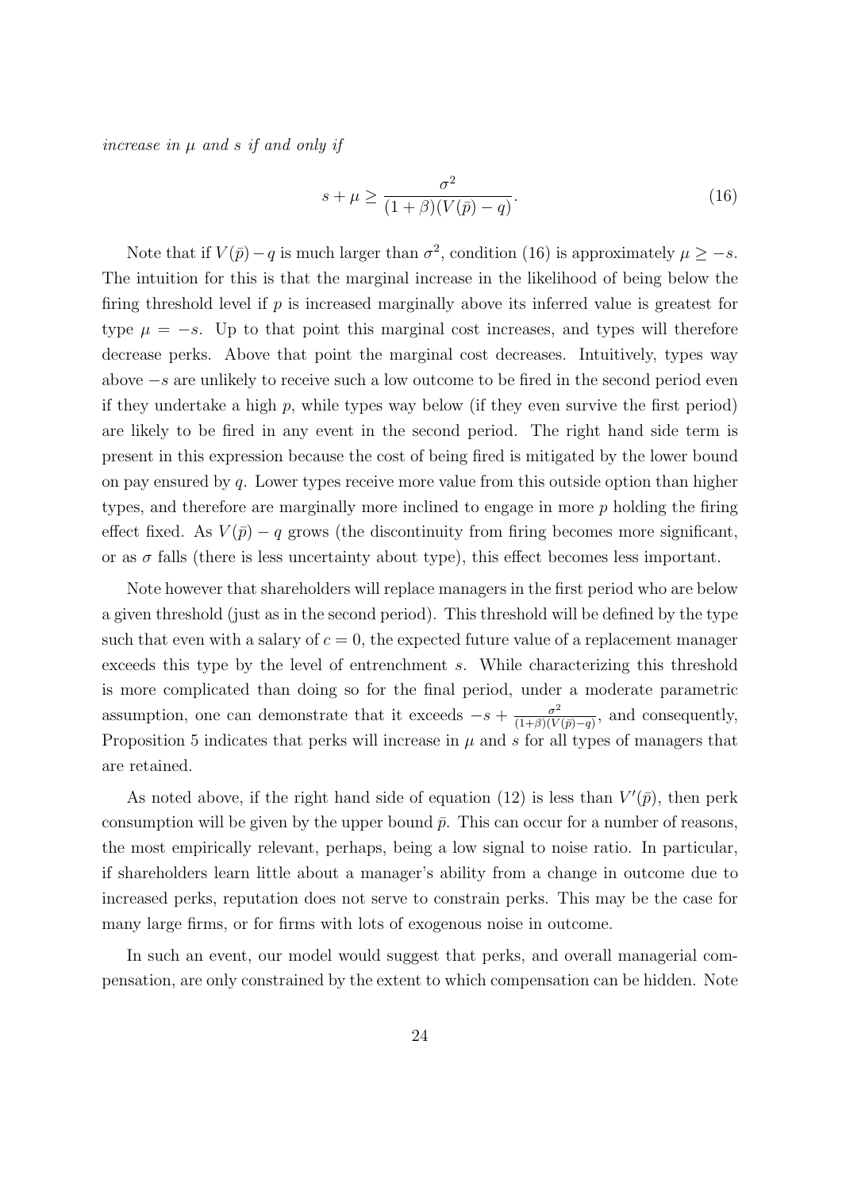*increase in $\mu$ and $s$ if and only if*

$$s + \mu \geq \frac{\sigma^2}{(1+\beta)(V(\bar{p}) - q)}. \tag{16}$$

Note that if $V(\bar{p}) - q$ is much larger than $\sigma^2$, condition (16) is approximately $\mu \geq -s$. The intuition for this is that the marginal increase in the likelihood of being below the firing threshold level if $p$ is increased marginally above its inferred value is greatest for type $\mu = -s$. Up to that point this marginal cost increases, and types will therefore decrease perks. Above that point the marginal cost decreases. Intuitively, types way above $-s$ are unlikely to receive such a low outcome to be fired in the second period even if they undertake a high $p$, while types way below (if they even survive the first period) are likely to be fired in any event in the second period. The right hand side term is present in this expression because the cost of being fired is mitigated by the lower bound on pay ensured by $q$. Lower types receive more value from this outside option than higher types, and therefore are marginally more inclined to engage in more $p$ holding the firing effect fixed. As $V(\bar{p}) - q$ grows (the discontinuity from firing becomes more significant, or as $\sigma$ falls (there is less uncertainty about type), this effect becomes less important.

Note however that shareholders will replace managers in the first period who are below a given threshold (just as in the second period). This threshold will be defined by the type such that even with a salary of $c = 0$, the expected future value of a replacement manager exceeds this type by the level of entrenchment $s$. While characterizing this threshold is more complicated than doing so for the final period, under a moderate parametric assumption, one can demonstrate that it exceeds $-s + \frac{\sigma^2}{(1+\beta)(V(\bar{p})-q)}$, and consequently, Proposition 5 indicates that perks will increase in $\mu$ and $s$ for all types of managers that are retained.

As noted above, if the right hand side of equation (12) is less than $V'(\bar{p})$, then perk consumption will be given by the upper bound $\bar{p}$. This can occur for a number of reasons, the most empirically relevant, perhaps, being a low signal to noise ratio. In particular, if shareholders learn little about a manager's ability from a change in outcome due to increased perks, reputation does not serve to constrain perks. This may be the case for many large firms, or for firms with lots of exogenous noise in outcome.

In such an event, our model would suggest that perks, and overall managerial compensation, are only constrained by the extent to which compensation can be hidden. Note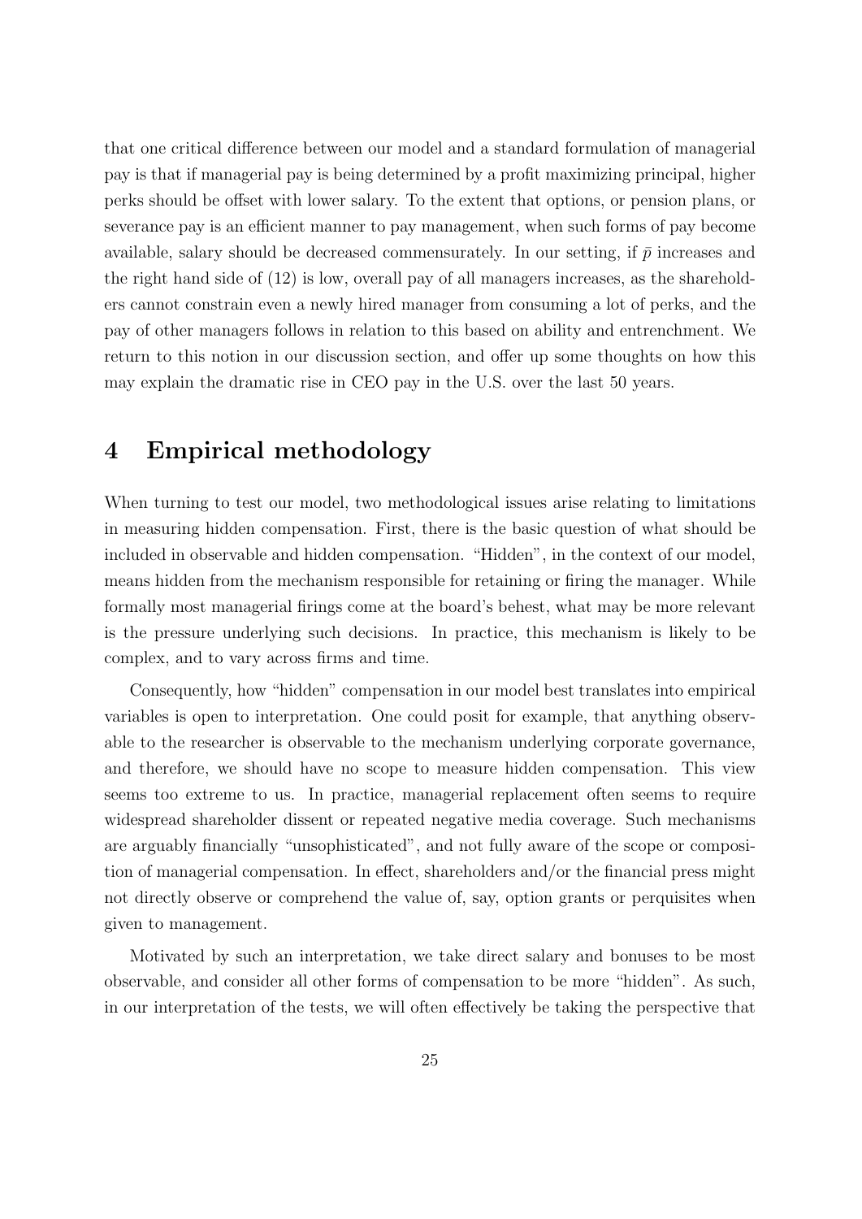that one critical difference between our model and a standard formulation of managerial pay is that if managerial pay is being determined by a profit maximizing principal, higher perks should be offset with lower salary. To the extent that options, or pension plans, or severance pay is an efficient manner to pay management, when such forms of pay become available, salary should be decreased commensurately. In our setting, if $\bar{p}$ increases and the right hand side of (12) is low, overall pay of all managers increases, as the shareholders cannot constrain even a newly hired manager from consuming a lot of perks, and the pay of other managers follows in relation to this based on ability and entrenchment. We return to this notion in our discussion section, and offer up some thoughts on how this may explain the dramatic rise in CEO pay in the U.S. over the last 50 years.

# 4 Empirical methodology

When turning to test our model, two methodological issues arise relating to limitations in measuring hidden compensation. First, there is the basic question of what should be included in observable and hidden compensation. "Hidden", in the context of our model, means hidden from the mechanism responsible for retaining or firing the manager. While formally most managerial firings come at the board's behest, what may be more relevant is the pressure underlying such decisions. In practice, this mechanism is likely to be complex, and to vary across firms and time.

Consequently, how "hidden" compensation in our model best translates into empirical variables is open to interpretation. One could posit for example, that anything observable to the researcher is observable to the mechanism underlying corporate governance, and therefore, we should have no scope to measure hidden compensation. This view seems too extreme to us. In practice, managerial replacement often seems to require widespread shareholder dissent or repeated negative media coverage. Such mechanisms are arguably financially "unsophisticated", and not fully aware of the scope or composition of managerial compensation. In effect, shareholders and/or the financial press might not directly observe or comprehend the value of, say, option grants or perquisites when given to management.

Motivated by such an interpretation, we take direct salary and bonuses to be most observable, and consider all other forms of compensation to be more "hidden". As such, in our interpretation of the tests, we will often effectively be taking the perspective that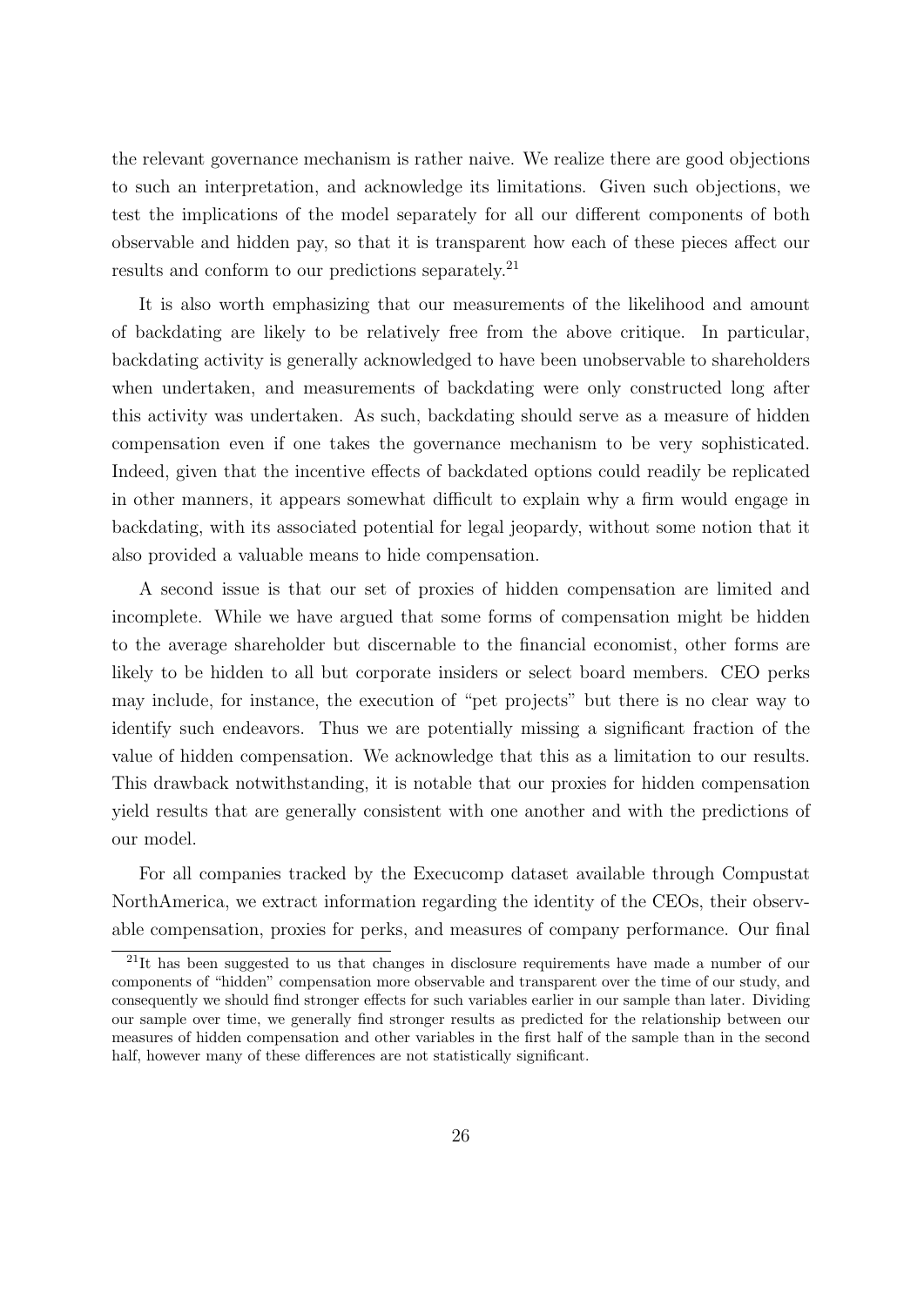the relevant governance mechanism is rather naive. We realize there are good objections to such an interpretation, and acknowledge its limitations. Given such objections, we test the implications of the model separately for all our different components of both observable and hidden pay, so that it is transparent how each of these pieces affect our results and conform to our predictions separately.[21]

It is also worth emphasizing that our measurements of the likelihood and amount of backdating are likely to be relatively free from the above critique. In particular, backdating activity is generally acknowledged to have been unobservable to shareholders when undertaken, and measurements of backdating were only constructed long after this activity was undertaken. As such, backdating should serve as a measure of hidden compensation even if one takes the governance mechanism to be very sophisticated. Indeed, given that the incentive effects of backdated options could readily be replicated in other manners, it appears somewhat difficult to explain why a firm would engage in backdating, with its associated potential for legal jeopardy, without some notion that it also provided a valuable means to hide compensation.

A second issue is that our set of proxies of hidden compensation are limited and incomplete. While we have argued that some forms of compensation might be hidden to the average shareholder but discernable to the financial economist, other forms are likely to be hidden to all but corporate insiders or select board members. CEO perks may include, for instance, the execution of "pet projects" but there is no clear way to identify such endeavors. Thus we are potentially missing a significant fraction of the value of hidden compensation. We acknowledge that this as a limitation to our results. This drawback notwithstanding, it is notable that our proxies for hidden compensation yield results that are generally consistent with one another and with the predictions of our model.

For all companies tracked by the Execucomp dataset available through Compustat NorthAmerica, we extract information regarding the identity of the CEOs, their observable compensation, proxies for perks, and measures of company performance. Our final

[21] It has been suggested to us that changes in disclosure requirements have made a number of our components of "hidden" compensation more observable and transparent over the time of our study, and consequently we should find stronger effects for such variables earlier in our sample than later. Dividing our sample over time, we generally find stronger results as predicted for the relationship between our measures of hidden compensation and other variables in the first half of the sample than in the second half, however many of these differences are not statistically significant.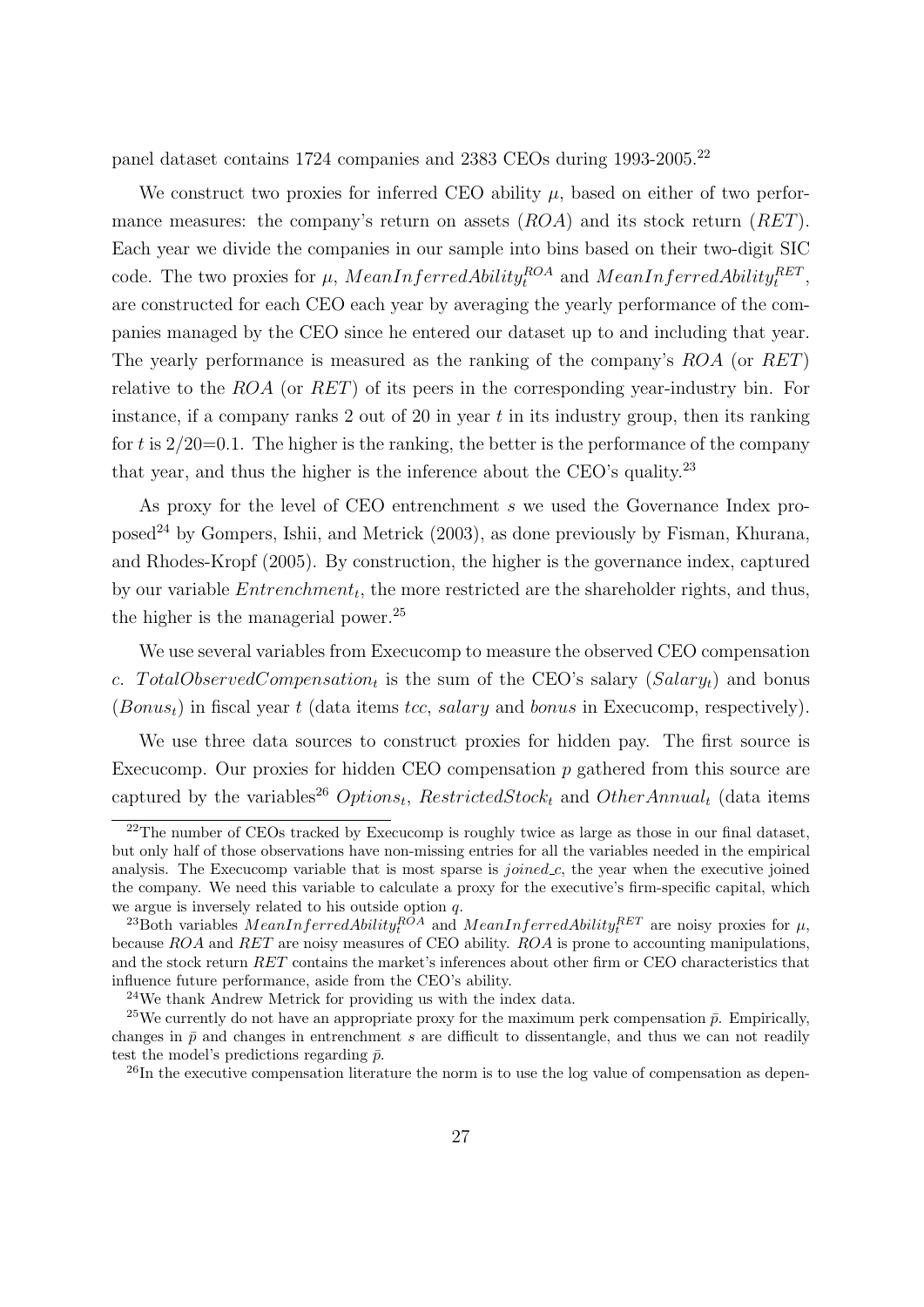panel dataset contains 1724 companies and 2383 CEOs during 1993-2005.[22]

We construct two proxies for inferred CEO ability $\mu$, based on either of two performance measures: the company's return on assets ($ROA$) and its stock return ($RET$). Each year we divide the companies in our sample into bins based on their two-digit SIC code. The two proxies for $\mu$, $MeanInferredAbility_t^{ROA}$ and $MeanInferredAbility_t^{RET}$, are constructed for each CEO each year by averaging the yearly performance of the companies managed by the CEO since he entered our dataset up to and including that year. The yearly performance is measured as the ranking of the company's $ROA$ (or $RET$) relative to the $ROA$ (or $RET$) of its peers in the corresponding year-industry bin. For instance, if a company ranks 2 out of 20 in year $t$ in its industry group, then its ranking for $t$ is 2/20=0.1. The higher is the ranking, the better is the performance of the company that year, and thus the higher is the inference about the CEO's quality.[23]

As proxy for the level of CEO entrenchment $s$ we used the Governance Index proposed[24] by Gompers, Ishii, and Metrick (2003), as done previously by Fisman, Khurana, and Rhodes-Kropf (2005). By construction, the higher is the governance index, captured by our variable $Entrenchment_t$, the more restricted are the shareholder rights, and thus, the higher is the managerial power.[25]

We use several variables from Execucomp to measure the observed CEO compensation $c$. $TotalObservedCompensation_t$ is the sum of the CEO's salary ($Salary_t$) and bonus ($Bonus_t$) in fiscal year $t$ (data items *tcc*, *salary* and *bonus* in Execucomp, respectively).

We use three data sources to construct proxies for hidden pay. The first source is Execucomp. Our proxies for hidden CEO compensation $p$ gathered from this source are captured by the variables[26] $Options_t$, $RestrictedStock_t$ and $OtherAnnual_t$ (data items

[22] The number of CEOs tracked by Execucomp is roughly twice as large as those in our final dataset, but only half of those observations have non-missing entries for all the variables needed in the empirical analysis. The Execucomp variable that is most sparse is *joined_c*, the year when the executive joined the company. We need this variable to calculate a proxy for the executive's firm-specific capital, which we argue is inversely related to his outside option $q$.

[23] Both variables $MeanInferredAbility_t^{ROA}$ and $MeanInferredAbility_t^{RET}$ are noisy proxies for $\mu$, because $ROA$ and $RET$ are noisy measures of CEO ability. $ROA$ is prone to accounting manipulations, and the stock return $RET$ contains the market's inferences about other firm or CEO characteristics that influence future performance, aside from the CEO's ability.

[24] We thank Andrew Metrick for providing us with the index data.

[25] We currently do not have an appropriate proxy for the maximum perk compensation $\bar{p}$. Empirically, changes in $\bar{p}$ and changes in entrenchment $s$ are difficult to dissentangle, and thus we can not readily test the model's predictions regarding $\bar{p}$.

[26] In the executive compensation literature the norm is to use the log value of compensation as depen-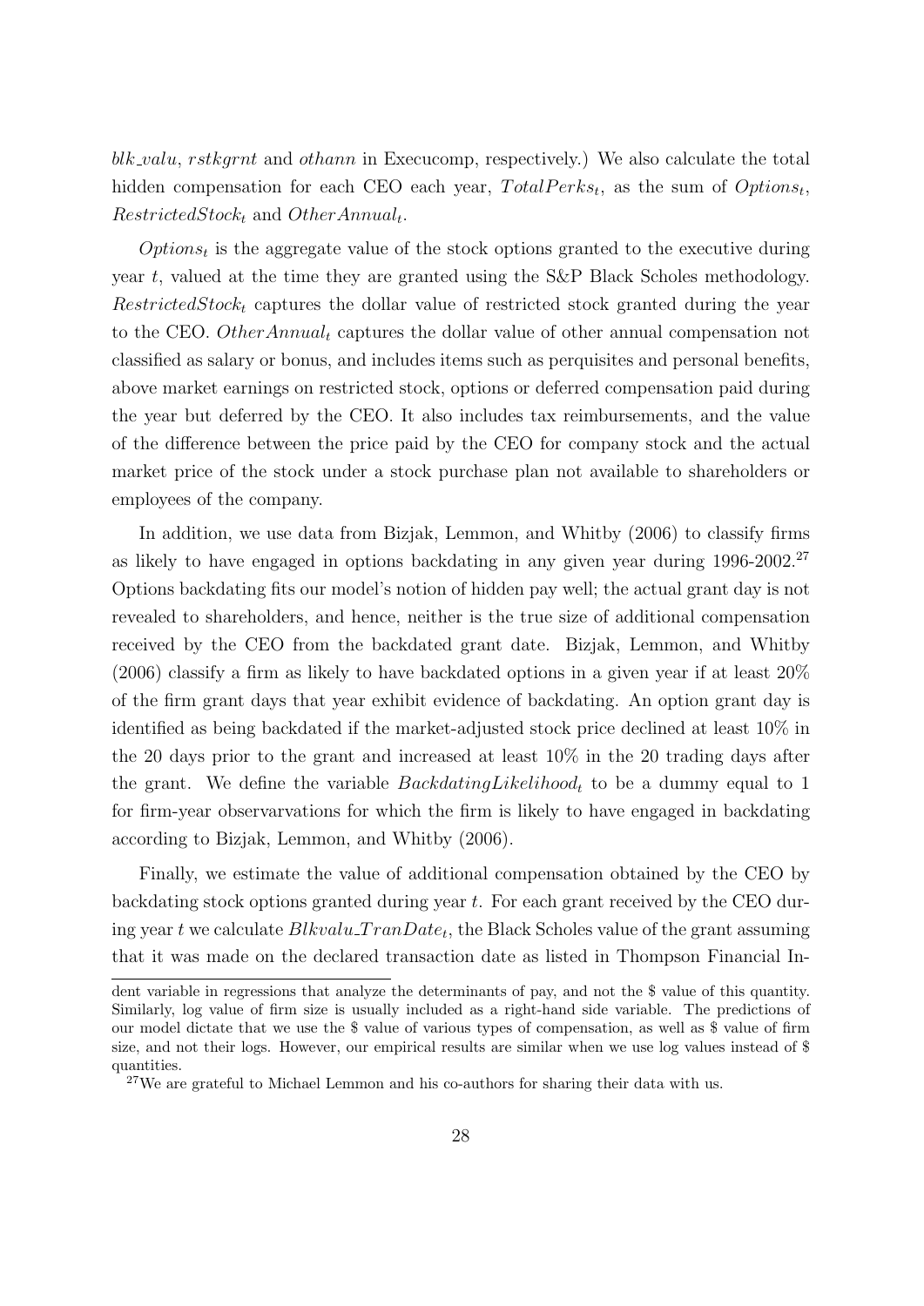*blk_valu*, *rstkgrnt* and *othann* in Execucomp, respectively.) We also calculate the total hidden compensation for each CEO each year, $TotalPerks_t$, as the sum of $Options_t$, $RestrictedStock_t$ and $OtherAnnual_t$.

$Options_t$ is the aggregate value of the stock options granted to the executive during year $t$, valued at the time they are granted using the S&P Black Scholes methodology. $RestrictedStock_t$ captures the dollar value of restricted stock granted during the year to the CEO. $OtherAnnual_t$ captures the dollar value of other annual compensation not classified as salary or bonus, and includes items such as perquisites and personal benefits, above market earnings on restricted stock, options or deferred compensation paid during the year but deferred by the CEO. It also includes tax reimbursements, and the value of the difference between the price paid by the CEO for company stock and the actual market price of the stock under a stock purchase plan not available to shareholders or employees of the company.

In addition, we use data from Bizjak, Lemmon, and Whitby (2006) to classify firms as likely to have engaged in options backdating in any given year during 1996-2002.[27] Options backdating fits our model's notion of hidden pay well; the actual grant day is not revealed to shareholders, and hence, neither is the true size of additional compensation received by the CEO from the backdated grant date. Bizjak, Lemmon, and Whitby (2006) classify a firm as likely to have backdated options in a given year if at least 20% of the firm grant days that year exhibit evidence of backdating. An option grant day is identified as being backdated if the market-adjusted stock price declined at least 10% in the 20 days prior to the grant and increased at least 10% in the 20 trading days after the grant. We define the variable $BackdatingLikelihood_t$ to be a dummy equal to 1 for firm-year observarvations for which the firm is likely to have engaged in backdating according to Bizjak, Lemmon, and Whitby (2006).

Finally, we estimate the value of additional compensation obtained by the CEO by backdating stock options granted during year $t$. For each grant received by the CEO during year $t$ we calculate $Blkvalu\_TranDate_t$, the Black Scholes value of the grant assuming that it was made on the declared transaction date as listed in Thompson Financial In-

dent variable in regressions that analyze the determinants of pay, and not the $ value of this quantity. Similarly, log value of firm size is usually included as a right-hand side variable. The predictions of our model dictate that we use the $ value of various types of compensation, as well as $ value of firm size, and not their logs. However, our empirical results are similar when we use log values instead of $ quantities.

[27] We are grateful to Michael Lemmon and his co-authors for sharing their data with us.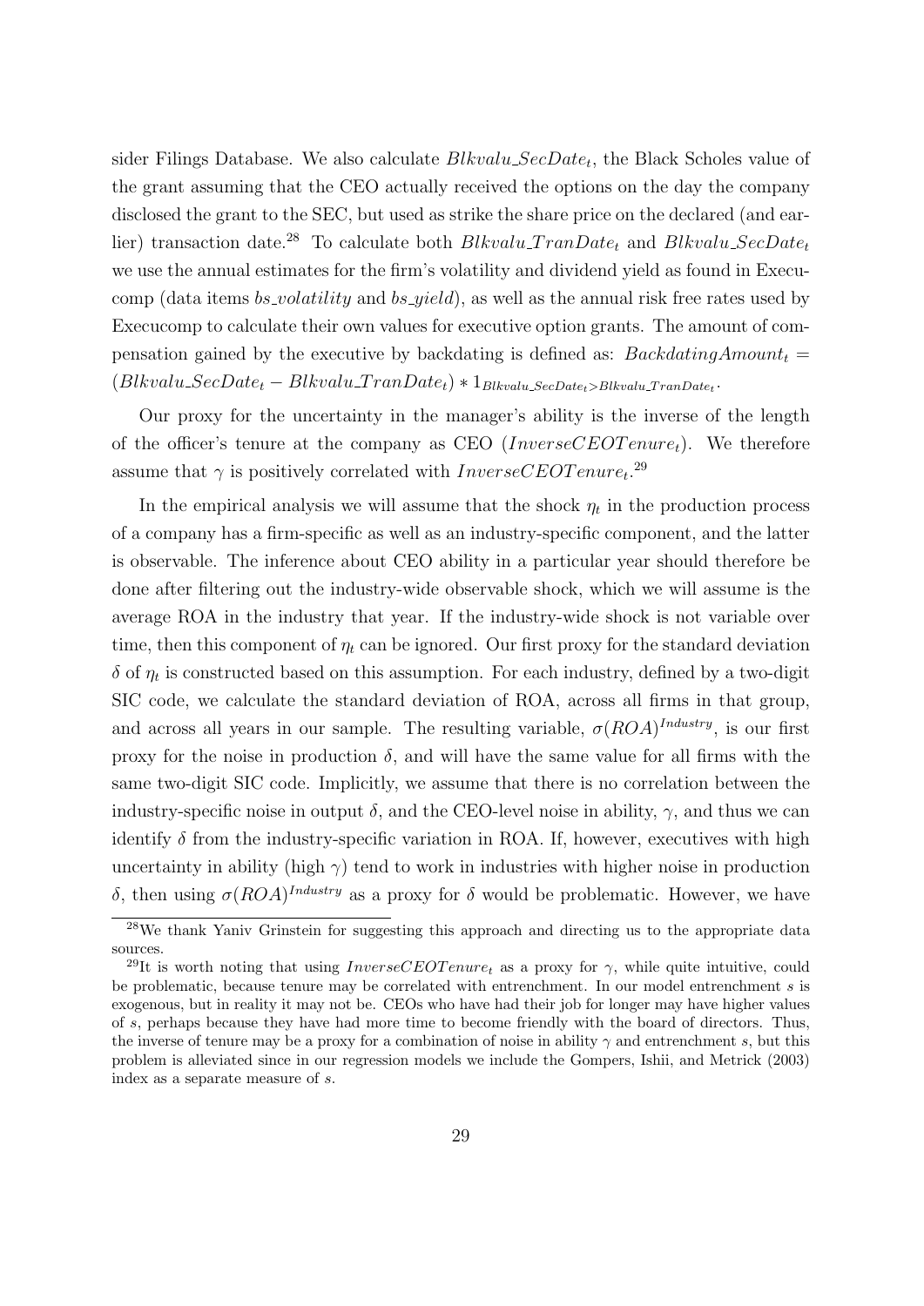sider Filings Database. We also calculate $Blkvalu\_SecDate_t$, the Black Scholes value of the grant assuming that the CEO actually received the options on the day the company disclosed the grant to the SEC, but used as strike the share price on the declared (and earlier) transaction date.[28] To calculate both $Blkvalu\_TranDate_t$ and $Blkvalu\_SecDate_t$ we use the annual estimates for the firm's volatility and dividend yield as found in Execucomp (data items *bs_volatility* and *bs_yield*), as well as the annual risk free rates used by Execucomp to calculate their own values for executive option grants. The amount of compensation gained by the executive by backdating is defined as: $BackdatingAmount_t = (Blkvalu\_SecDate_t - Blkvalu\_TranDate_t) * 1_{Blkvalu\_SecDate_t > Blkvalu\_TranDate_t}$.

Our proxy for the uncertainty in the manager's ability is the inverse of the length of the officer's tenure at the company as CEO ($InverseCEOTenure_t$). We therefore assume that $\gamma$ is positively correlated with $InverseCEOTenure_t$.[29]

In the empirical analysis we will assume that the shock $\eta_t$ in the production process of a company has a firm-specific as well as an industry-specific component, and the latter is observable. The inference about CEO ability in a particular year should therefore be done after filtering out the industry-wide observable shock, which we will assume is the average ROA in the industry that year. If the industry-wide shock is not variable over time, then this component of $\eta_t$ can be ignored. Our first proxy for the standard deviation $\delta$ of $\eta_t$ is constructed based on this assumption. For each industry, defined by a two-digit SIC code, we calculate the standard deviation of ROA, across all firms in that group, and across all years in our sample. The resulting variable, $\sigma(ROA)^{Industry}$, is our first proxy for the noise in production $\delta$, and will have the same value for all firms with the same two-digit SIC code. Implicitly, we assume that there is no correlation between the industry-specific noise in output $\delta$, and the CEO-level noise in ability, $\gamma$, and thus we can identify $\delta$ from the industry-specific variation in ROA. If, however, executives with high uncertainty in ability (high $\gamma$) tend to work in industries with higher noise in production $\delta$, then using $\sigma(ROA)^{Industry}$ as a proxy for $\delta$ would be problematic. However, we have

[28] We thank Yaniv Grinstein for suggesting this approach and directing us to the appropriate data sources.

[29] It is worth noting that using $InverseCEOTenure_t$ as a proxy for $\gamma$, while quite intuitive, could be problematic, because tenure may be correlated with entrenchment. In our model entrenchment $s$ is exogenous, but in reality it may not be. CEOs who have had their job for longer may have higher values of $s$, perhaps because they have had more time to become friendly with the board of directors. Thus, the inverse of tenure may be a proxy for a combination of noise in ability $\gamma$ and entrenchment $s$, but this problem is alleviated since in our regression models we include the Gompers, Ishii, and Metrick (2003) index as a separate measure of $s$.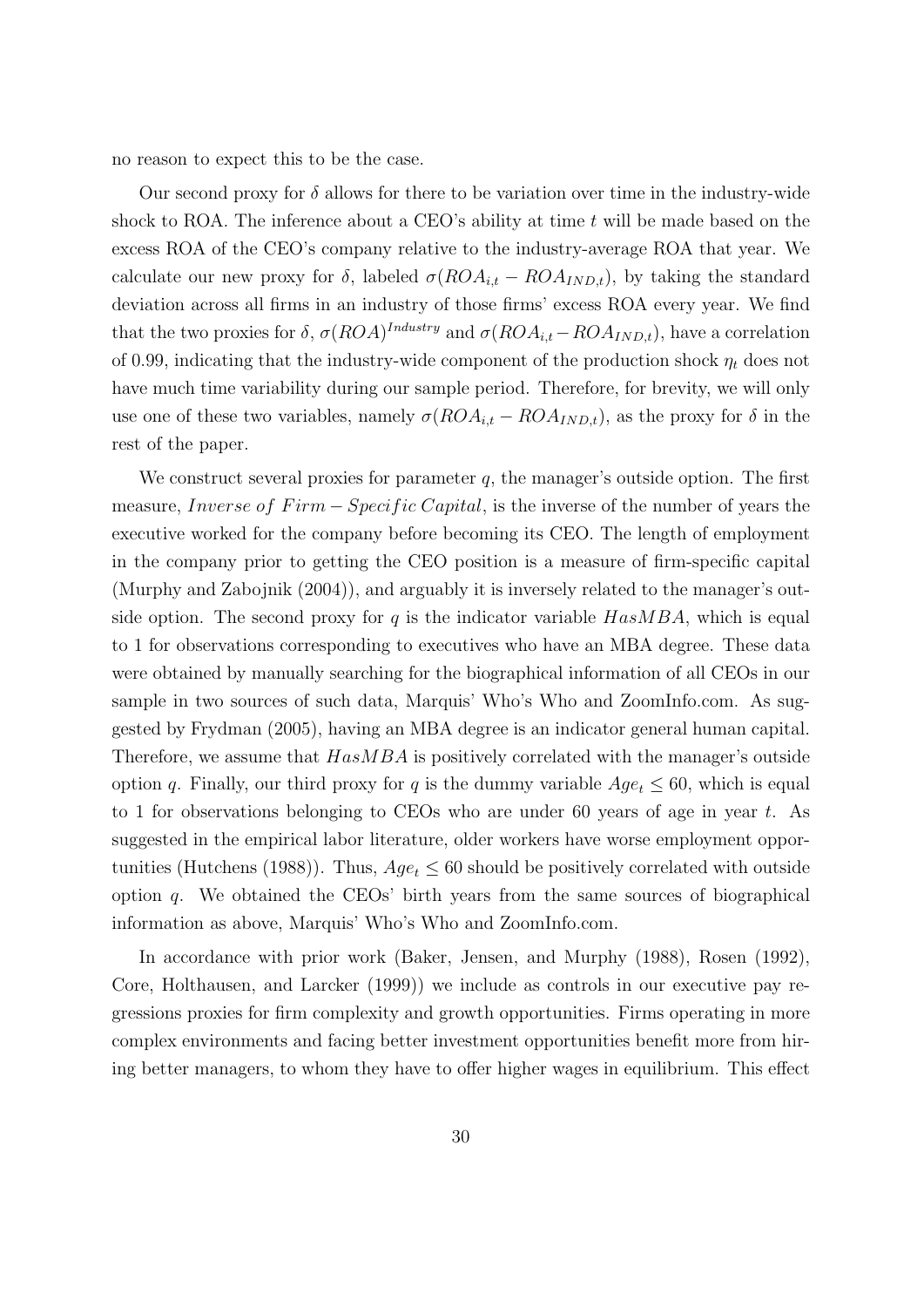no reason to expect this to be the case.

Our second proxy for $\delta$ allows for there to be variation over time in the industry-wide shock to ROA. The inference about a CEO's ability at time $t$ will be made based on the excess ROA of the CEO's company relative to the industry-average ROA that year. We calculate our new proxy for $\delta$, labeled $\sigma(ROA_{i,t} - ROA_{IND,t})$, by taking the standard deviation across all firms in an industry of those firms' excess ROA every year. We find that the two proxies for $\delta$, $\sigma(ROA)^{Industry}$ and $\sigma(ROA_{i,t} - ROA_{IND,t})$, have a correlation of 0.99, indicating that the industry-wide component of the production shock $\eta_t$ does not have much time variability during our sample period. Therefore, for brevity, we will only use one of these two variables, namely $\sigma(ROA_{i,t} - ROA_{IND,t})$, as the proxy for $\delta$ in the rest of the paper.

We construct several proxies for parameter $q$, the manager's outside option. The first measure, $Inverse\ of\ Firm-Specific\ Capital$, is the inverse of the number of years the executive worked for the company before becoming its CEO. The length of employment in the company prior to getting the CEO position is a measure of firm-specific capital (Murphy and Zabojnik (2004)), and arguably it is inversely related to the manager's outside option. The second proxy for $q$ is the indicator variable $HasMBA$, which is equal to 1 for observations corresponding to executives who have an MBA degree. These data were obtained by manually searching for the biographical information of all CEOs in our sample in two sources of such data, Marquis' Who's Who and ZoomInfo.com. As suggested by Frydman (2005), having an MBA degree is an indicator general human capital. Therefore, we assume that $HasMBA$ is positively correlated with the manager's outside option $q$. Finally, our third proxy for $q$ is the dummy variable $Age_t \leq 60$, which is equal to 1 for observations belonging to CEOs who are under 60 years of age in year $t$. As suggested in the empirical labor literature, older workers have worse employment opportunities (Hutchens (1988)). Thus, $Age_t \leq 60$ should be positively correlated with outside option $q$. We obtained the CEOs' birth years from the same sources of biographical information as above, Marquis' Who's Who and ZoomInfo.com.

In accordance with prior work (Baker, Jensen, and Murphy (1988), Rosen (1992), Core, Holthausen, and Larcker (1999)) we include as controls in our executive pay regressions proxies for firm complexity and growth opportunities. Firms operating in more complex environments and facing better investment opportunities benefit more from hiring better managers, to whom they have to offer higher wages in equilibrium. This effect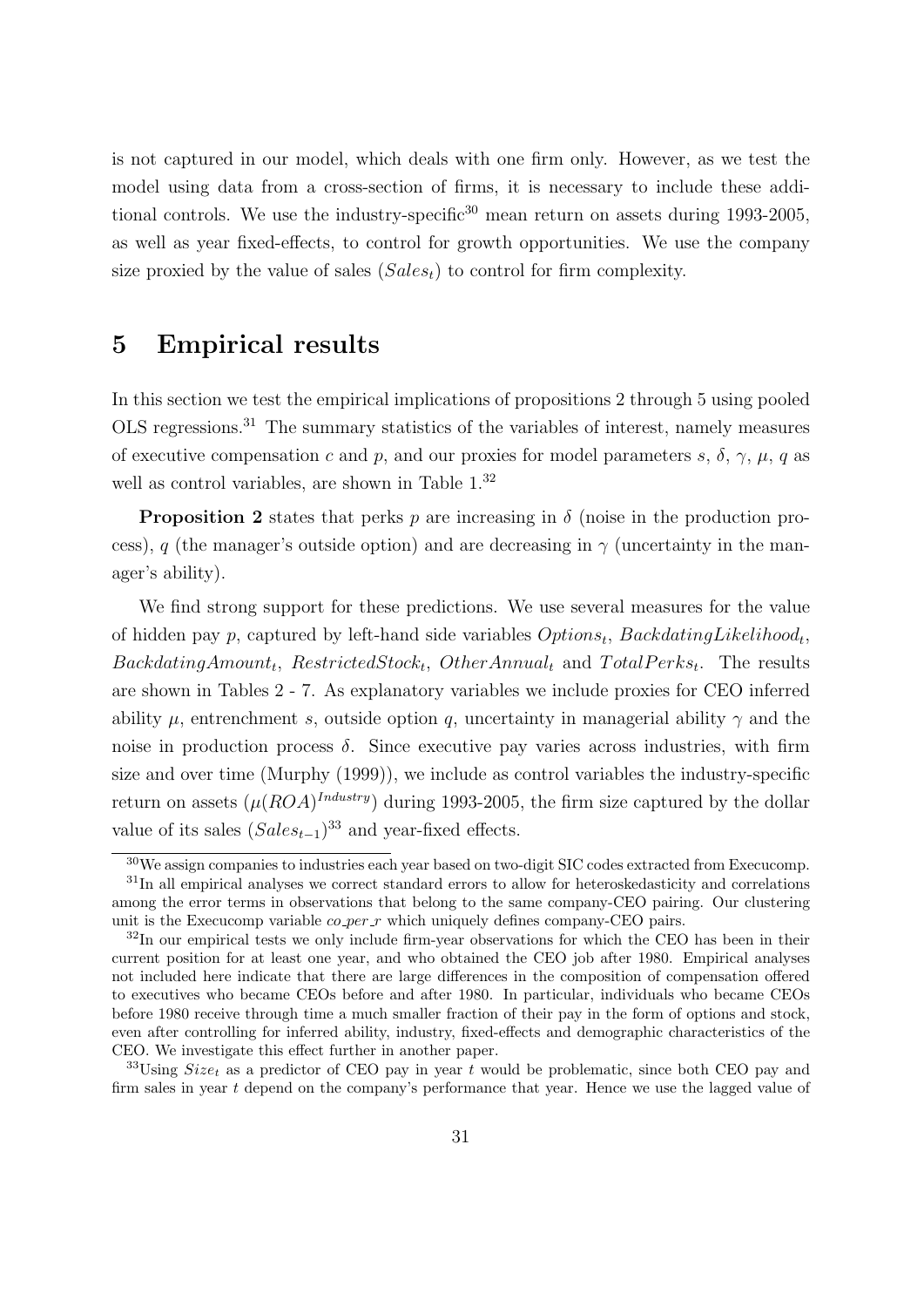is not captured in our model, which deals with one firm only. However, as we test the model using data from a cross-section of firms, it is necessary to include these additional controls. We use the industry-specific[30] mean return on assets during 1993-2005, as well as year fixed-effects, to control for growth opportunities. We use the company size proxied by the value of sales ($Sales_t$) to control for firm complexity.

# 5 Empirical results

In this section we test the empirical implications of propositions 2 through 5 using pooled OLS regressions.[31] The summary statistics of the variables of interest, namely measures of executive compensation $c$ and $p$, and our proxies for model parameters $s$, $\delta$, $\gamma$, $\mu$, $q$ as well as control variables, are shown in Table 1.[32]

**Proposition 2** states that perks $p$ are increasing in $\delta$ (noise in the production process), $q$ (the manager's outside option) and are decreasing in $\gamma$ (uncertainty in the manager's ability).

We find strong support for these predictions. We use several measures for the value of hidden pay $p$, captured by left-hand side variables $Options_t$, $BackdatingLikelihood_t$, $BackdatingAmount_t$, $RestrictedStock_t$, $OtherAnnual_t$ and $TotalPerks_t$. The results are shown in Tables 2 - 7. As explanatory variables we include proxies for CEO inferred ability $\mu$, entrenchment $s$, outside option $q$, uncertainty in managerial ability $\gamma$ and the noise in production process $\delta$. Since executive pay varies across industries, with firm size and over time (Murphy (1999)), we include as control variables the industry-specific return on assets ($\mu(ROA)^{Industry}$) during 1993-2005, the firm size captured by the dollar value of its sales ($Sales_{t-1}$)[33] and year-fixed effects.

---

[30] We assign companies to industries each year based on two-digit SIC codes extracted from Execucomp.

[31] In all empirical analyses we correct standard errors to allow for heteroskedasticity and correlations among the error terms in observations that belong to the same company-CEO pairing. Our clustering unit is the Execucomp variable *co_per_r* which uniquely defines company-CEO pairs.

[32] In our empirical tests we only include firm-year observations for which the CEO has been in their current position for at least one year, and who obtained the CEO job after 1980. Empirical analyses not included here indicate that there are large differences in the composition of compensation offered to executives who became CEOs before and after 1980. In particular, individuals who became CEOs before 1980 receive through time a much smaller fraction of their pay in the form of options and stock, even after controlling for inferred ability, industry, fixed-effects and demographic characteristics of the CEO. We investigate this effect further in another paper.

[33] Using $Size_t$ as a predictor of CEO pay in year $t$ would be problematic, since both CEO pay and firm sales in year $t$ depend on the company's performance that year. Hence we use the lagged value of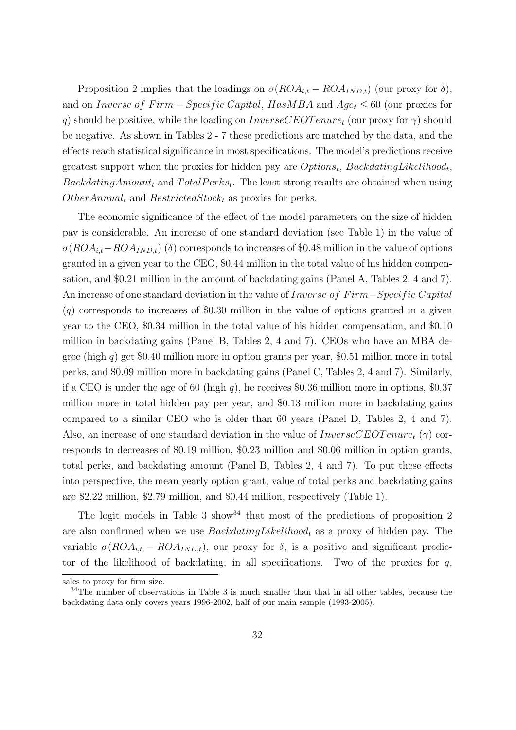Proposition 2 implies that the loadings on $\sigma(ROA_{i,t} - ROA_{IND,t})$ (our proxy for $\delta$), and on $Inverse\ of\ Firm-Specific\ Capital$, $HasMBA$ and $Age_t \leq 60$ (our proxies for $q$) should be positive, while the loading on $InverseCEOTenure_t$ (our proxy for $\gamma$) should be negative. As shown in Tables 2 - 7 these predictions are matched by the data, and the effects reach statistical significance in most specifications. The model's predictions receive greatest support when the proxies for hidden pay are $Options_t$, $BackdatingLikelihood_t$, $BackdatingAmount_t$ and $TotalPerks_t$. The least strong results are obtained when using $OtherAnnual_t$ and $RestrictedStock_t$ as proxies for perks.

The economic significance of the effect of the model parameters on the size of hidden pay is considerable. An increase of one standard deviation (see Table 1) in the value of $\sigma(ROA_{i,t} - ROA_{IND,t})$ ($\delta$) corresponds to increases of \$0.48 million in the value of options granted in a given year to the CEO, \$0.44 million in the total value of his hidden compensation, and \$0.21 million in the amount of backdating gains (Panel A, Tables 2, 4 and 7). An increase of one standard deviation in the value of $Inverse\ of\ Firm-Specific\ Capital$ ($q$) corresponds to increases of \$0.30 million in the value of options granted in a given year to the CEO, \$0.34 million in the total value of his hidden compensation, and \$0.10 million in backdating gains (Panel B, Tables 2, 4 and 7). CEOs who have an MBA degree (high $q$) get \$0.40 million more in option grants per year, \$0.51 million more in total perks, and \$0.09 million more in backdating gains (Panel C, Tables 2, 4 and 7). Similarly, if a CEO is under the age of 60 (high $q$), he receives \$0.36 million more in options, \$0.37 million more in total hidden pay per year, and \$0.13 million more in backdating gains compared to a similar CEO who is older than 60 years (Panel D, Tables 2, 4 and 7). Also, an increase of one standard deviation in the value of $InverseCEOTenure_t$ ($\gamma$) corresponds to decreases of \$0.19 million, \$0.23 million and \$0.06 million in option grants, total perks, and backdating amount (Panel B, Tables 2, 4 and 7). To put these effects into perspective, the mean yearly option grant, value of total perks and backdating gains are \$2.22 million, \$2.79 million, and \$0.44 million, respectively (Table 1).

The logit models in Table 3 show[34] that most of the predictions of proposition 2 are also confirmed when we use $BackdatingLikelihood_t$ as a proxy of hidden pay. The variable $\sigma(ROA_{i,t} - ROA_{IND,t})$, our proxy for $\delta$, is a positive and significant predictor of the likelihood of backdating, in all specifications. Two of the proxies for $q$,

sales to proxy for firm size.

[34] The number of observations in Table 3 is much smaller than that in all other tables, because the backdating data only covers years 1996-2002, half of our main sample (1993-2005).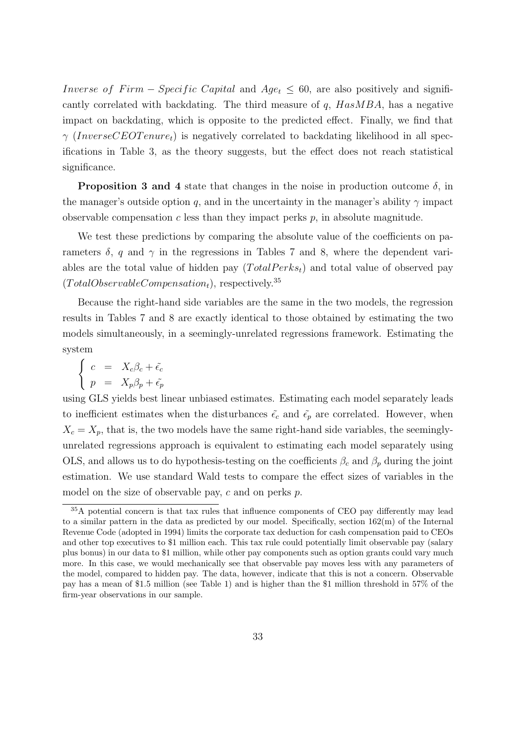$Inverse\ of\ Firm-Specific\ Capital$ and $Age_t \leq 60$, are also positively and significantly correlated with backdating. The third measure of $q$, $HasMBA$, has a negative impact on backdating, which is opposite to the predicted effect. Finally, we find that $\gamma$ ($InverseCEOTenure_t$) is negatively correlated to backdating likelihood in all specifications in Table 3, as the theory suggests, but the effect does not reach statistical significance.

**Proposition 3 and 4** state that changes in the noise in production outcome $\delta$, in the manager's outside option $q$, and in the uncertainty in the manager's ability $\gamma$ impact observable compensation $c$ less than they impact perks $p$, in absolute magnitude.

We test these predictions by comparing the absolute value of the coefficients on parameters $\delta$, $q$ and $\gamma$ in the regressions in Tables 7 and 8, where the dependent variables are the total value of hidden pay ($TotalPerks_t$) and total value of observed pay ($TotalObservableCompensation_t$), respectively.[35]

Because the right-hand side variables are the same in the two models, the regression results in Tables 7 and 8 are exactly identical to those obtained by estimating the two models simultaneously, in a seemingly-unrelated regressions framework. Estimating the system

$$\begin{cases} c = X_c\beta_c + \tilde{\epsilon_c} \\ p = X_p\beta_p + \tilde{\epsilon_p} \end{cases}$$

using GLS yields best linear unbiased estimates. Estimating each model separately leads to inefficient estimates when the disturbances $\tilde{\epsilon_c}$ and $\tilde{\epsilon_p}$ are correlated. However, when $X_c = X_p$, that is, the two models have the same right-hand side variables, the seemingly-unrelated regressions approach is equivalent to estimating each model separately using OLS, and allows us to do hypothesis-testing on the coefficients $\beta_c$ and $\beta_p$ during the joint estimation. We use standard Wald tests to compare the effect sizes of variables in the model on the size of observable pay, $c$ and on perks $p$.

[35] A potential concern is that tax rules that influence components of CEO pay differently may lead to a similar pattern in the data as predicted by our model. Specifically, section 162(m) of the Internal Revenue Code (adopted in 1994) limits the corporate tax deduction for cash compensation paid to CEOs and other top executives to \$1 million each. This tax rule could potentially limit observable pay (salary plus bonus) in our data to \$1 million, while other pay components such as option grants could vary much more. In this case, we would mechanically see that observable pay moves less with any parameters of the model, compared to hidden pay. The data, however, indicate that this is not a concern. Observable pay has a mean of \$1.5 million (see Table 1) and is higher than the \$1 million threshold in 57% of the firm-year observations in our sample.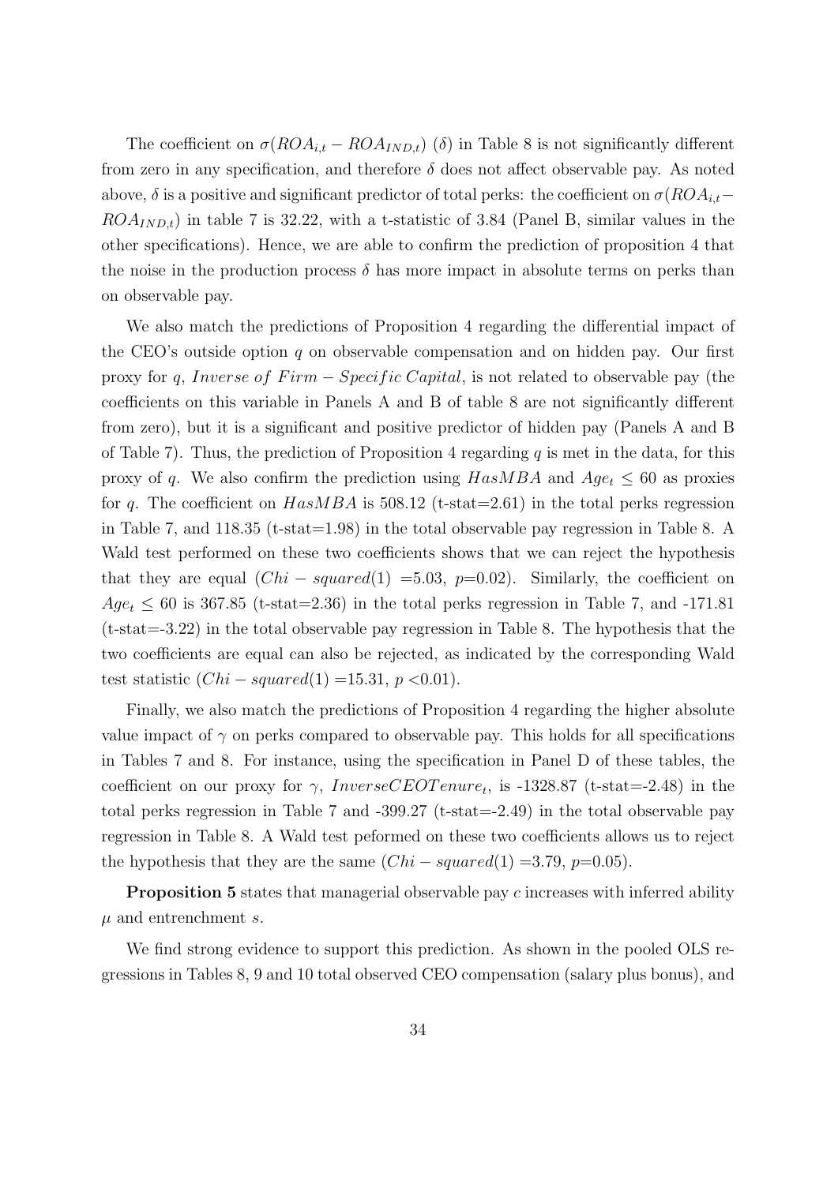The coefficient on $\sigma(ROA_{i,t} - ROA_{IND,t})$ ($\delta$) in Table 8 is not significantly different from zero in any specification, and therefore $\delta$ does not affect observable pay. As noted above, $\delta$ is a positive and significant predictor of total perks: the coefficient on $\sigma(ROA_{i,t} - ROA_{IND,t})$ in table 7 is 32.22, with a t-statistic of 3.84 (Panel B, similar values in the other specifications). Hence, we are able to confirm the prediction of proposition 4 that the noise in the production process $\delta$ has more impact in absolute terms on perks than on observable pay.

We also match the predictions of Proposition 4 regarding the differential impact of the CEO's outside option $q$ on observable compensation and on hidden pay. Our first proxy for $q$, $Inverse\ of\ Firm-Specific\ Capital$, is not related to observable pay (the coefficients on this variable in Panels A and B of table 8 are not significantly different from zero), but it is a significant and positive predictor of hidden pay (Panels A and B of Table 7). Thus, the prediction of Proposition 4 regarding $q$ is met in the data, for this proxy of $q$. We also confirm the prediction using $HasMBA$ and $Age_t \leq 60$ as proxies for $q$. The coefficient on $HasMBA$ is 508.12 (t-stat=2.61) in the total perks regression in Table 7, and 118.35 (t-stat=1.98) in the total observable pay regression in Table 8. A Wald test performed on these two coefficients shows that we can reject the hypothesis that they are equal ($Chi-squared(1)$ =5.03, $p$=0.02). Similarly, the coefficient on $Age_t \leq 60$ is 367.85 (t-stat=2.36) in the total perks regression in Table 7, and -171.81 (t-stat=-3.22) in the total observable pay regression in Table 8. The hypothesis that the two coefficients are equal can also be rejected, as indicated by the corresponding Wald test statistic ($Chi-squared(1)$ =15.31, $p$ <0.01).

Finally, we also match the predictions of Proposition 4 regarding the higher absolute value impact of $\gamma$ on perks compared to observable pay. This holds for all specifications in Tables 7 and 8. For instance, using the specification in Panel D of these tables, the coefficient on our proxy for $\gamma$, $InverseCEOTenure_t$, is -1328.87 (t-stat=-2.48) in the total perks regression in Table 7 and -399.27 (t-stat=-2.49) in the total observable pay regression in Table 8. A Wald test peformed on these two coefficients allows us to reject the hypothesis that they are the same ($Chi-squared(1)$ =3.79, $p$=0.05).

**Proposition 5** states that managerial observable pay $c$ increases with inferred ability $\mu$ and entrenchment $s$.

We find strong evidence to support this prediction. As shown in the pooled OLS regressions in Tables 8, 9 and 10 total observed CEO compensation (salary plus bonus), and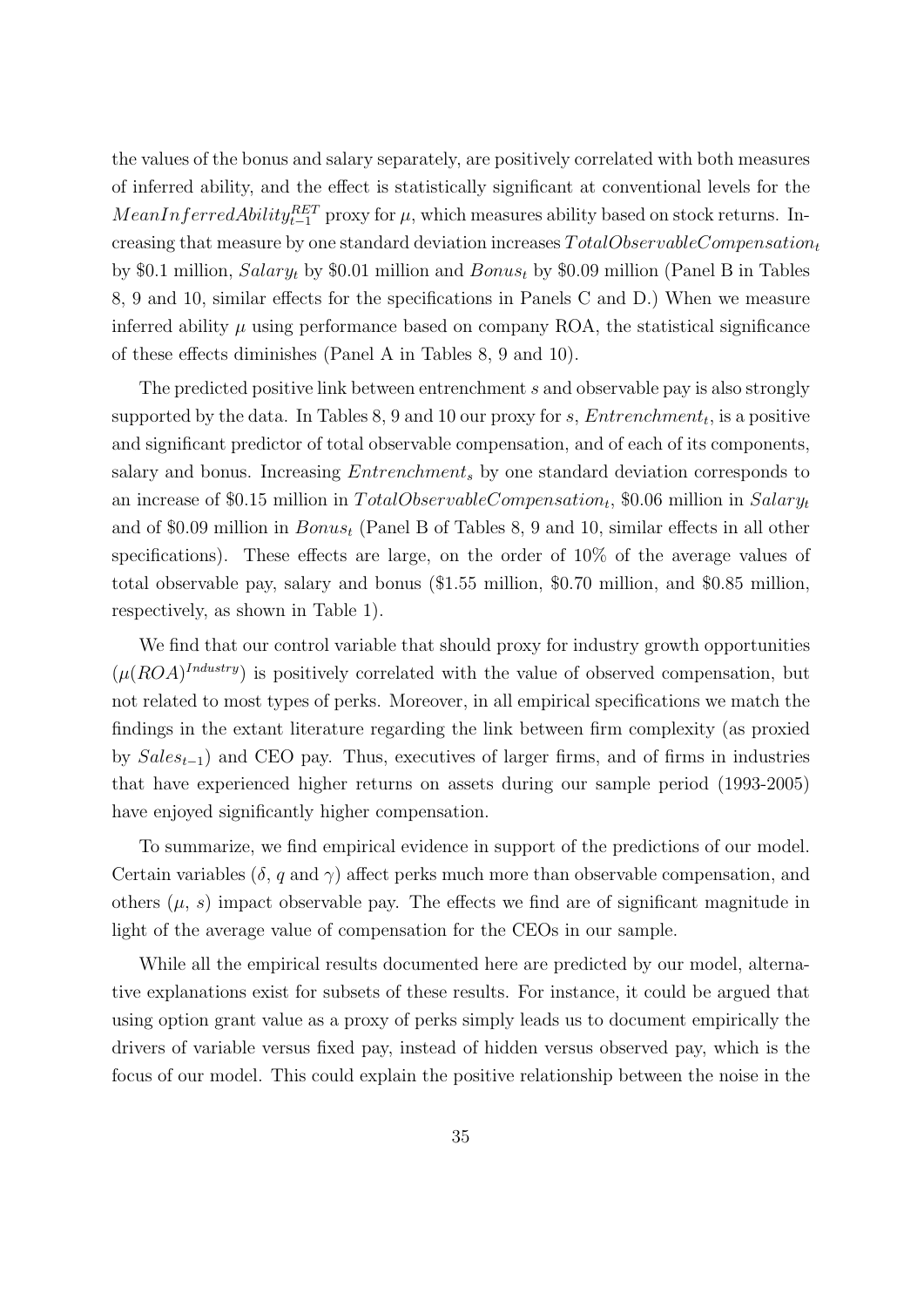the values of the bonus and salary separately, are positively correlated with both measures of inferred ability, and the effect is statistically significant at conventional levels for the $MeanInferredAbility^{RET}_{t-1}$ proxy for $\mu$, which measures ability based on stock returns. Increasing that measure by one standard deviation increases $TotalObservableCompensation_t$ by \$0.1 million, $Salary_t$ by \$0.01 million and $Bonus_t$ by \$0.09 million (Panel B in Tables 8, 9 and 10, similar effects for the specifications in Panels C and D.) When we measure inferred ability $\mu$ using performance based on company ROA, the statistical significance of these effects diminishes (Panel A in Tables 8, 9 and 10).

The predicted positive link between entrenchment $s$ and observable pay is also strongly supported by the data. In Tables 8, 9 and 10 our proxy for $s$, $Entrenchment_t$, is a positive and significant predictor of total observable compensation, and of each of its components, salary and bonus. Increasing $Entrenchment_s$ by one standard deviation corresponds to an increase of \$0.15 million in $TotalObservableCompensation_t$, \$0.06 million in $Salary_t$ and of \$0.09 million in $Bonus_t$ (Panel B of Tables 8, 9 and 10, similar effects in all other specifications). These effects are large, on the order of 10% of the average values of total observable pay, salary and bonus (\$1.55 million, \$0.70 million, and \$0.85 million, respectively, as shown in Table 1).

We find that our control variable that should proxy for industry growth opportunities $(\mu(ROA)^{Industry})$ is positively correlated with the value of observed compensation, but not related to most types of perks. Moreover, in all empirical specifications we match the findings in the extant literature regarding the link between firm complexity (as proxied by $Sales_{t-1}$) and CEO pay. Thus, executives of larger firms, and of firms in industries that have experienced higher returns on assets during our sample period (1993-2005) have enjoyed significantly higher compensation.

To summarize, we find empirical evidence in support of the predictions of our model. Certain variables ($\delta$, $q$ and $\gamma$) affect perks much more than observable compensation, and others ($\mu$, $s$) impact observable pay. The effects we find are of significant magnitude in light of the average value of compensation for the CEOs in our sample.

While all the empirical results documented here are predicted by our model, alternative explanations exist for subsets of these results. For instance, it could be argued that using option grant value as a proxy of perks simply leads us to document empirically the drivers of variable versus fixed pay, instead of hidden versus observed pay, which is the focus of our model. This could explain the positive relationship between the noise in the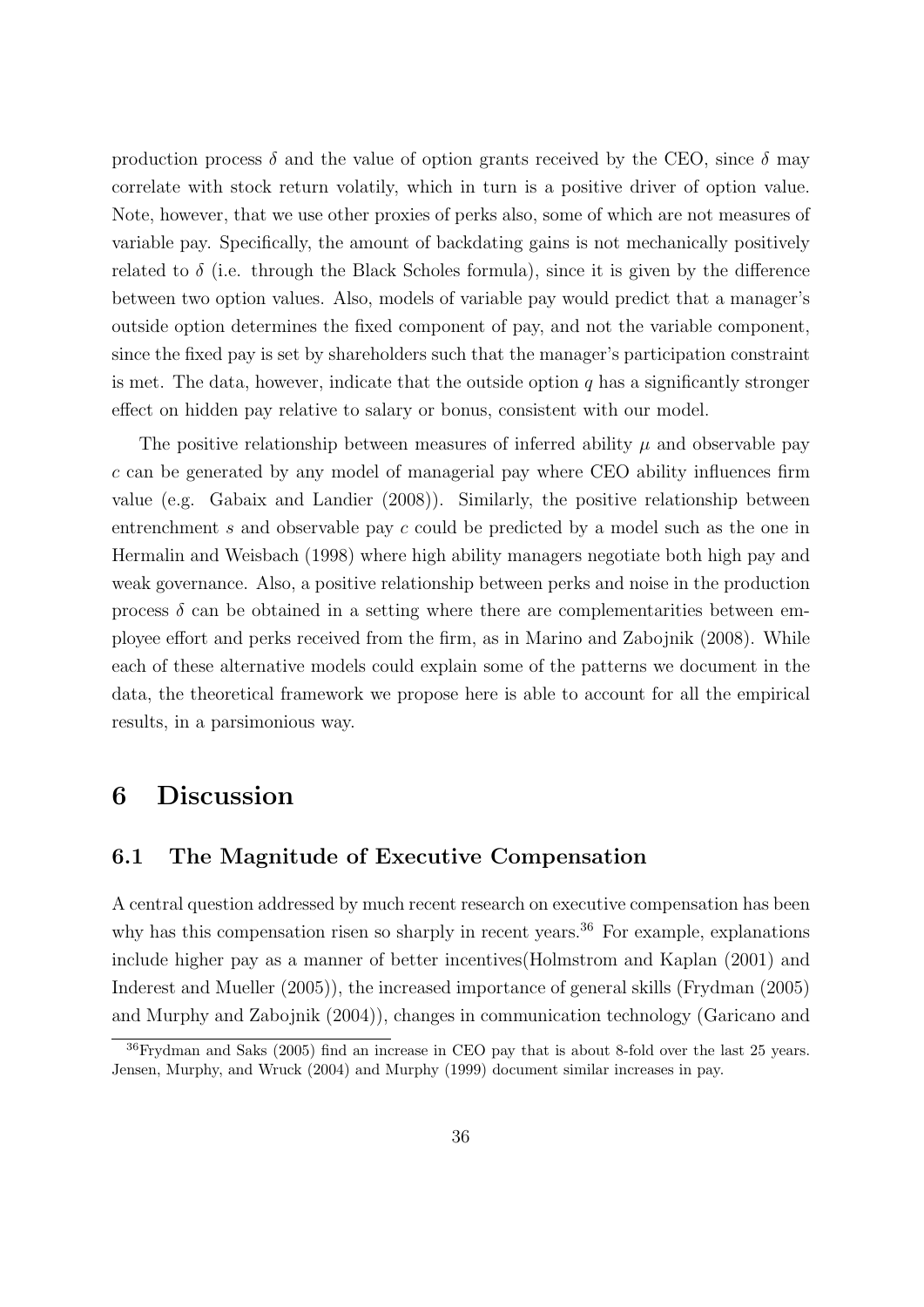production process $\delta$ and the value of option grants received by the CEO, since $\delta$ may correlate with stock return volatily, which in turn is a positive driver of option value. Note, however, that we use other proxies of perks also, some of which are not measures of variable pay. Specifically, the amount of backdating gains is not mechanically positively related to $\delta$ (i.e. through the Black Scholes formula), since it is given by the difference between two option values. Also, models of variable pay would predict that a manager's outside option determines the fixed component of pay, and not the variable component, since the fixed pay is set by shareholders such that the manager's participation constraint is met. The data, however, indicate that the outside option $q$ has a significantly stronger effect on hidden pay relative to salary or bonus, consistent with our model.

The positive relationship between measures of inferred ability $\mu$ and observable pay $c$ can be generated by any model of managerial pay where CEO ability influences firm value (e.g. Gabaix and Landier (2008)). Similarly, the positive relationship between entrenchment $s$ and observable pay $c$ could be predicted by a model such as the one in Hermalin and Weisbach (1998) where high ability managers negotiate both high pay and weak governance. Also, a positive relationship between perks and noise in the production process $\delta$ can be obtained in a setting where there are complementarities between employee effort and perks received from the firm, as in Marino and Zabojnik (2008). While each of these alternative models could explain some of the patterns we document in the data, the theoretical framework we propose here is able to account for all the empirical results, in a parsimonious way.

# 6 Discussion

## 6.1 The Magnitude of Executive Compensation

A central question addressed by much recent research on executive compensation has been why has this compensation risen so sharply in recent years.[36] For example, explanations include higher pay as a manner of better incentives(Holmstrom and Kaplan (2001) and Inderest and Mueller (2005)), the increased importance of general skills (Frydman (2005) and Murphy and Zabojnik (2004)), changes in communication technology (Garicano and

[36] Frydman and Saks (2005) find an increase in CEO pay that is about 8-fold over the last 25 years. Jensen, Murphy, and Wruck (2004) and Murphy (1999) document similar increases in pay.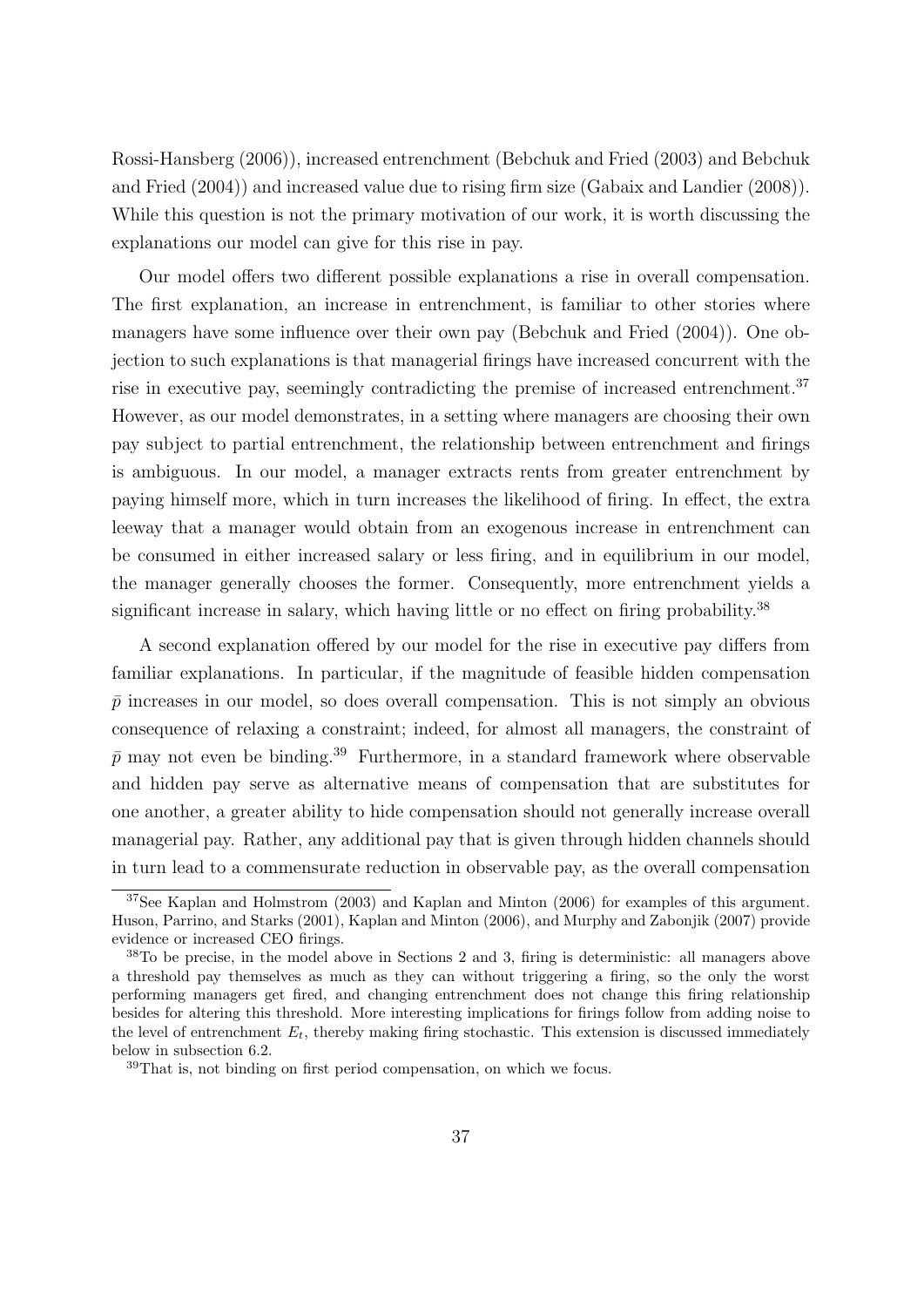Rossi-Hansberg (2006)), increased entrenchment (Bebchuk and Fried (2003) and Bebchuk and Fried (2004)) and increased value due to rising firm size (Gabaix and Landier (2008)). While this question is not the primary motivation of our work, it is worth discussing the explanations our model can give for this rise in pay.

Our model offers two different possible explanations a rise in overall compensation. The first explanation, an increase in entrenchment, is familiar to other stories where managers have some influence over their own pay (Bebchuk and Fried (2004)). One objection to such explanations is that managerial firings have increased concurrent with the rise in executive pay, seemingly contradicting the premise of increased entrenchment.[37] However, as our model demonstrates, in a setting where managers are choosing their own pay subject to partial entrenchment, the relationship between entrenchment and firings is ambiguous. In our model, a manager extracts rents from greater entrenchment by paying himself more, which in turn increases the likelihood of firing. In effect, the extra leeway that a manager would obtain from an exogenous increase in entrenchment can be consumed in either increased salary or less firing, and in equilibrium in our model, the manager generally chooses the former. Consequently, more entrenchment yields a significant increase in salary, which having little or no effect on firing probability.[38]

A second explanation offered by our model for the rise in executive pay differs from familiar explanations. In particular, if the magnitude of feasible hidden compensation $\bar{p}$ increases in our model, so does overall compensation. This is not simply an obvious consequence of relaxing a constraint; indeed, for almost all managers, the constraint of $\bar{p}$ may not even be binding.[39] Furthermore, in a standard framework where observable and hidden pay serve as alternative means of compensation that are substitutes for one another, a greater ability to hide compensation should not generally increase overall managerial pay. Rather, any additional pay that is given through hidden channels should in turn lead to a commensurate reduction in observable pay, as the overall compensation

[37] See Kaplan and Holmstrom (2003) and Kaplan and Minton (2006) for examples of this argument. Huson, Parrino, and Starks (2001), Kaplan and Minton (2006), and Murphy and Zabonjik (2007) provide evidence or increased CEO firings.

[38] To be precise, in the model above in Sections 2 and 3, firing is deterministic: all managers above a threshold pay themselves as much as they can without triggering a firing, so the only the worst performing managers get fired, and changing entrenchment does not change this firing relationship besides for altering this threshold. More interesting implications for firings follow from adding noise to the level of entrenchment $E_t$, thereby making firing stochastic. This extension is discussed immediately below in subsection 6.2.

[39] That is, not binding on first period compensation, on which we focus.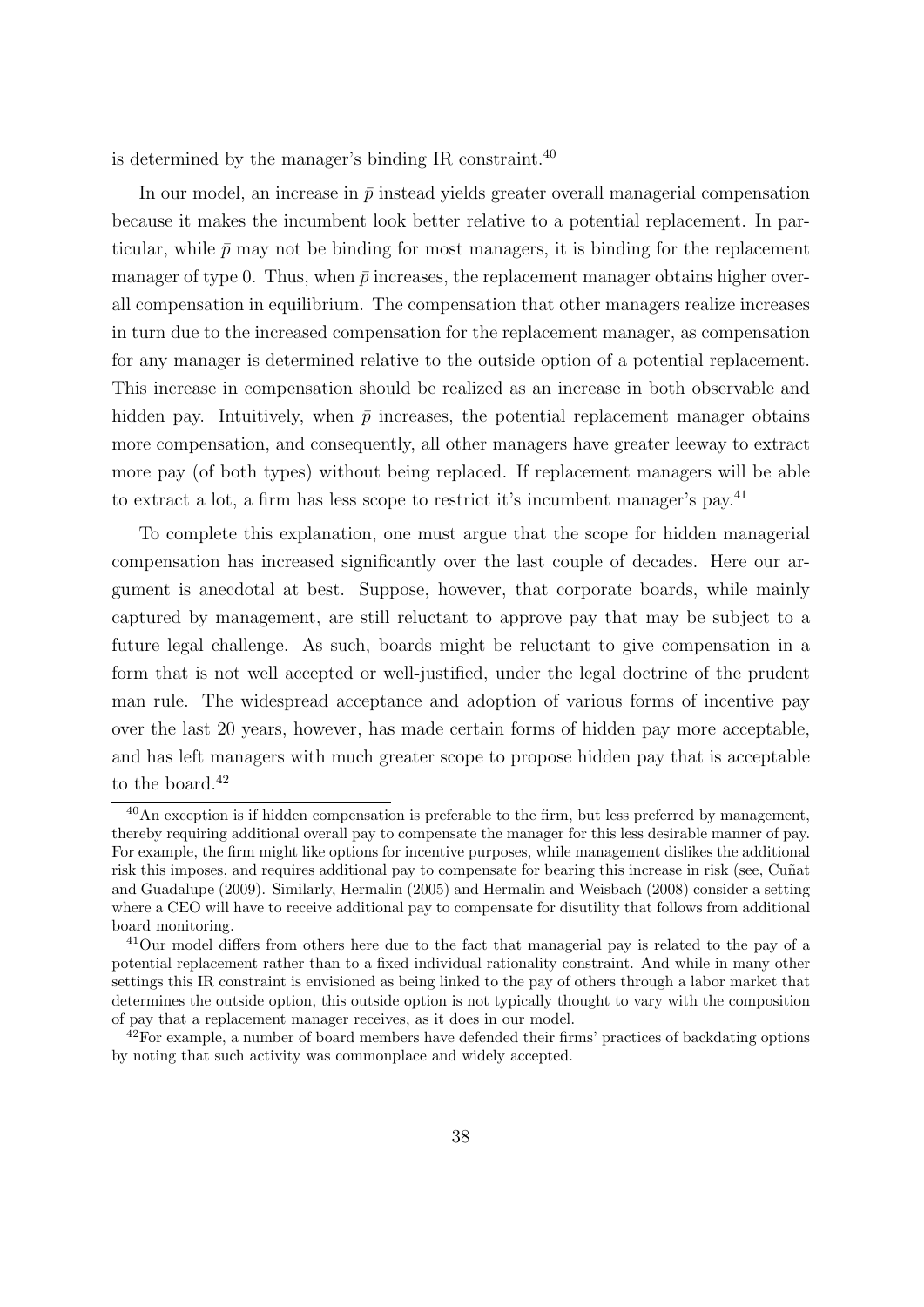is determined by the manager's binding IR constraint.[40]

In our model, an increase in $\bar{p}$ instead yields greater overall managerial compensation because it makes the incumbent look better relative to a potential replacement. In particular, while $\bar{p}$ may not be binding for most managers, it is binding for the replacement manager of type 0. Thus, when $\bar{p}$ increases, the replacement manager obtains higher overall compensation in equilibrium. The compensation that other managers realize increases in turn due to the increased compensation for the replacement manager, as compensation for any manager is determined relative to the outside option of a potential replacement. This increase in compensation should be realized as an increase in both observable and hidden pay. Intuitively, when $\bar{p}$ increases, the potential replacement manager obtains more compensation, and consequently, all other managers have greater leeway to extract more pay (of both types) without being replaced. If replacement managers will be able to extract a lot, a firm has less scope to restrict it's incumbent manager's pay.[41]

To complete this explanation, one must argue that the scope for hidden managerial compensation has increased significantly over the last couple of decades. Here our argument is anecdotal at best. Suppose, however, that corporate boards, while mainly captured by management, are still reluctant to approve pay that may be subject to a future legal challenge. As such, boards might be reluctant to give compensation in a form that is not well accepted or well-justified, under the legal doctrine of the prudent man rule. The widespread acceptance and adoption of various forms of incentive pay over the last 20 years, however, has made certain forms of hidden pay more acceptable, and has left managers with much greater scope to propose hidden pay that is acceptable to the board.[42]

[40] An exception is if hidden compensation is preferable to the firm, but less preferred by management, thereby requiring additional overall pay to compensate the manager for this less desirable manner of pay. For example, the firm might like options for incentive purposes, while management dislikes the additional risk this imposes, and requires additional pay to compensate for bearing this increase in risk (see, Cuñat and Guadalupe (2009). Similarly, Hermalin (2005) and Hermalin and Weisbach (2008) consider a setting where a CEO will have to receive additional pay to compensate for disutility that follows from additional board monitoring.

[41] Our model differs from others here due to the fact that managerial pay is related to the pay of a potential replacement rather than to a fixed individual rationality constraint. And while in many other settings this IR constraint is envisioned as being linked to the pay of others through a labor market that determines the outside option, this outside option is not typically thought to vary with the composition of pay that a replacement manager receives, as it does in our model.

[42] For example, a number of board members have defended their firms' practices of backdating options by noting that such activity was commonplace and widely accepted.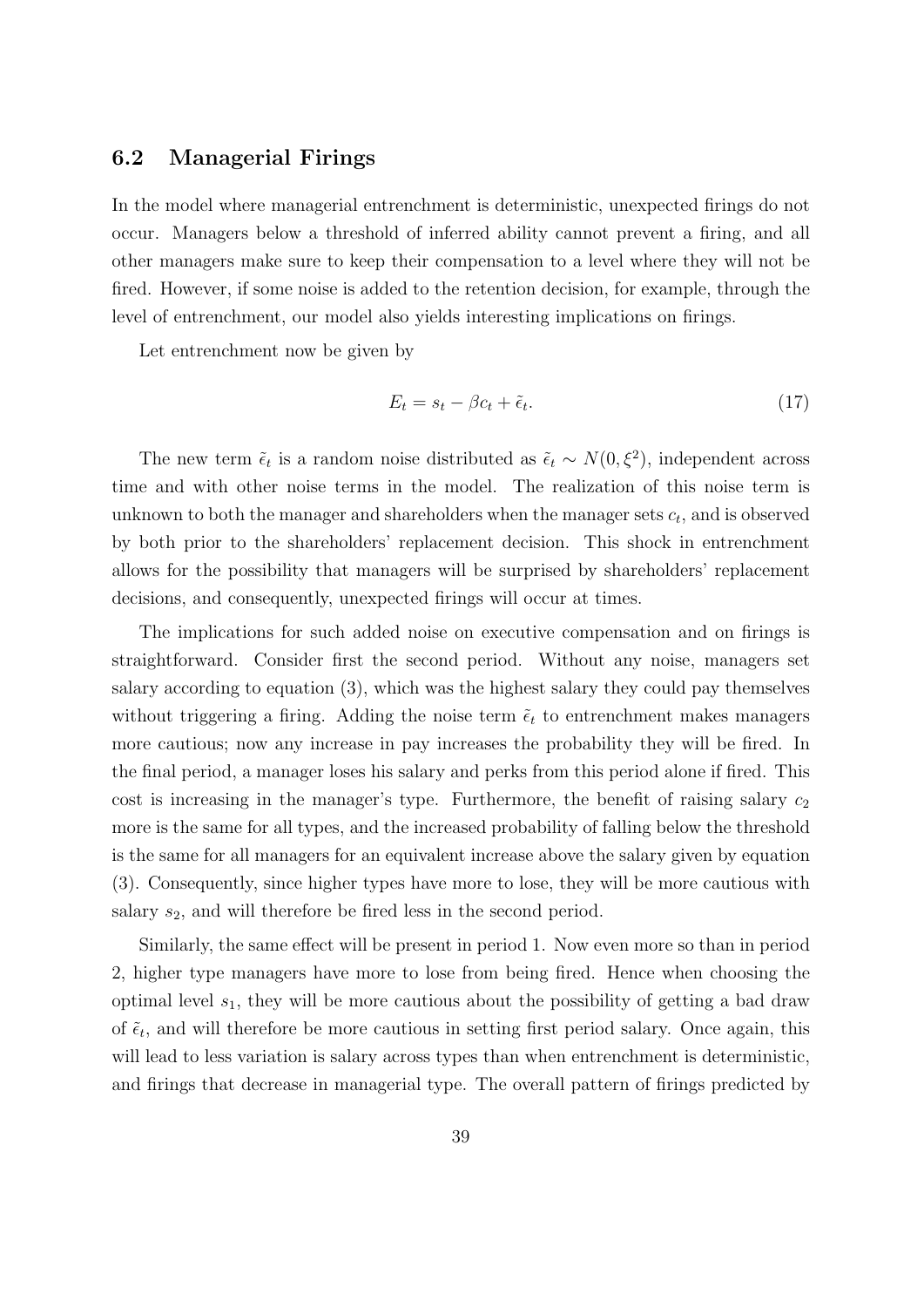### 6.2 Managerial Firings

In the model where managerial entrenchment is deterministic, unexpected firings do not occur. Managers below a threshold of inferred ability cannot prevent a firing, and all other managers make sure to keep their compensation to a level where they will not be fired. However, if some noise is added to the retention decision, for example, through the level of entrenchment, our model also yields interesting implications on firings.

Let entrenchment now be given by

$$E_t = s_t - \beta c_t + \tilde{\epsilon}_t. \tag{17}$$

The new term $\tilde{\epsilon}_t$ is a random noise distributed as $\tilde{\epsilon}_t \sim N(0, \xi^2)$, independent across time and with other noise terms in the model. The realization of this noise term is unknown to both the manager and shareholders when the manager sets $c_t$, and is observed by both prior to the shareholders' replacement decision. This shock in entrenchment allows for the possibility that managers will be surprised by shareholders' replacement decisions, and consequently, unexpected firings will occur at times.

The implications for such added noise on executive compensation and on firings is straightforward. Consider first the second period. Without any noise, managers set salary according to equation (3), which was the highest salary they could pay themselves without triggering a firing. Adding the noise term $\tilde{\epsilon}_t$ to entrenchment makes managers more cautious; now any increase in pay increases the probability they will be fired. In the final period, a manager loses his salary and perks from this period alone if fired. This cost is increasing in the manager's type. Furthermore, the benefit of raising salary $c_2$ more is the same for all types, and the increased probability of falling below the threshold is the same for all managers for an equivalent increase above the salary given by equation (3). Consequently, since higher types have more to lose, they will be more cautious with salary $s_2$, and will therefore be fired less in the second period.

Similarly, the same effect will be present in period 1. Now even more so than in period 2, higher type managers have more to lose from being fired. Hence when choosing the optimal level $s_1$, they will be more cautious about the possibility of getting a bad draw of $\tilde{\epsilon}_t$, and will therefore be more cautious in setting first period salary. Once again, this will lead to less variation is salary across types than when entrenchment is deterministic, and firings that decrease in managerial type. The overall pattern of firings predicted by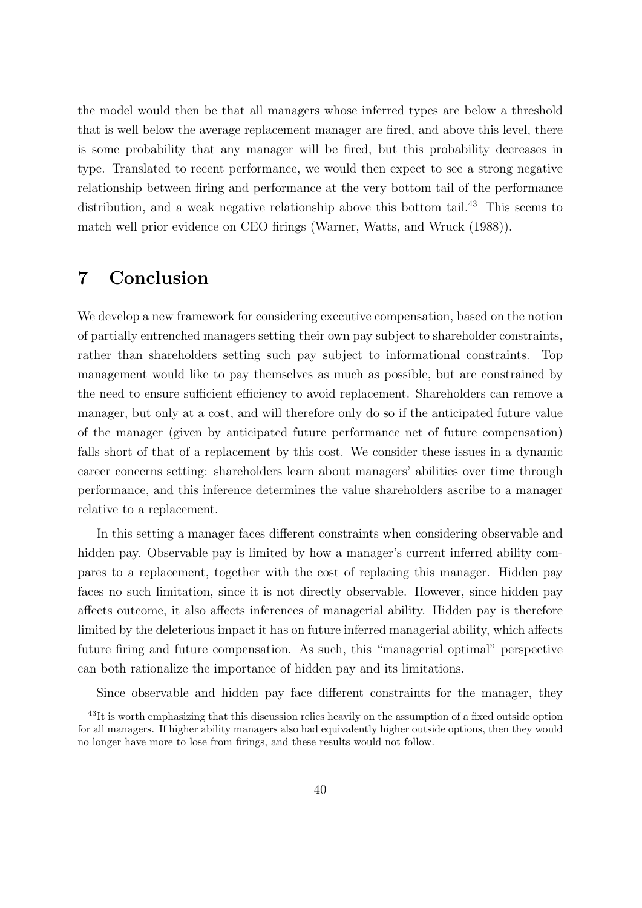the model would then be that all managers whose inferred types are below a threshold that is well below the average replacement manager are fired, and above this level, there is some probability that any manager will be fired, but this probability decreases in type. Translated to recent performance, we would then expect to see a strong negative relationship between firing and performance at the very bottom tail of the performance distribution, and a weak negative relationship above this bottom tail.[43] This seems to match well prior evidence on CEO firings (Warner, Watts, and Wruck (1988)).

# 7 Conclusion

We develop a new framework for considering executive compensation, based on the notion of partially entrenched managers setting their own pay subject to shareholder constraints, rather than shareholders setting such pay subject to informational constraints. Top management would like to pay themselves as much as possible, but are constrained by the need to ensure sufficient efficiency to avoid replacement. Shareholders can remove a manager, but only at a cost, and will therefore only do so if the anticipated future value of the manager (given by anticipated future performance net of future compensation) falls short of that of a replacement by this cost. We consider these issues in a dynamic career concerns setting: shareholders learn about managers' abilities over time through performance, and this inference determines the value shareholders ascribe to a manager relative to a replacement.

In this setting a manager faces different constraints when considering observable and hidden pay. Observable pay is limited by how a manager's current inferred ability compares to a replacement, together with the cost of replacing this manager. Hidden pay faces no such limitation, since it is not directly observable. However, since hidden pay affects outcome, it also affects inferences of managerial ability. Hidden pay is therefore limited by the deleterious impact it has on future inferred managerial ability, which affects future firing and future compensation. As such, this "managerial optimal" perspective can both rationalize the importance of hidden pay and its limitations.

Since observable and hidden pay face different constraints for the manager, they

[43] It is worth emphasizing that this discussion relies heavily on the assumption of a fixed outside option for all managers. If higher ability managers also had equivalently higher outside options, then they would no longer have more to lose from firings, and these results would not follow.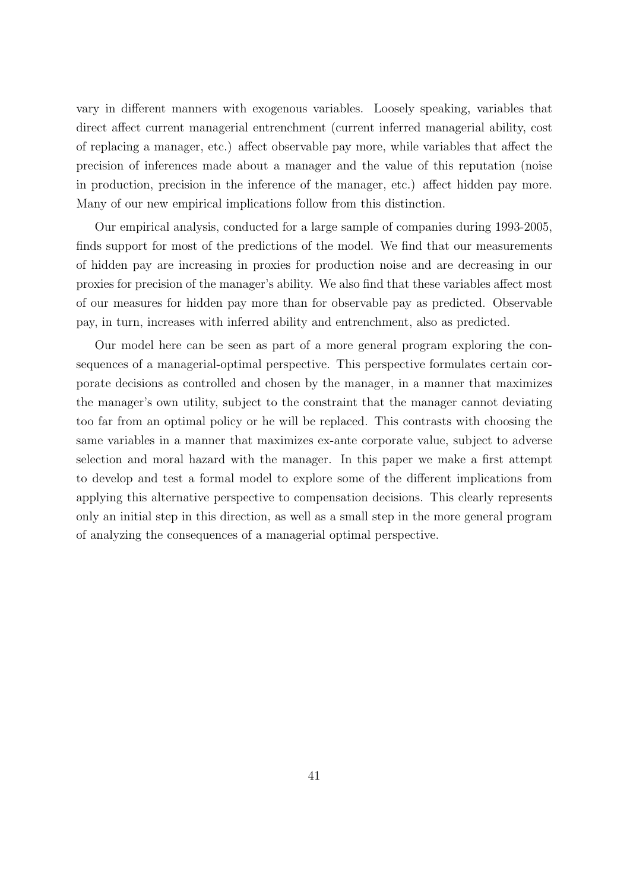vary in different manners with exogenous variables. Loosely speaking, variables that direct affect current managerial entrenchment (current inferred managerial ability, cost of replacing a manager, etc.) affect observable pay more, while variables that affect the precision of inferences made about a manager and the value of this reputation (noise in production, precision in the inference of the manager, etc.) affect hidden pay more. Many of our new empirical implications follow from this distinction.

Our empirical analysis, conducted for a large sample of companies during 1993-2005, finds support for most of the predictions of the model. We find that our measurements of hidden pay are increasing in proxies for production noise and are decreasing in our proxies for precision of the manager's ability. We also find that these variables affect most of our measures for hidden pay more than for observable pay as predicted. Observable pay, in turn, increases with inferred ability and entrenchment, also as predicted.

Our model here can be seen as part of a more general program exploring the consequences of a managerial-optimal perspective. This perspective formulates certain corporate decisions as controlled and chosen by the manager, in a manner that maximizes the manager's own utility, subject to the constraint that the manager cannot deviating too far from an optimal policy or he will be replaced. This contrasts with choosing the same variables in a manner that maximizes ex-ante corporate value, subject to adverse selection and moral hazard with the manager. In this paper we make a first attempt to develop and test a formal model to explore some of the different implications from applying this alternative perspective to compensation decisions. This clearly represents only an initial step in this direction, as well as a small step in the more general program of analyzing the consequences of a managerial optimal perspective.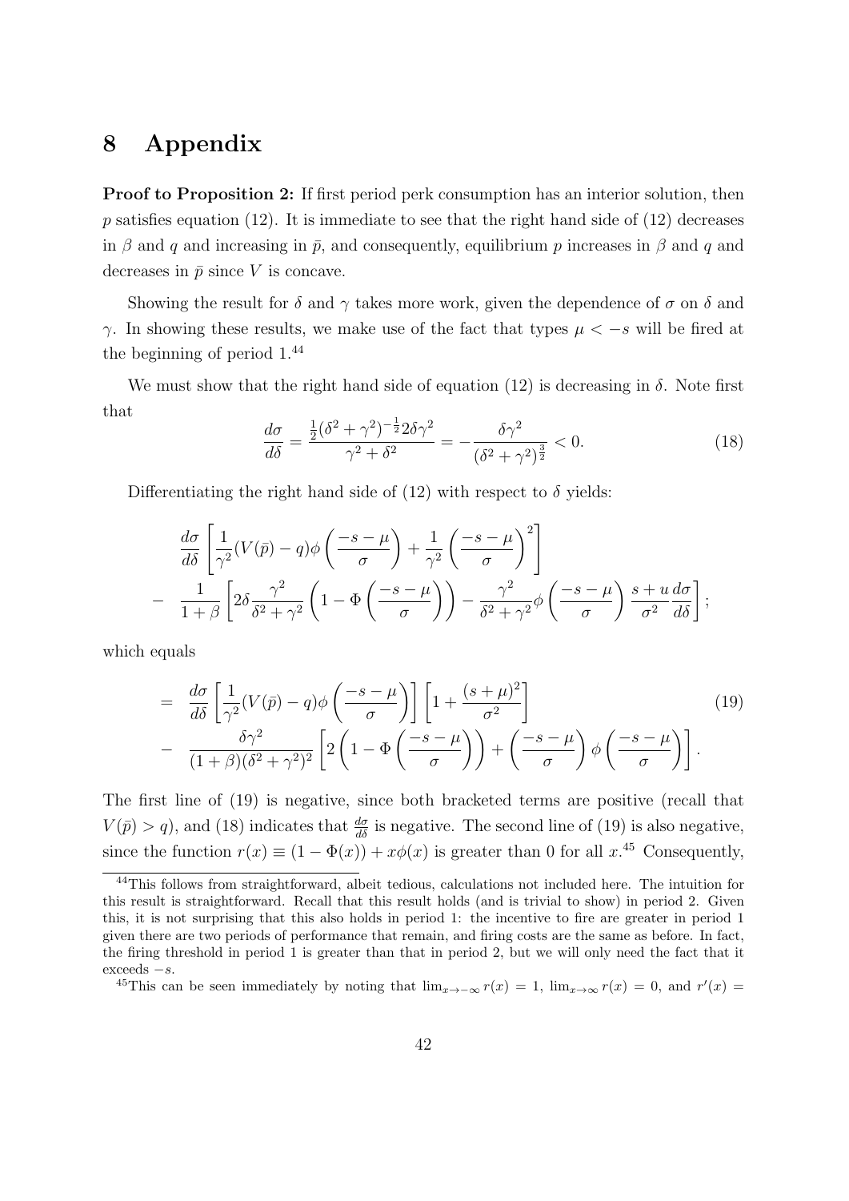# 8 Appendix

**Proof to Proposition 2:** If first period perk consumption has an interior solution, then $p$ satisfies equation (12). It is immediate to see that the right hand side of (12) decreases in $\beta$ and $q$ and increasing in $\bar{p}$, and consequently, equilibrium $p$ increases in $\beta$ and $q$ and decreases in $\bar{p}$ since $V$ is concave.

Showing the result for $\delta$ and $\gamma$ takes more work, given the dependence of $\sigma$ on $\delta$ and $\gamma$. In showing these results, we make use of the fact that types $\mu < -s$ will be fired at the beginning of period 1.[44]

We must show that the right hand side of equation (12) is decreasing in $\delta$. Note first that

$$\frac{d\sigma}{d\delta} = \frac{\frac{1}{2}(\delta^2 + \gamma^2)^{-\frac{1}{2}} 2\delta\gamma^2}{\gamma^2 + \delta^2} = -\frac{\delta\gamma^2}{(\delta^2 + \gamma^2)^{\frac{3}{2}}} < 0. \tag{18}$$

Differentiating the right hand side of (12) with respect to $\delta$ yields:

$$\begin{aligned}
& \frac{d\sigma}{d\delta}\left[\frac{1}{\gamma^2}(V(\bar{p}) - q)\phi\left(\frac{-s-\mu}{\sigma}\right) + \frac{1}{\gamma^2}\left(\frac{-s-\mu}{\sigma}\right)^2\right] \\
- \; & \frac{1}{1+\beta}\left[2\delta\frac{\gamma^2}{\delta^2+\gamma^2}\left(1 - \Phi\left(\frac{-s-\mu}{\sigma}\right)\right) - \frac{\gamma^2}{\delta^2+\gamma^2}\phi\left(\frac{-s-\mu}{\sigma}\right)\frac{s+u}{\sigma^2}\frac{d\sigma}{d\delta}\right];
\end{aligned}$$

which equals

$$\begin{aligned}
= \; & \frac{d\sigma}{d\delta}\left[\frac{1}{\gamma^2}(V(\bar{p}) - q)\phi\left(\frac{-s-\mu}{\sigma}\right)\right]\left[1 + \frac{(s+\mu)^2}{\sigma^2}\right] \\
- \; & \frac{\delta\gamma^2}{(1+\beta)(\delta^2+\gamma^2)^2}\left[2\left(1 - \Phi\left(\frac{-s-\mu}{\sigma}\right)\right) + \left(\frac{-s-\mu}{\sigma}\right)\phi\left(\frac{-s-\mu}{\sigma}\right)\right].
\end{aligned} \tag{19}$$

The first line of (19) is negative, since both bracketed terms are positive (recall that $V(\bar{p}) > q$), and (18) indicates that $\frac{d\sigma}{d\delta}$ is negative. The second line of (19) is also negative, since the function $r(x) \equiv (1 - \Phi(x)) + x\phi(x)$ is greater than 0 for all $x$.[45] Consequently,

[44] This follows from straightforward, albeit tedious, calculations not included here. The intuition for this result is straightforward. Recall that this result holds (and is trivial to show) in period 2. Given this, it is not surprising that this also holds in period 1: the incentive to fire are greater in period 1 given there are two periods of performance that remain, and firing costs are the same as before. In fact, the firing threshold in period 1 is greater than that in period 2, but we will only need the fact that it exceeds $-s$.

[45] This can be seen immediately by noting that $\lim_{x \to -\infty} r(x) = 1$, $\lim_{x \to \infty} r(x) = 0$, and $r'(x) =$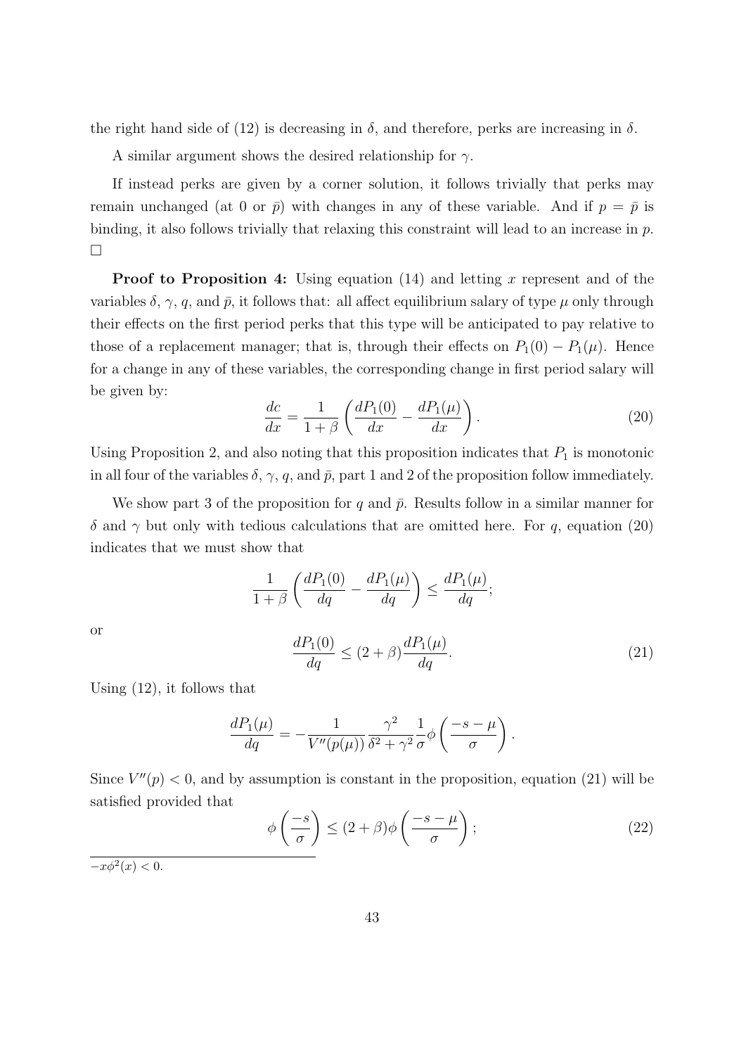the right hand side of (12) is decreasing in $\delta$, and therefore, perks are increasing in $\delta$.

A similar argument shows the desired relationship for $\gamma$.

If instead perks are given by a corner solution, it follows trivially that perks may remain unchanged (at 0 or $\bar{p}$) with changes in any of these variable. And if $p = \bar{p}$ is binding, it also follows trivially that relaxing this constraint will lead to an increase in $p$. □

**Proof to Proposition 4:** Using equation (14) and letting $x$ represent and of the variables $\delta$, $\gamma$, $q$, and $\bar{p}$, it follows that: all affect equilibrium salary of type $\mu$ only through their effects on the first period perks that this type will be anticipated to pay relative to those of a replacement manager; that is, through their effects on $P_1(0) - P_1(\mu)$. Hence for a change in any of these variables, the corresponding change in first period salary will be given by:

$$\frac{dc}{dx} = \frac{1}{1+\beta}\left(\frac{dP_1(0)}{dx} - \frac{dP_1(\mu)}{dx}\right). \tag{20}$$

Using Proposition 2, and also noting that this proposition indicates that $P_1$ is monotonic in all four of the variables $\delta$, $\gamma$, $q$, and $\bar{p}$, part 1 and 2 of the proposition follow immediately.

We show part 3 of the proposition for $q$ and $\bar{p}$. Results follow in a similar manner for $\delta$ and $\gamma$ but only with tedious calculations that are omitted here. For $q$, equation (20) indicates that we must show that

$$\frac{1}{1+\beta}\left(\frac{dP_1(0)}{dq} - \frac{dP_1(\mu)}{dq}\right) \le \frac{dP_1(\mu)}{dq};$$

or

$$\frac{dP_1(0)}{dq} \le (2+\beta)\frac{dP_1(\mu)}{dq}. \tag{21}$$

Using (12), it follows that

$$\frac{dP_1(\mu)}{dq} = -\frac{1}{V''(p(\mu))}\frac{\gamma^2}{\delta^2+\gamma^2}\frac{1}{\sigma}\phi\left(\frac{-s-\mu}{\sigma}\right).$$

Since $V''(p) < 0$, and by assumption is constant in the proposition, equation (21) will be satisfied provided that

$$\phi\left(\frac{-s}{\sigma}\right) \le (2+\beta)\phi\left(\frac{-s-\mu}{\sigma}\right); \tag{22}$$

---

$-x\phi^2(x) < 0.$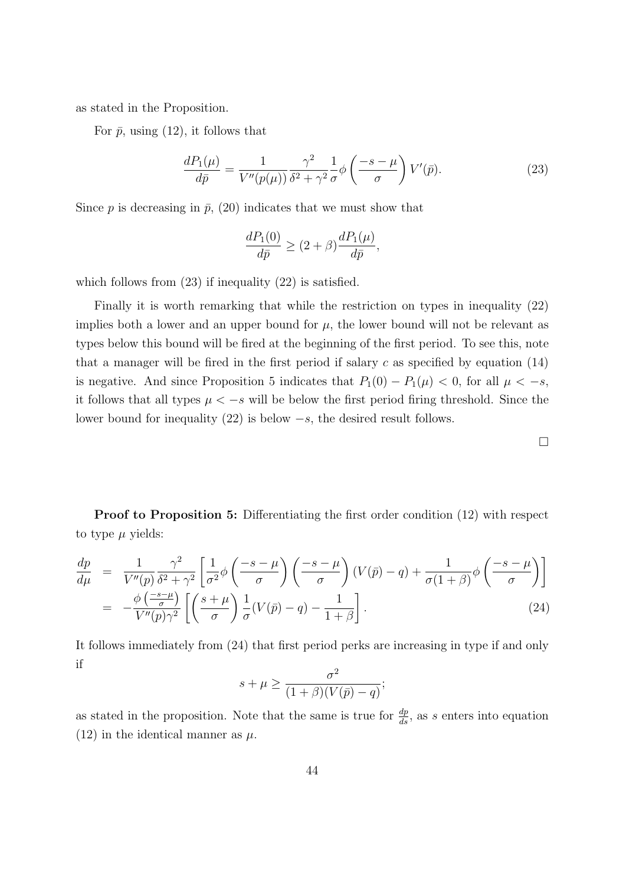as stated in the Proposition.

For $\bar{p}$, using (12), it follows that

$$\frac{dP_1(\mu)}{d\bar{p}} = \frac{1}{V''(p(\mu))} \frac{\gamma^2}{\delta^2 + \gamma^2} \frac{1}{\sigma} \phi\left(\frac{-s-\mu}{\sigma}\right) V'(\bar{p}). \tag{23}$$

Since $p$ is decreasing in $\bar{p}$, (20) indicates that we must show that

$$\frac{dP_1(0)}{d\bar{p}} \geq (2+\beta) \frac{dP_1(\mu)}{d\bar{p}},$$

which follows from (23) if inequality (22) is satisfied.

Finally it is worth remarking that while the restriction on types in inequality (22) implies both a lower and an upper bound for $\mu$, the lower bound will not be relevant as types below this bound will be fired at the beginning of the first period. To see this, note that a manager will be fired in the first period if salary $c$ as specified by equation (14) is negative. And since Proposition 5 indicates that $P_1(0) - P_1(\mu) < 0$, for all $\mu < -s$, it follows that all types $\mu < -s$ will be below the first period firing threshold. Since the lower bound for inequality (22) is below $-s$, the desired result follows.

□

**Proof to Proposition 5:** Differentiating the first order condition (12) with respect to type $\mu$ yields:

$$\begin{aligned}
\frac{dp}{d\mu} &= \frac{1}{V''(p)} \frac{\gamma^2}{\delta^2 + \gamma^2} \left[ \frac{1}{\sigma^2} \phi\left(\frac{-s-\mu}{\sigma}\right) \left(\frac{-s-\mu}{\sigma}\right) (V(\bar{p}) - q) + \frac{1}{\sigma(1+\beta)} \phi\left(\frac{-s-\mu}{\sigma}\right) \right] \\
&= -\frac{\phi\left(\frac{-s-\mu}{\sigma}\right)}{V''(p)\gamma^2} \left[ \left(\frac{s+\mu}{\sigma}\right) \frac{1}{\sigma}(V(\bar{p}) - q) - \frac{1}{1+\beta} \right]. \qquad (24)
\end{aligned}$$

It follows immediately from (24) that first period perks are increasing in type if and only if

$$s + \mu \geq \frac{\sigma^2}{(1+\beta)(V(\bar{p}) - q)};$$

as stated in the proposition. Note that the same is true for $\frac{dp}{ds}$, as $s$ enters into equation (12) in the identical manner as $\mu$.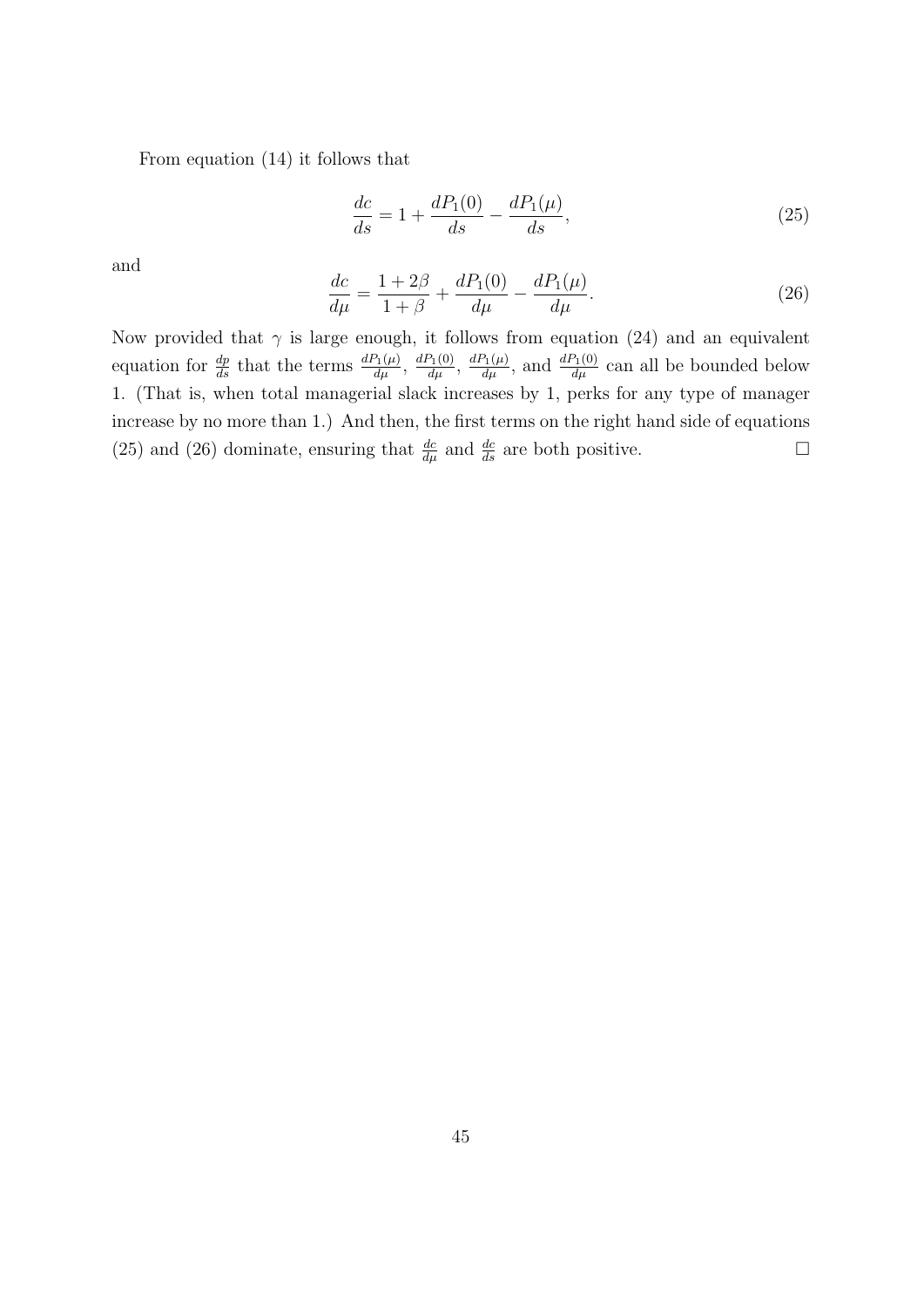From equation (14) it follows that

$$\frac{dc}{ds} = 1 + \frac{dP_1(0)}{ds} - \frac{dP_1(\mu)}{ds}, \tag{25}$$

and

$$\frac{dc}{d\mu} = \frac{1+2\beta}{1+\beta} + \frac{dP_1(0)}{d\mu} - \frac{dP_1(\mu)}{d\mu}. \tag{26}$$

Now provided that $\gamma$ is large enough, it follows from equation (24) and an equivalent equation for $\frac{dp}{ds}$ that the terms $\frac{dP_1(\mu)}{d\mu}$, $\frac{dP_1(0)}{d\mu}$, $\frac{dP_1(\mu)}{d\mu}$, and $\frac{dP_1(0)}{d\mu}$ can all be bounded below 1. (That is, when total managerial slack increases by 1, perks for any type of manager increase by no more than 1.) And then, the first terms on the right hand side of equations (25) and (26) dominate, ensuring that $\frac{dc}{d\mu}$ and $\frac{dc}{ds}$ are both positive. □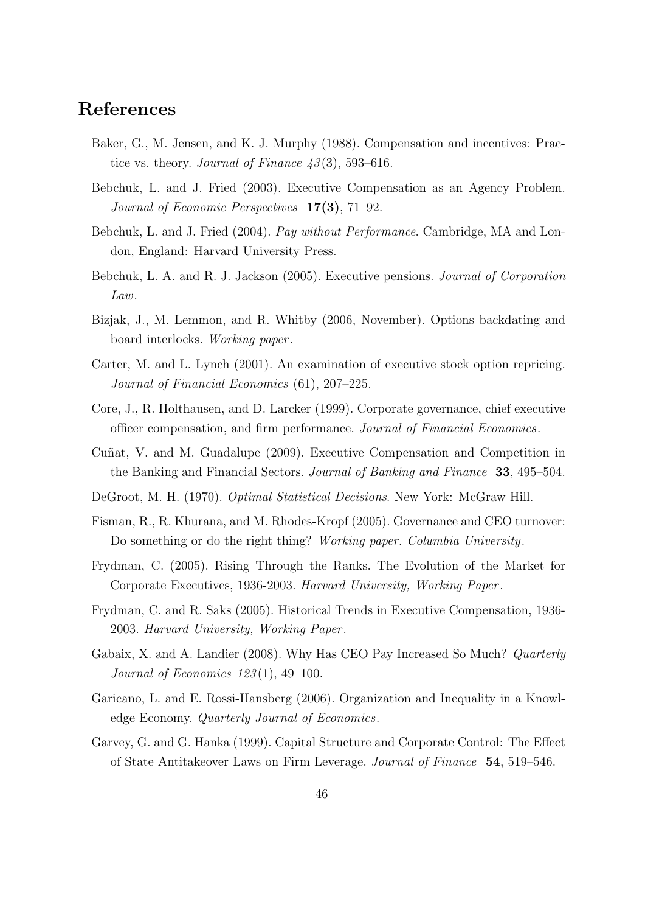# References

Baker, G., M. Jensen, and K. J. Murphy (1988). Compensation and incentives: Practice vs. theory. *Journal of Finance 43*(3), 593–616.

Bebchuk, L. and J. Fried (2003). Executive Compensation as an Agency Problem. *Journal of Economic Perspectives* **17(3)**, 71–92.

Bebchuk, L. and J. Fried (2004). *Pay without Performance*. Cambridge, MA and London, England: Harvard University Press.

Bebchuk, L. A. and R. J. Jackson (2005). Executive pensions. *Journal of Corporation Law*.

Bizjak, J., M. Lemmon, and R. Whitby (2006, November). Options backdating and board interlocks. *Working paper*.

Carter, M. and L. Lynch (2001). An examination of executive stock option repricing. *Journal of Financial Economics* (61), 207–225.

Core, J., R. Holthausen, and D. Larcker (1999). Corporate governance, chief executive officer compensation, and firm performance. *Journal of Financial Economics*.

Cuñat, V. and M. Guadalupe (2009). Executive Compensation and Competition in the Banking and Financial Sectors. *Journal of Banking and Finance* **33**, 495–504.

DeGroot, M. H. (1970). *Optimal Statistical Decisions*. New York: McGraw Hill.

Fisman, R., R. Khurana, and M. Rhodes-Kropf (2005). Governance and CEO turnover: Do something or do the right thing? *Working paper. Columbia University*.

Frydman, C. (2005). Rising Through the Ranks. The Evolution of the Market for Corporate Executives, 1936-2003. *Harvard University, Working Paper*.

Frydman, C. and R. Saks (2005). Historical Trends in Executive Compensation, 1936-2003. *Harvard University, Working Paper*.

Gabaix, X. and A. Landier (2008). Why Has CEO Pay Increased So Much? *Quarterly Journal of Economics 123*(1), 49–100.

Garicano, L. and E. Rossi-Hansberg (2006). Organization and Inequality in a Knowledge Economy. *Quarterly Journal of Economics*.

Garvey, G. and G. Hanka (1999). Capital Structure and Corporate Control: The Effect of State Antitakeover Laws on Firm Leverage. *Journal of Finance* **54**, 519–546.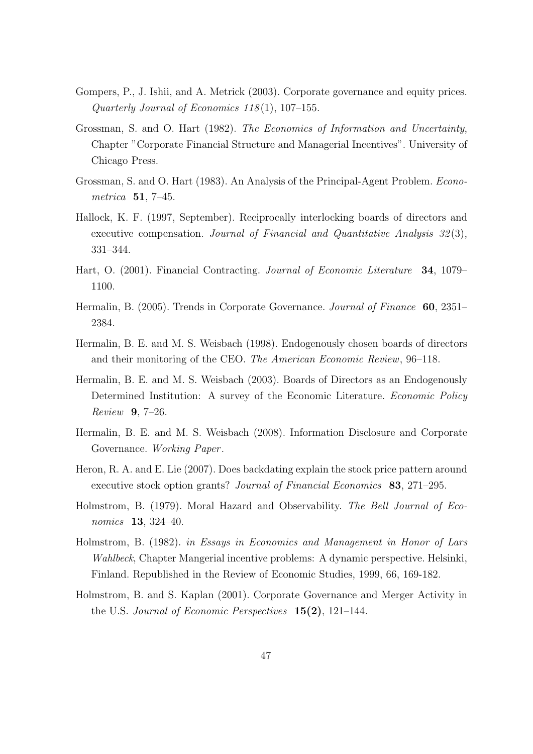Gompers, P., J. Ishii, and A. Metrick (2003). Corporate governance and equity prices. *Quarterly Journal of Economics 118*(1), 107–155.

Grossman, S. and O. Hart (1982). *The Economics of Information and Uncertainty*, Chapter "Corporate Financial Structure and Managerial Incentives". University of Chicago Press.

Grossman, S. and O. Hart (1983). An Analysis of the Principal-Agent Problem. *Econometrica* **51**, 7–45.

Hallock, K. F. (1997, September). Reciprocally interlocking boards of directors and executive compensation. *Journal of Financial and Quantitative Analysis 32*(3), 331–344.

Hart, O. (2001). Financial Contracting. *Journal of Economic Literature* **34**, 1079–1100.

Hermalin, B. (2005). Trends in Corporate Governance. *Journal of Finance* **60**, 2351–2384.

Hermalin, B. E. and M. S. Weisbach (1998). Endogenously chosen boards of directors and their monitoring of the CEO. *The American Economic Review*, 96–118.

Hermalin, B. E. and M. S. Weisbach (2003). Boards of Directors as an Endogenously Determined Institution: A survey of the Economic Literature. *Economic Policy Review* **9**, 7–26.

Hermalin, B. E. and M. S. Weisbach (2008). Information Disclosure and Corporate Governance. *Working Paper*.

Heron, R. A. and E. Lie (2007). Does backdating explain the stock price pattern around executive stock option grants? *Journal of Financial Economics* **83**, 271–295.

Holmstrom, B. (1979). Moral Hazard and Observability. *The Bell Journal of Economics* **13**, 324–40.

Holmstrom, B. (1982). *in Essays in Economics and Management in Honor of Lars Wahlbeck*, Chapter Mangerial incentive problems: A dynamic perspective. Helsinki, Finland. Republished in the Review of Economic Studies, 1999, 66, 169-182.

Holmstrom, B. and S. Kaplan (2001). Corporate Governance and Merger Activity in the U.S. *Journal of Economic Perspectives* **15(2)**, 121–144.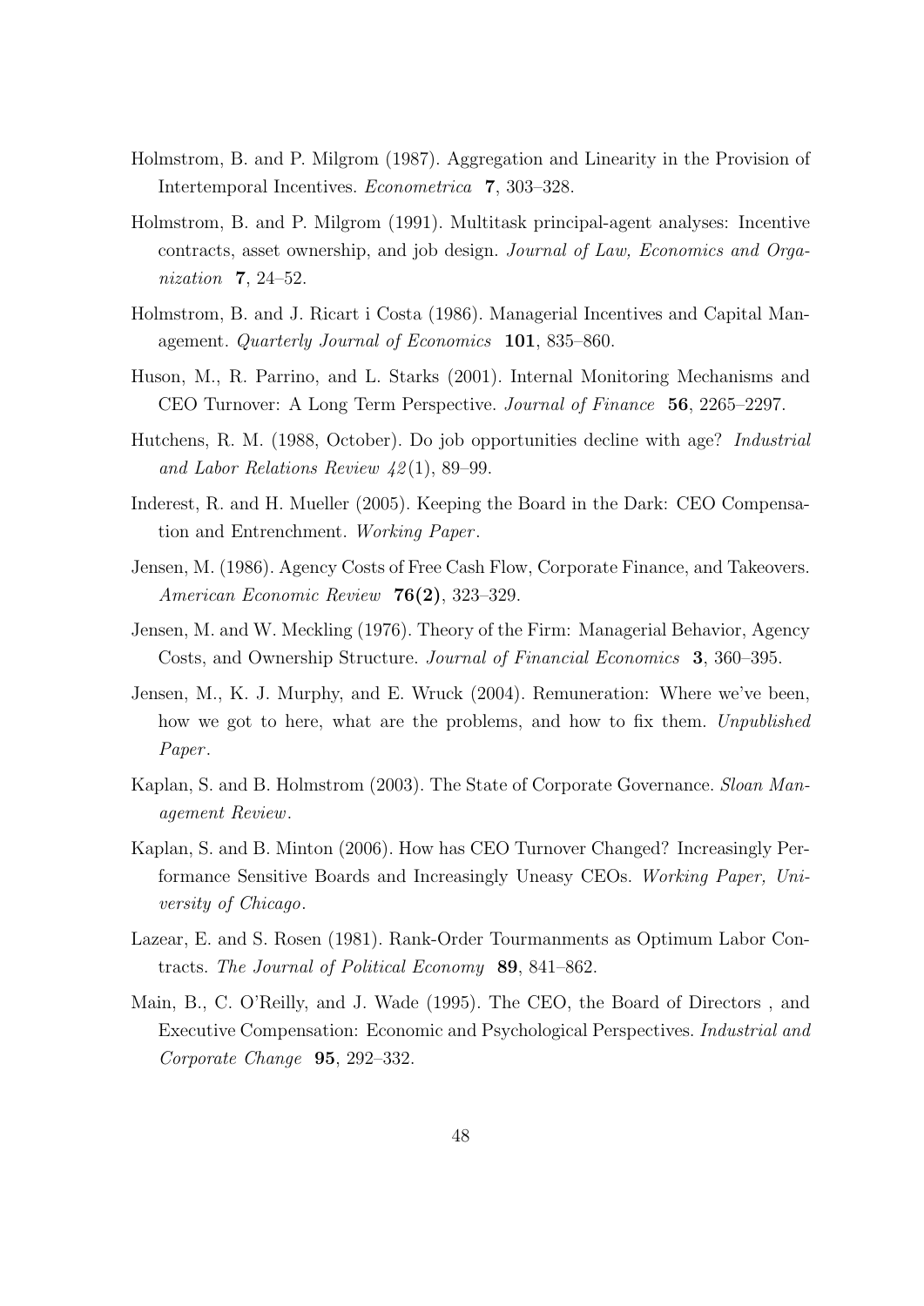Holmstrom, B. and P. Milgrom (1987). Aggregation and Linearity in the Provision of Intertemporal Incentives. *Econometrica* **7**, 303–328.

Holmstrom, B. and P. Milgrom (1991). Multitask principal-agent analyses: Incentive contracts, asset ownership, and job design. *Journal of Law, Economics and Organization* **7**, 24–52.

Holmstrom, B. and J. Ricart i Costa (1986). Managerial Incentives and Capital Management. *Quarterly Journal of Economics* **101**, 835–860.

Huson, M., R. Parrino, and L. Starks (2001). Internal Monitoring Mechanisms and CEO Turnover: A Long Term Perspective. *Journal of Finance* **56**, 2265–2297.

Hutchens, R. M. (1988, October). Do job opportunities decline with age? *Industrial and Labor Relations Review 42*(1), 89–99.

Inderest, R. and H. Mueller (2005). Keeping the Board in the Dark: CEO Compensation and Entrenchment. *Working Paper*.

Jensen, M. (1986). Agency Costs of Free Cash Flow, Corporate Finance, and Takeovers. *American Economic Review* **76(2)**, 323–329.

Jensen, M. and W. Meckling (1976). Theory of the Firm: Managerial Behavior, Agency Costs, and Ownership Structure. *Journal of Financial Economics* **3**, 360–395.

Jensen, M., K. J. Murphy, and E. Wruck (2004). Remuneration: Where we've been, how we got to here, what are the problems, and how to fix them. *Unpublished Paper*.

Kaplan, S. and B. Holmstrom (2003). The State of Corporate Governance. *Sloan Management Review*.

Kaplan, S. and B. Minton (2006). How has CEO Turnover Changed? Increasingly Performance Sensitive Boards and Increasingly Uneasy CEOs. *Working Paper, University of Chicago*.

Lazear, E. and S. Rosen (1981). Rank-Order Tourmanments as Optimum Labor Contracts. *The Journal of Political Economy* **89**, 841–862.

Main, B., C. O'Reilly, and J. Wade (1995). The CEO, the Board of Directors , and Executive Compensation: Economic and Psychological Perspectives. *Industrial and Corporate Change* **95**, 292–332.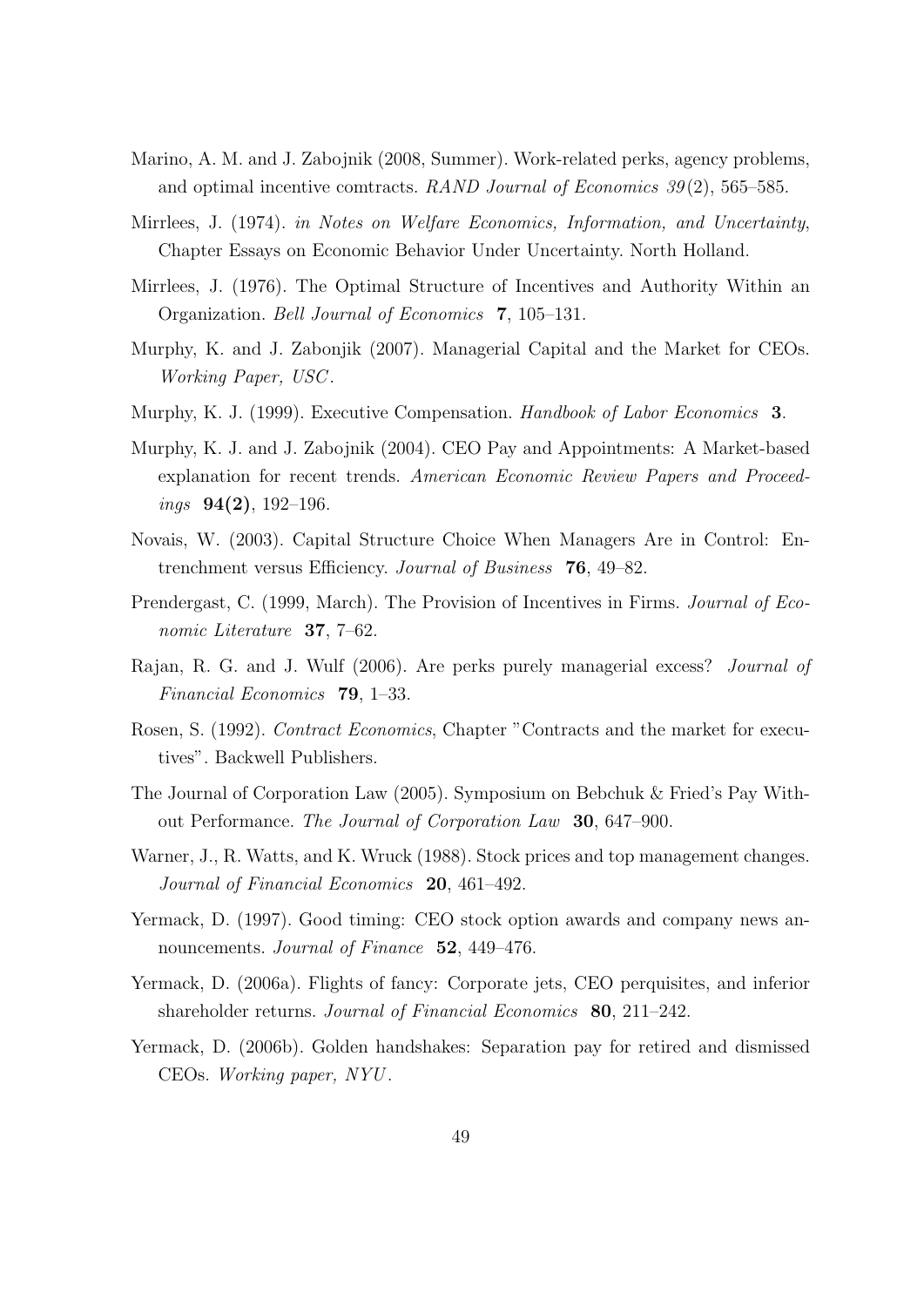Marino, A. M. and J. Zabojnik (2008, Summer). Work-related perks, agency problems, and optimal incentive comtracts. *RAND Journal of Economics 39*(2), 565–585.

Mirrlees, J. (1974). *in Notes on Welfare Economics, Information, and Uncertainty*, Chapter Essays on Economic Behavior Under Uncertainty. North Holland.

Mirrlees, J. (1976). The Optimal Structure of Incentives and Authority Within an Organization. *Bell Journal of Economics* **7**, 105–131.

Murphy, K. and J. Zabonjik (2007). Managerial Capital and the Market for CEOs. *Working Paper, USC*.

Murphy, K. J. (1999). Executive Compensation. *Handbook of Labor Economics* **3**.

Murphy, K. J. and J. Zabojnik (2004). CEO Pay and Appointments: A Market-based explanation for recent trends. *American Economic Review Papers and Proceedings* **94(2)**, 192–196.

Novais, W. (2003). Capital Structure Choice When Managers Are in Control: Entrenchment versus Efficiency. *Journal of Business* **76**, 49–82.

Prendergast, C. (1999, March). The Provision of Incentives in Firms. *Journal of Economic Literature* **37**, 7–62.

Rajan, R. G. and J. Wulf (2006). Are perks purely managerial excess? *Journal of Financial Economics* **79**, 1–33.

Rosen, S. (1992). *Contract Economics*, Chapter "Contracts and the market for executives". Backwell Publishers.

The Journal of Corporation Law (2005). Symposium on Bebchuk & Fried's Pay Without Performance. *The Journal of Corporation Law* **30**, 647–900.

Warner, J., R. Watts, and K. Wruck (1988). Stock prices and top management changes. *Journal of Financial Economics* **20**, 461–492.

Yermack, D. (1997). Good timing: CEO stock option awards and company news announcements. *Journal of Finance* **52**, 449–476.

Yermack, D. (2006a). Flights of fancy: Corporate jets, CEO perquisites, and inferior shareholder returns. *Journal of Financial Economics* **80**, 211–242.

Yermack, D. (2006b). Golden handshakes: Separation pay for retired and dismissed CEOs. *Working paper, NYU*.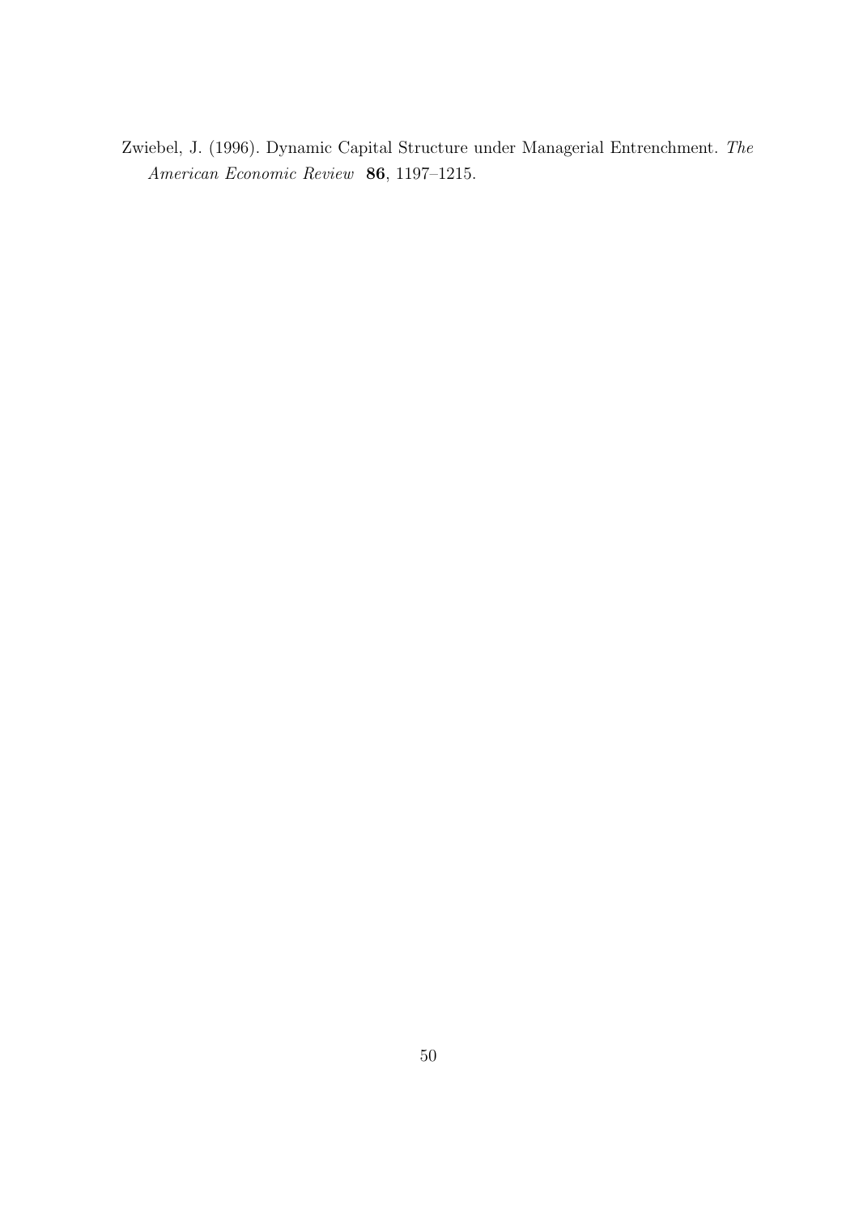Zwiebel, J. (1996). Dynamic Capital Structure under Managerial Entrenchment. *The American Economic Review* **86**, 1197–1215.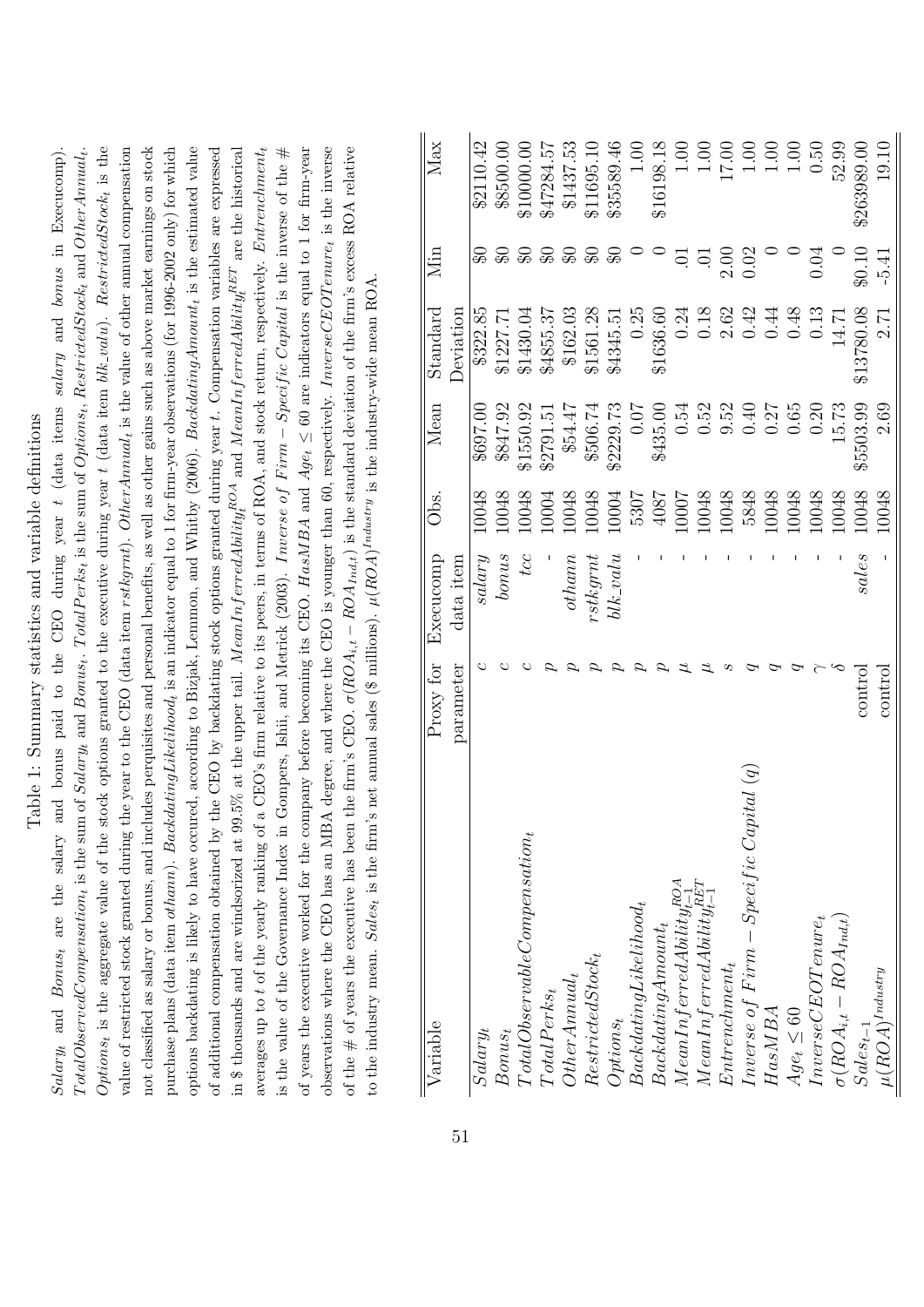Table 1: Summary statistics and variable definitions

$Salary_t$ and $Bonus_t$ are the salary and bonus paid to the CEO during year $t$ (data items *salary* and *bonus* in Execucomp). $TotalObservedCompensation_t$ is the sum of $Salary_t$ and $Bonus_t$. $TotalPerks_t$ is the sum of $Options_t$, $RestrictedStock_t$, and $OtherAnnual_t$. $Options_t$ is the aggregate value of the stock options granted to the executive during year $t$ (data item *blk_valu*). $RestrictedStock_t$ is the value of restricted stock granted during the year to the CEO (data item *rstkgrnt*). $OtherAnnual_t$ is the value of other annual compensation not classified as salary or bonus, and includes perquisites and personal benefits, as well as other gains such as above market earnings on stock purchase plans (data item *othann*). $BackdatingLikelihood_t$ is an indicator equal to 1 for firm-year observations (for 1996-2002 only) for which options backdating is likely to have occured, according to Bizjak, Lemmon, and Whitby (2006). $BackdatingAmount_t$ is the estimated value of additional compensation obtained by the CEO by backdating stock options granted during year $t$. Compensation variables are expressed in \$ thousands and are windsorized at 99.5% at the upper tail. $MeanInferredAbility_t^{ROA}$ and $MeanInferredAbility_t^{RET}$ are the historical averages up to $t$ of the yearly ranking of a CEO's firm relative to its peers, in terms of ROA, and stock return, respectively. $Entrenchment_t$ is the value of the Governance Index in Gompers, Ishii, and Metrick (2003). $Inverse\ of\ Firm-Specific\ Capital$ is the inverse of the # of years the executive worked for the company before becoming its CEO. $HasMBA$ and $Age_t \leq 60$ are indicators equal to 1 for firm-year observations where the CEO has an MBA degree, and where the CEO is younger than 60, respectively. $InverseCEOTenure_t$ is the inverse of the # of years the executive has been the firm's CEO. $\sigma(ROA_{i,t} - ROA_{Ind,t})$ is the standard deviation of the firm's excess ROA relative to the industry mean. $Sales_t$ is the firm's net annual sales (\$ millions). $\mu(ROA)^{Industry}$ is the industry-wide mean ROA.

| Variable | Proxy for parameter | Execucomp data item | Obs. | Mean | Standard Deviation | Min | Max |
|---|---|---|---|---|---|---|---|
| $Salary_t$ | $c$ | *salary* | 10048 | \$697.00 | \$322.85 | \$0 | \$2110.42 |
| $Bonus_t$ | $c$ | *bonus* | 10048 | \$847.92 | \$1227.71 | \$0 | \$8500.00 |
| $TotalObservableCompensation_t$ | $c$ | *tcc* | 10048 | \$1550.92 | \$1430.04 | \$0 | \$10000.00 |
| $TotalPerks_t$ | $p$ | - | 10004 | \$2791.51 | \$4855.37 | \$0 | \$47284.57 |
| $OtherAnnual_t$ | $p$ | *othann* | 10048 | \$54.47 | \$162.03 | \$0 | \$1437.53 |
| $RestrictedStock_t$ | $p$ | *rstkgrnt* | 10048 | \$506.74 | \$1561.28 | \$0 | \$11695.10 |
| $Options_t$ | $p$ | *blk_valu* | 10004 | \$2229.73 | \$4345.51 | \$0 | \$35589.46 |
| $BackdatingLikelihood_t$ | $p$ | - | 5307 | 0.07 | 0.25 | 0 | 1.00 |
| $BackdatingAmount_t$ | $p$ | - | 4087 | \$435.00 | \$1636.60 | 0 | \$16198.18 |
| $MeanInferredAbility_{t-1}^{ROA}$ | $\mu$ | - | 10007 | 0.54 | 0.24 | .01 | 1.00 |
| $MeanInferredAbility_{t-1}^{RET}$ | $\mu$ | - | 10048 | 0.52 | 0.18 | .01 | 1.00 |
| $Entrenchment_t$ | $s$ | - | 10048 | 9.52 | 2.62 | 2.00 | 17.00 |
| $Inverse\ of\ Firm-Specific\ Capital\ (q)$ | $q$ | - | 5848 | 0.40 | 0.42 | 0.02 | 1.00 |
| $HasMBA$ | $q$ | - | 10048 | 0.27 | 0.44 | 0 | 1.00 |
| $Age_t \leq 60$ | $q$ | - | 10048 | 0.65 | 0.48 | 0 | 1.00 |
| $InverseCEOTenure_t$ | $\gamma$ | - | 10048 | 0.20 | 0.13 | 0.04 | 0.50 |
| $\sigma(ROA_{i,t} - ROA_{Ind,t})$ | $\delta$ | - | 10048 | 15.73 | 14.71 | 0 | 52.99 |
| $Sales_{t-1}$ | control | *sales* | 10048 | \$5503.99 | \$13780.08 | \$0.10 | \$263989.00 |
| $\mu(ROA)^{Industry}$ | control | - | 10048 | 2.69 | 2.71 | -5.41 | 19.10 |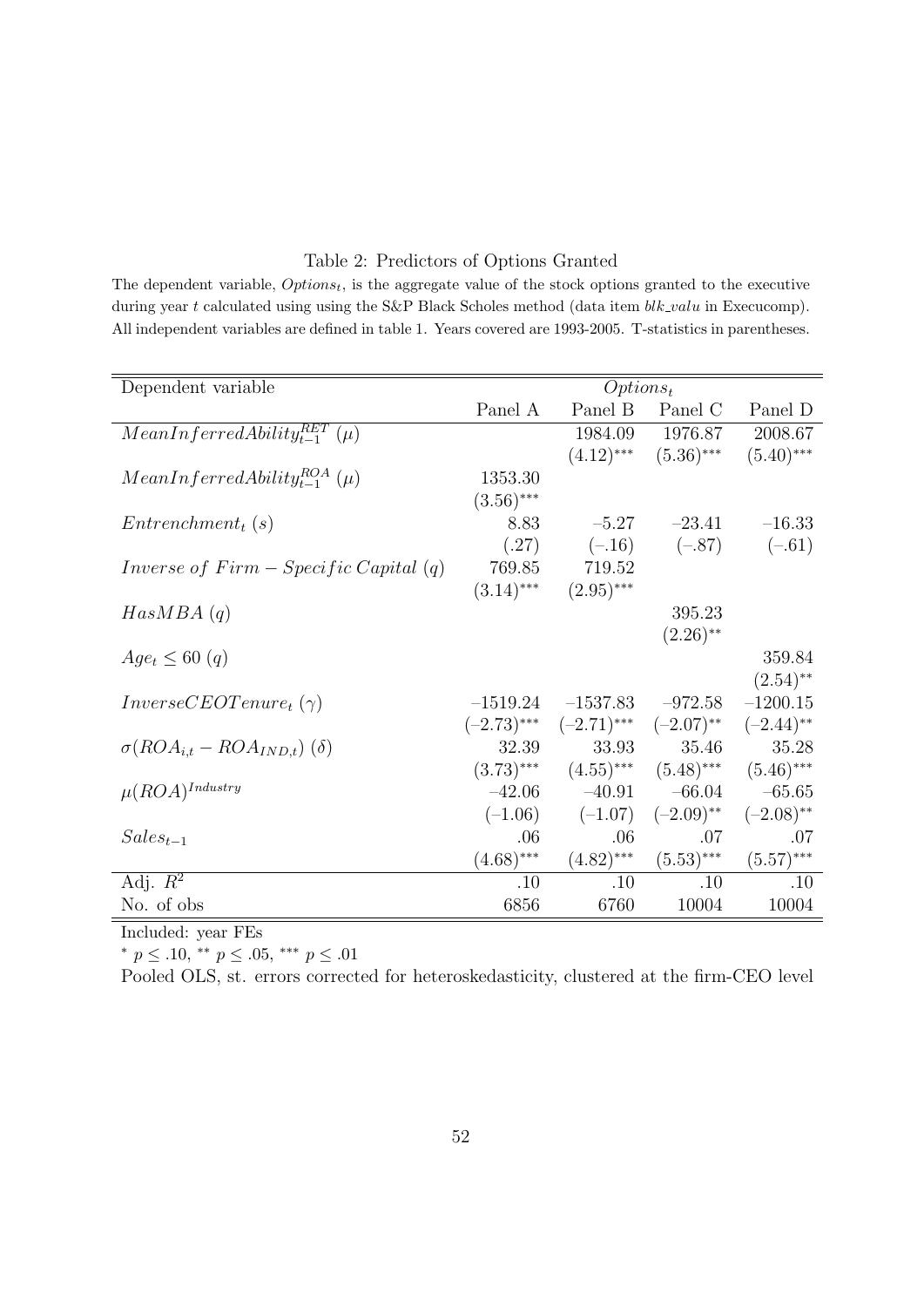Table 2: Predictors of Options Granted

The dependent variable, $Options_t$, is the aggregate value of the stock options granted to the executive during year $t$ calculated using using the S&P Black Scholes method (data item *blk_valu* in Execucomp). All independent variables are defined in table 1. Years covered are 1993-2005. T-statistics in parentheses.

| Dependent variable | $Options_t$ | | | |
|---|---|---|---|---|
| | Panel A | Panel B | Panel C | Panel D |
| $MeanInferredAbility^{RET}_{t-1}$ ($\mu$) | | 1984.09 | 1976.87 | 2008.67 |
| | | $(4.12)^{***}$ | $(5.36)^{***}$ | $(5.40)^{***}$ |
| $MeanInferredAbility^{ROA}_{t-1}$ ($\mu$) | 1353.30 | | | |
| | $(3.56)^{***}$ | | | |
| $Entrenchment_t$ ($s$) | 8.83 | –5.27 | –23.41 | –16.33 |
| | (.27) | (–.16) | (–.87) | (–.61) |
| $Inverse\ of\ Firm-Specific\ Capital$ ($q$) | 769.85 | 719.52 | | |
| | $(3.14)^{***}$ | $(2.95)^{***}$ | | |
| $HasMBA$ ($q$) | | | 395.23 | |
| | | | $(2.26)^{**}$ | |
| $Age_t \leq 60$ ($q$) | | | | 359.84 |
| | | | | $(2.54)^{**}$ |
| $InverseCEOTenure_t$ ($\gamma$) | –1519.24 | –1537.83 | –972.58 | –1200.15 |
| | $(-2.73)^{***}$ | $(-2.71)^{***}$ | $(-2.07)^{**}$ | $(-2.44)^{**}$ |
| $\sigma(ROA_{i,t} - ROA_{IND,t})$ ($\delta$) | 32.39 | 33.93 | 35.46 | 35.28 |
| | $(3.73)^{***}$ | $(4.55)^{***}$ | $(5.48)^{***}$ | $(5.46)^{***}$ |
| $\mu(ROA)^{Industry}$ | –42.06 | –40.91 | –66.04 | –65.65 |
| | (–1.06) | (–1.07) | $(-2.09)^{**}$ | $(-2.08)^{**}$ |
| $Sales_{t-1}$ | .06 | .06 | .07 | .07 |
| | $(4.68)^{***}$ | $(4.82)^{***}$ | $(5.53)^{***}$ | $(5.57)^{***}$ |
| Adj. $R^2$ | .10 | .10 | .10 | .10 |
| No. of obs | 6856 | 6760 | 10004 | 10004 |

Included: year FEs

$^{*}$ $p \leq .10$, $^{**}$ $p \leq .05$, $^{***}$ $p \leq .01$

Pooled OLS, st. errors corrected for heteroskedasticity, clustered at the firm-CEO level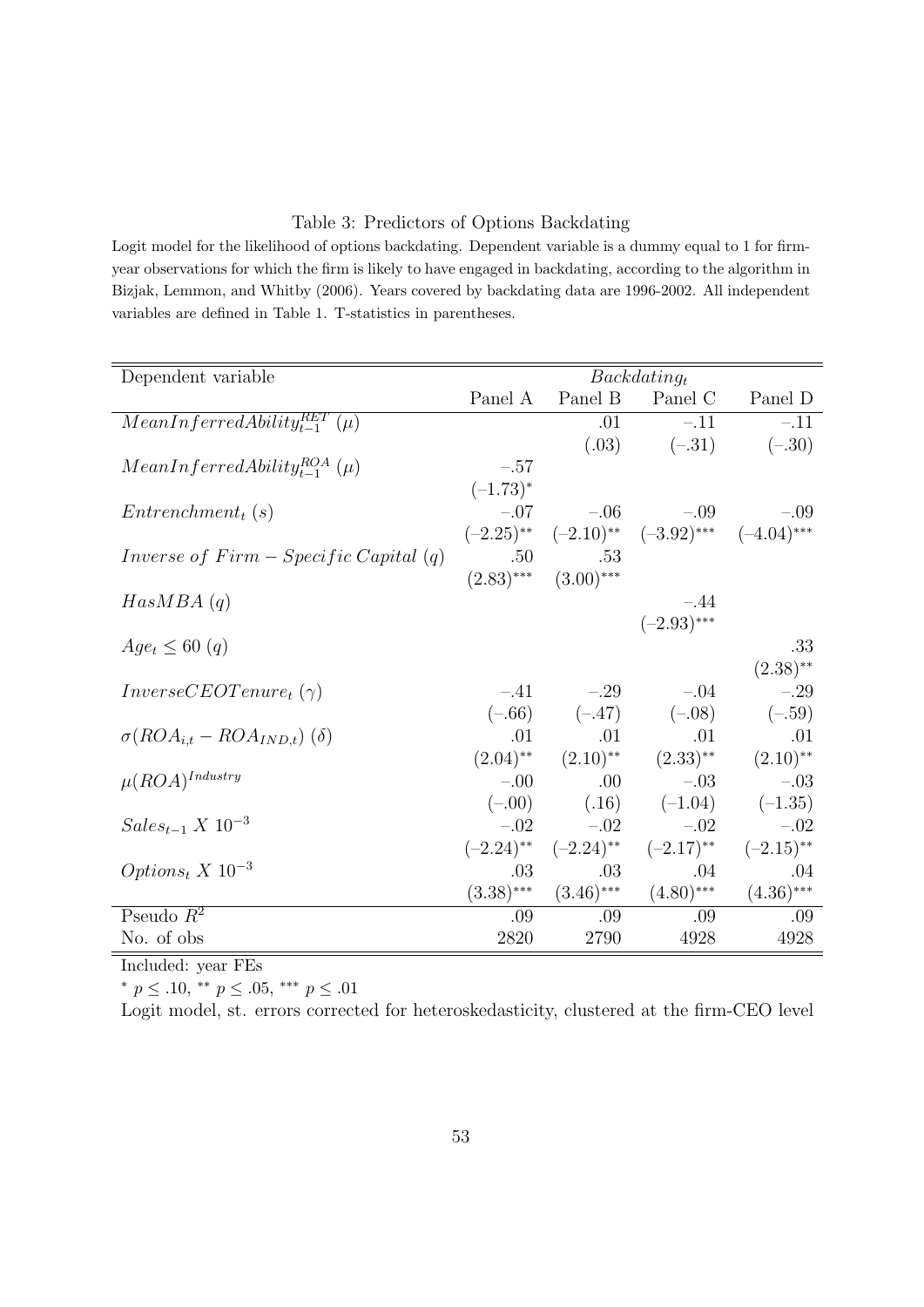Table 3: Predictors of Options Backdating

Logit model for the likelihood of options backdating. Dependent variable is a dummy equal to 1 for firm-year observations for which the firm is likely to have engaged in backdating, according to the algorithm in Bizjak, Lemmon, and Whitby (2006). Years covered by backdating data are 1996-2002. All independent variables are defined in Table 1. T-statistics in parentheses.

| Dependent variable | $Backdating_t$ | | | |
|---|---|---|---|---|
| | Panel A | Panel B | Panel C | Panel D |
| $MeanInferredAbility^{RET}_{t-1}$ $(\mu)$ | | .01 | −.11 | −.11 |
| | | (.03) | (−.31) | (−.30) |
| $MeanInferredAbility^{ROA}_{t-1}$ $(\mu)$ | −.57 | | | |
| | $(-1.73)^{*}$ | | | |
| $Entrenchment_t$ $(s)$ | −.07 | −.06 | −.09 | −.09 |
| | $(-2.25)^{**}$ | $(-2.10)^{**}$ | $(-3.92)^{***}$ | $(-4.04)^{***}$ |
| $Inverse\ of\ Firm-Specific\ Capital$ $(q)$ | .50 | .53 | | |
| | $(2.83)^{***}$ | $(3.00)^{***}$ | | |
| $HasMBA$ $(q)$ | | | −.44 | |
| | | | $(-2.93)^{***}$ | |
| $Age_t \leq 60$ $(q)$ | | | | .33 |
| | | | | $(2.38)^{**}$ |
| $InverseCEOTenure_t$ $(\gamma)$ | −.41 | −.29 | −.04 | −.29 |
| | (−.66) | (−.47) | (−.08) | (−.59) |
| $\sigma(ROA_{i,t} - ROA_{IND,t})$ $(\delta)$ | .01 | .01 | .01 | .01 |
| | $(2.04)^{**}$ | $(2.10)^{**}$ | $(2.33)^{**}$ | $(2.10)^{**}$ |
| $\mu(ROA)^{Industry}$ | −.00 | .00 | −.03 | −.03 |
| | (−.00) | (.16) | (−1.04) | (−1.35) |
| $Sales_{t-1}\ X\ 10^{-3}$ | −.02 | −.02 | −.02 | −.02 |
| | $(-2.24)^{**}$ | $(-2.24)^{**}$ | $(-2.17)^{**}$ | $(-2.15)^{**}$ |
| $Options_t\ X\ 10^{-3}$ | .03 | .03 | .04 | .04 |
| | $(3.38)^{***}$ | $(3.46)^{***}$ | $(4.80)^{***}$ | $(4.36)^{***}$ |
| Pseudo $R^2$ | .09 | .09 | .09 | .09 |
| No. of obs | 2820 | 2790 | 4928 | 4928 |

Included: year FEs

$^{*}$ $p \leq .10$, $^{**}$ $p \leq .05$, $^{***}$ $p \leq .01$

Logit model, st. errors corrected for heteroskedasticity, clustered at the firm-CEO level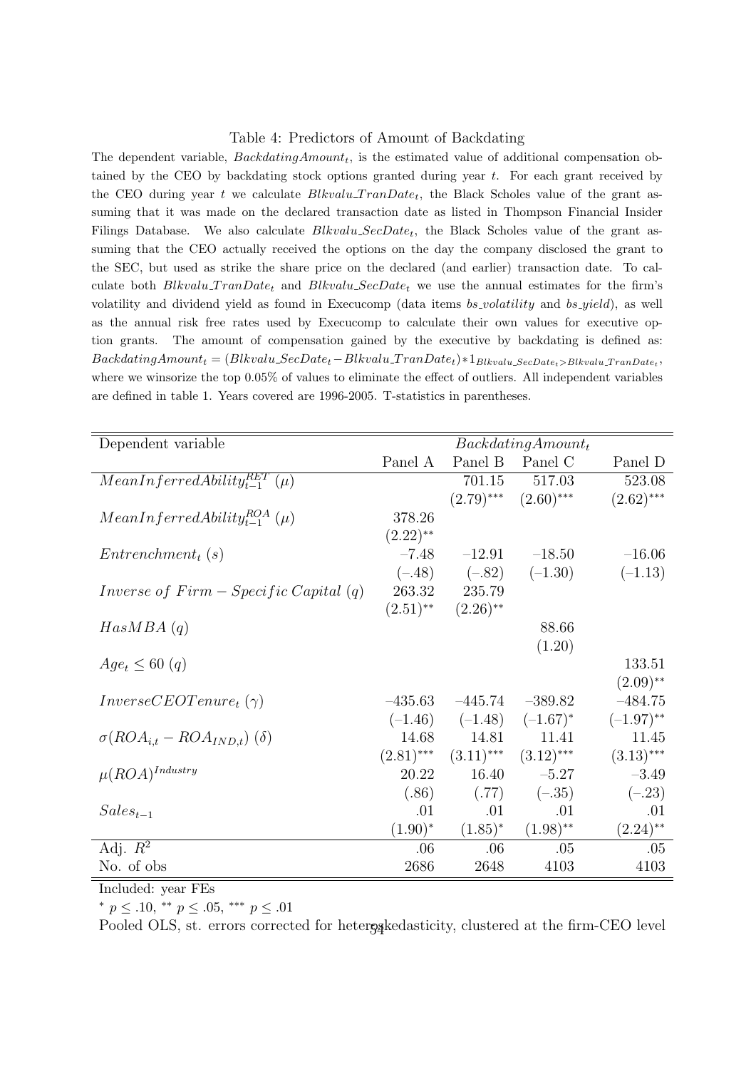Table 4: Predictors of Amount of Backdating

The dependent variable, $BackdatingAmount_t$, is the estimated value of additional compensation obtained by the CEO by backdating stock options granted during year $t$. For each grant received by the CEO during year $t$ we calculate $Blkvalu\_TranDate_t$, the Black Scholes value of the grant assuming that it was made on the declared transaction date as listed in Thompson Financial Insider Filings Database. We also calculate $Blkvalu\_SecDate_t$, the Black Scholes value of the grant assuming that the CEO actually received the options on the day the company disclosed the grant to the SEC, but used as strike the share price on the declared (and earlier) transaction date. To calculate both $Blkvalu\_TranDate_t$ and $Blkvalu\_SecDate_t$ we use the annual estimates for the firm's volatility and dividend yield as found in Execucomp (data items *bs_volatility* and *bs_yield*), as well as the annual risk free rates used by Execucomp to calculate their own values for executive option grants. The amount of compensation gained by the executive by backdating is defined as: $BackdatingAmount_t = (Blkvalu\_SecDate_t - Blkvalu\_TranDate_t) * 1_{Blkvalu\_SecDate_t > Blkvalu\_TranDate_t}$, where we winsorize the top 0.05% of values to eliminate the effect of outliers. All independent variables are defined in table 1. Years covered are 1996-2005. T-statistics in parentheses.

| Dependent variable | $BackdatingAmount_t$ | | | |
|---|---|---|---|---|
| | Panel A | Panel B | Panel C | Panel D |
| $MeanInferredAbility_{t-1}^{RET}$ ($\mu$) | | 701.15 | 517.03 | 523.08 |
| | | $(2.79)^{***}$ | $(2.60)^{***}$ | $(2.62)^{***}$ |
| $MeanInferredAbility_{t-1}^{ROA}$ ($\mu$) | 378.26 | | | |
| | $(2.22)^{**}$ | | | |
| $Entrenchment_t$ ($s$) | −7.48 | −12.91 | −18.50 | −16.06 |
| | (−.48) | (−.82) | (−1.30) | (−1.13) |
| $Inverse\ of\ Firm-Specific\ Capital$ ($q$) | 263.32 | 235.79 | | |
| | $(2.51)^{**}$ | $(2.26)^{**}$ | | |
| $HasMBA$ ($q$) | | | 88.66 | |
| | | | (1.20) | |
| $Age_t \leq 60$ ($q$) | | | | 133.51 |
| | | | | $(2.09)^{**}$ |
| $InverseCEOTenure_t$ ($\gamma$) | −435.63 | −445.74 | −389.82 | −484.75 |
| | (−1.46) | (−1.48) | $(-1.67)^{*}$ | $(-1.97)^{**}$ |
| $\sigma(ROA_{i,t} - ROA_{IND,t})$ ($\delta$) | 14.68 | 14.81 | 11.41 | 11.45 |
| | $(2.81)^{***}$ | $(3.11)^{***}$ | $(3.12)^{***}$ | $(3.13)^{***}$ |
| $\mu(ROA)^{Industry}$ | 20.22 | 16.40 | −5.27 | −3.49 |
| | (.86) | (.77) | (−.35) | (−.23) |
| $Sales_{t-1}$ | .01 | .01 | .01 | .01 |
| | $(1.90)^{*}$ | $(1.85)^{*}$ | $(1.98)^{**}$ | $(2.24)^{**}$ |
| Adj. $R^2$ | .06 | .06 | .05 | .05 |
| No. of obs | 2686 | 2648 | 4103 | 4103 |

Included: year FEs

$^{*}$ $p \leq .10$, $^{**}$ $p \leq .05$, $^{***}$ $p \leq .01$

Pooled OLS, st. errors corrected for heteroskedasticity, clustered at the firm-CEO level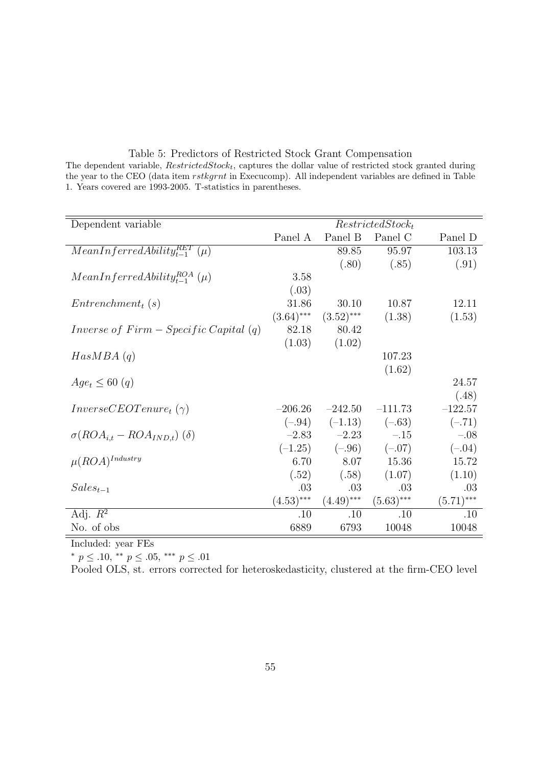Table 5: Predictors of Restricted Stock Grant Compensation

The dependent variable, $RestrictedStock_t$, captures the dollar value of restricted stock granted during the year to the CEO (data item *rstkgrnt* in Execucomp). All independent variables are defined in Table 1. Years covered are 1993-2005. T-statistics in parentheses.

| Dependent variable | $RestrictedStock_t$ | | | |
|---|---|---|---|---|
| | Panel A | Panel B | Panel C | Panel D |
| $MeanInferredAbility_{t-1}^{RET}$ ($\mu$) | | 89.85 | 95.97 | 103.13 |
| | | (.80) | (.85) | (.91) |
| $MeanInferredAbility_{t-1}^{ROA}$ ($\mu$) | 3.58 | | | |
| | (.03) | | | |
| $Entrenchment_t$ ($s$) | 31.86 | 30.10 | 10.87 | 12.11 |
| | $(3.64)^{***}$ | $(3.52)^{***}$ | (1.38) | (1.53) |
| $Inverse\ of\ Firm - Specific\ Capital$ ($q$) | 82.18 | 80.42 | | |
| | (1.03) | (1.02) | | |
| $HasMBA$ ($q$) | | | 107.23 | |
| | | | (1.62) | |
| $Age_t \leq 60$ ($q$) | | | | 24.57 |
| | | | | (.48) |
| $InverseCEOTenure_t$ ($\gamma$) | −206.26 | −242.50 | −111.73 | −122.57 |
| | (−.94) | (−1.13) | (−.63) | (−.71) |
| $\sigma(ROA_{i,t} - ROA_{IND,t})$ ($\delta$) | −2.83 | −2.23 | −.15 | −.08 |
| | (−1.25) | (−.96) | (−.07) | (−.04) |
| $\mu(ROA)^{Industry}$ | 6.70 | 8.07 | 15.36 | 15.72 |
| | (.52) | (.58) | (1.07) | (1.10) |
| $Sales_{t-1}$ | .03 | .03 | .03 | .03 |
| | $(4.53)^{***}$ | $(4.49)^{***}$ | $(5.63)^{***}$ | $(5.71)^{***}$ |
| Adj. $R^2$ | .10 | .10 | .10 | .10 |
| No. of obs | 6889 | 6793 | 10048 | 10048 |

Included: year FEs

$^{*}$ $p \leq .10$, $^{**}$ $p \leq .05$, $^{***}$ $p \leq .01$

Pooled OLS, st. errors corrected for heteroskedasticity, clustered at the firm-CEO level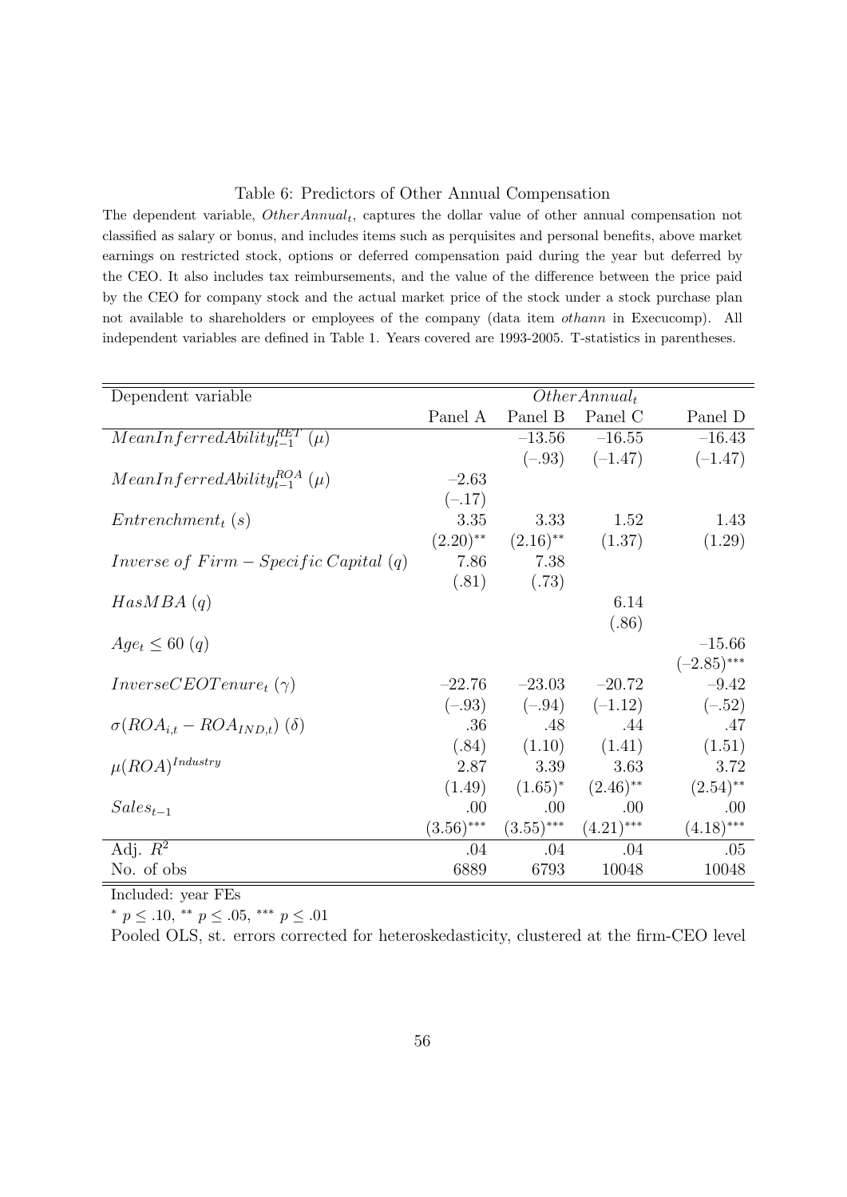Table 6: Predictors of Other Annual Compensation

The dependent variable, $OtherAnnual_t$, captures the dollar value of other annual compensation not classified as salary or bonus, and includes items such as perquisites and personal benefits, above market earnings on restricted stock, options or deferred compensation paid during the year but deferred by the CEO. It also includes tax reimbursements, and the value of the difference between the price paid by the CEO for company stock and the actual market price of the stock under a stock purchase plan not available to shareholders or employees of the company (data item *othann* in Execucomp). All independent variables are defined in Table 1. Years covered are 1993-2005. T-statistics in parentheses.

| Dependent variable | $OtherAnnual_t$ | | | |
|---|---|---|---|---|
| | Panel A | Panel B | Panel C | Panel D |
| $MeanInferredAbility_{t-1}^{RET}$ $(\mu)$ | | $-13.56$ | $-16.55$ | $-16.43$ |
| | | $(-.93)$ | $(-1.47)$ | $(-1.47)$ |
| $MeanInferredAbility_{t-1}^{ROA}$ $(\mu)$ | $-2.63$ | | | |
| | $(-.17)$ | | | |
| $Entrenchment_t$ $(s)$ | 3.35 | 3.33 | 1.52 | 1.43 |
| | $(2.20)^{**}$ | $(2.16)^{**}$ | (1.37) | (1.29) |
| $Inverse\ of\ Firm-Specific\ Capital$ $(q)$ | 7.86 | 7.38 | | |
| | (.81) | (.73) | | |
| $HasMBA$ $(q)$ | | | 6.14 | |
| | | | (.86) | |
| $Age_t \leq 60$ $(q)$ | | | | $-15.66$ |
| | | | | $(-2.85)^{***}$ |
| $InverseCEOTenure_t$ $(\gamma)$ | $-22.76$ | $-23.03$ | $-20.72$ | $-9.42$ |
| | $(-.93)$ | $(-.94)$ | $(-1.12)$ | $(-.52)$ |
| $\sigma(ROA_{i,t} - ROA_{IND,t})$ $(\delta)$ | .36 | .48 | .44 | .47 |
| | (.84) | (1.10) | (1.41) | (1.51) |
| $\mu(ROA)^{Industry}$ | 2.87 | 3.39 | 3.63 | 3.72 |
| | (1.49) | $(1.65)^{*}$ | $(2.46)^{**}$ | $(2.54)^{**}$ |
| $Sales_{t-1}$ | .00 | .00 | .00 | .00 |
| | $(3.56)^{***}$ | $(3.55)^{***}$ | $(4.21)^{***}$ | $(4.18)^{***}$ |
| Adj. $R^2$ | .04 | .04 | .04 | .05 |
| No. of obs | 6889 | 6793 | 10048 | 10048 |

Included: year FEs

$^{*}$ $p \leq .10$, $^{**}$ $p \leq .05$, $^{***}$ $p \leq .01$

Pooled OLS, st. errors corrected for heteroskedasticity, clustered at the firm-CEO level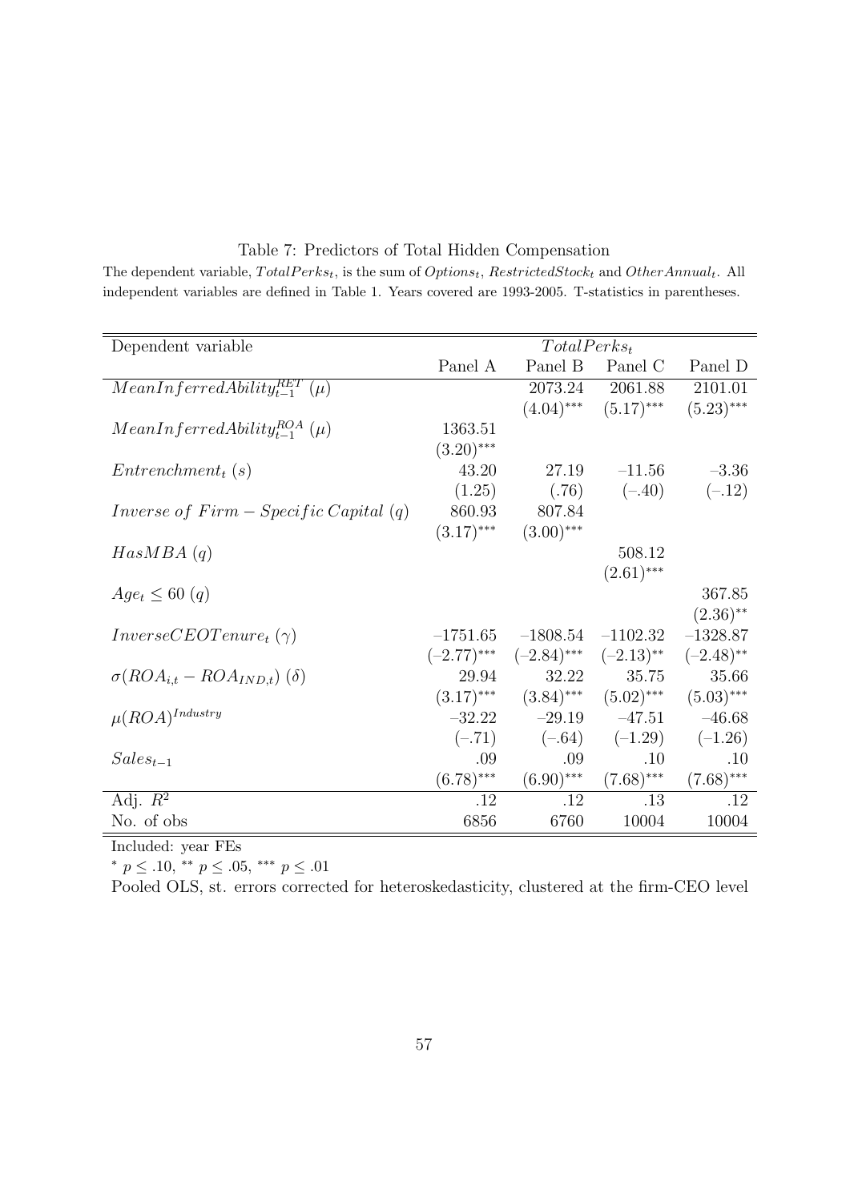Table 7: Predictors of Total Hidden Compensation

The dependent variable, $TotalPerks_t$, is the sum of $Options_t$, $RestrictedStock_t$ and $OtherAnnual_t$. All independent variables are defined in Table 1. Years covered are 1993-2005. T-statistics in parentheses.

| Dependent variable | $TotalPerks_t$ | | | |
|---|---|---|---|---|
| | Panel A | Panel B | Panel C | Panel D |
| $MeanInferredAbility^{RET}_{t-1}$ $(\mu)$ | | 2073.24 | 2061.88 | 2101.01 |
| | | $(4.04)^{***}$ | $(5.17)^{***}$ | $(5.23)^{***}$ |
| $MeanInferredAbility^{ROA}_{t-1}$ $(\mu)$ | 1363.51 | | | |
| | $(3.20)^{***}$ | | | |
| $Entrenchment_t$ $(s)$ | 43.20 | 27.19 | –11.56 | –3.36 |
| | (1.25) | (.76) | (–.40) | (–.12) |
| $Inverse\ of\ Firm-Specific\ Capital$ $(q)$ | 860.93 | 807.84 | | |
| | $(3.17)^{***}$ | $(3.00)^{***}$ | | |
| $HasMBA$ $(q)$ | | | 508.12 | |
| | | | $(2.61)^{***}$ | |
| $Age_t \leq 60$ $(q)$ | | | | 367.85 |
| | | | | $(2.36)^{**}$ |
| $InverseCEOTenure_t$ $(\gamma)$ | –1751.65 | –1808.54 | –1102.32 | –1328.87 |
| | $(-2.77)^{***}$ | $(-2.84)^{***}$ | $(-2.13)^{**}$ | $(-2.48)^{**}$ |
| $\sigma(ROA_{i,t} - ROA_{IND,t})$ $(\delta)$ | 29.94 | 32.22 | 35.75 | 35.66 |
| | $(3.17)^{***}$ | $(3.84)^{***}$ | $(5.02)^{***}$ | $(5.03)^{***}$ |
| $\mu(ROA)^{Industry}$ | –32.22 | –29.19 | –47.51 | –46.68 |
| | (–.71) | (–.64) | (–1.29) | (–1.26) |
| $Sales_{t-1}$ | .09 | .09 | .10 | .10 |
| | $(6.78)^{***}$ | $(6.90)^{***}$ | $(7.68)^{***}$ | $(7.68)^{***}$ |
| Adj. $R^2$ | .12 | .12 | .13 | .12 |
| No. of obs | 6856 | 6760 | 10004 | 10004 |

Included: year FEs

$^{*}$ $p \leq .10$, $^{**}$ $p \leq .05$, $^{***}$ $p \leq .01$

Pooled OLS, st. errors corrected for heteroskedasticity, clustered at the firm-CEO level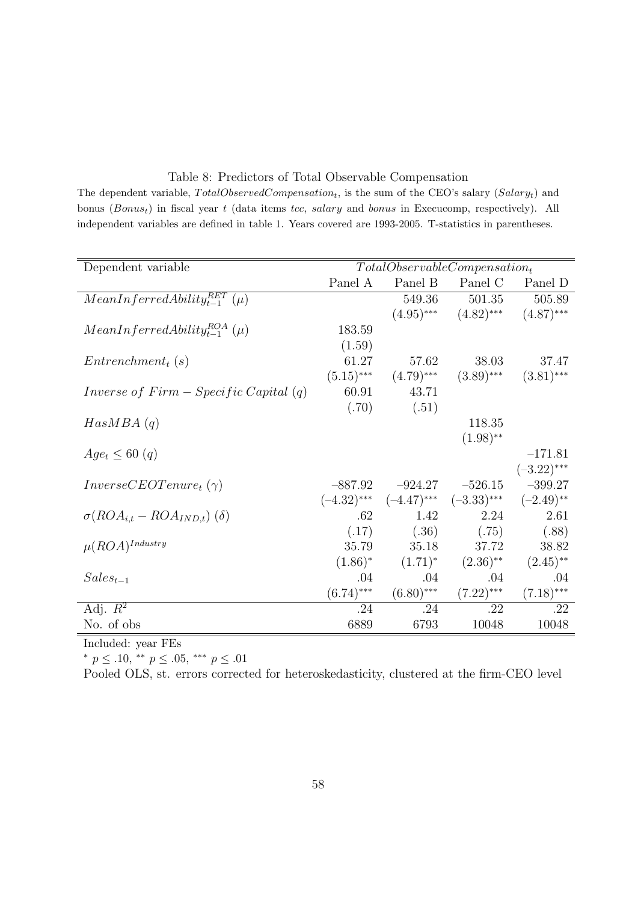Table 8: Predictors of Total Observable Compensation

The dependent variable, $TotalObservedCompensation_t$, is the sum of the CEO's salary ($Salary_t$) and bonus ($Bonus_t$) in fiscal year $t$ (data items *tcc*, *salary* and *bonus* in Execucomp, respectively). All independent variables are defined in table 1. Years covered are 1993-2005. T-statistics in parentheses.

| Dependent variable | $TotalObservableCompensation_t$ | | | |
|---|---|---|---|---|
| | Panel A | Panel B | Panel C | Panel D |
| $MeanInferredAbility_{t-1}^{RET}$ ($\mu$) | | 549.36 | 501.35 | 505.89 |
| | | $(4.95)^{***}$ | $(4.82)^{***}$ | $(4.87)^{***}$ |
| $MeanInferredAbility_{t-1}^{ROA}$ ($\mu$) | 183.59 | | | |
| | (1.59) | | | |
| $Entrenchment_t$ ($s$) | 61.27 | 57.62 | 38.03 | 37.47 |
| | $(5.15)^{***}$ | $(4.79)^{***}$ | $(3.89)^{***}$ | $(3.81)^{***}$ |
| $Inverse\ of\ Firm-Specific\ Capital$ ($q$) | 60.91 | 43.71 | | |
| | (.70) | (.51) | | |
| $HasMBA$ ($q$) | | | 118.35 | |
| | | | $(1.98)^{**}$ | |
| $Age_t \leq 60$ ($q$) | | | | –171.81 |
| | | | | $(-3.22)^{***}$ |
| $InverseCEOTenure_t$ ($\gamma$) | –887.92 | –924.27 | –526.15 | –399.27 |
| | $(-4.32)^{***}$ | $(-4.47)^{***}$ | $(-3.33)^{***}$ | $(-2.49)^{**}$ |
| $\sigma(ROA_{i,t} - ROA_{IND,t})$ ($\delta$) | .62 | 1.42 | 2.24 | 2.61 |
| | (.17) | (.36) | (.75) | (.88) |
| $\mu(ROA)^{Industry}$ | 35.79 | 35.18 | 37.72 | 38.82 |
| | $(1.86)^{*}$ | $(1.71)^{*}$ | $(2.36)^{**}$ | $(2.45)^{**}$ |
| $Sales_{t-1}$ | .04 | .04 | .04 | .04 |
| | $(6.74)^{***}$ | $(6.80)^{***}$ | $(7.22)^{***}$ | $(7.18)^{***}$ |
| Adj. $R^2$ | .24 | .24 | .22 | .22 |
| No. of obs | 6889 | 6793 | 10048 | 10048 |

Included: year FEs

$^{*}$ $p \leq .10$, $^{**}$ $p \leq .05$, $^{***}$ $p \leq .01$

Pooled OLS, st. errors corrected for heteroskedasticity, clustered at the firm-CEO level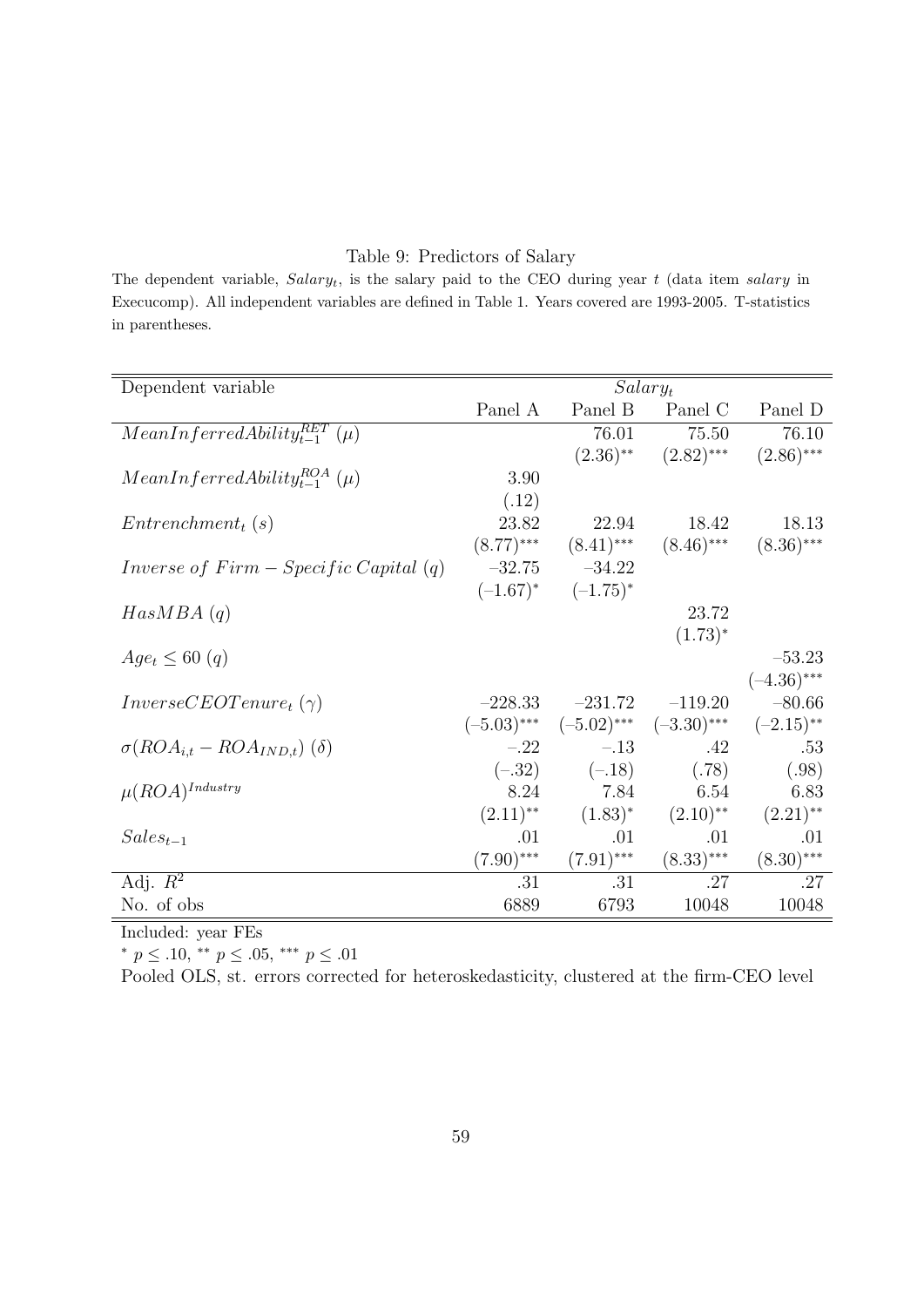Table 9: Predictors of Salary

The dependent variable, $Salary_t$, is the salary paid to the CEO during year $t$ (data item *salary* in Execucomp). All independent variables are defined in Table 1. Years covered are 1993-2005. T-statistics in parentheses.

| Dependent variable | $Salary_t$ | | | |
|---|---|---|---|---|
| | Panel A | Panel B | Panel C | Panel D |
| $MeanInferredAbility_{t-1}^{RET}$ $(\mu)$ | | 76.01 | 75.50 | 76.10 |
| | | $(2.36)^{**}$ | $(2.82)^{***}$ | $(2.86)^{***}$ |
| $MeanInferredAbility_{t-1}^{ROA}$ $(\mu)$ | 3.90 | | | |
| | (.12) | | | |
| $Entrenchment_t$ $(s)$ | 23.82 | 22.94 | 18.42 | 18.13 |
| | $(8.77)^{***}$ | $(8.41)^{***}$ | $(8.46)^{***}$ | $(8.36)^{***}$ |
| $Inverse\ of\ Firm-Specific\ Capital$ $(q)$ | –32.75 | –34.22 | | |
| | $(-1.67)^{*}$ | $(-1.75)^{*}$ | | |
| $HasMBA$ $(q)$ | | | 23.72 | |
| | | | $(1.73)^{*}$ | |
| $Age_t \leq 60$ $(q)$ | | | | –53.23 |
| | | | | $(-4.36)^{***}$ |
| $InverseCEOTenure_t$ $(\gamma)$ | –228.33 | –231.72 | –119.20 | –80.66 |
| | $(-5.03)^{***}$ | $(-5.02)^{***}$ | $(-3.30)^{***}$ | $(-2.15)^{**}$ |
| $\sigma(ROA_{i,t} - ROA_{IND,t})$ $(\delta)$ | –.22 | –.13 | .42 | .53 |
| | (–.32) | (–.18) | (.78) | (.98) |
| $\mu(ROA)^{Industry}$ | 8.24 | 7.84 | 6.54 | 6.83 |
| | $(2.11)^{**}$ | $(1.83)^{*}$ | $(2.10)^{**}$ | $(2.21)^{**}$ |
| $Sales_{t-1}$ | .01 | .01 | .01 | .01 |
| | $(7.90)^{***}$ | $(7.91)^{***}$ | $(8.33)^{***}$ | $(8.30)^{***}$ |
| Adj. $R^2$ | .31 | .31 | .27 | .27 |
| No. of obs | 6889 | 6793 | 10048 | 10048 |

Included: year FEs

$^{*}$ $p \leq .10$, $^{**}$ $p \leq .05$, $^{***}$ $p \leq .01$

Pooled OLS, st. errors corrected for heteroskedasticity, clustered at the firm-CEO level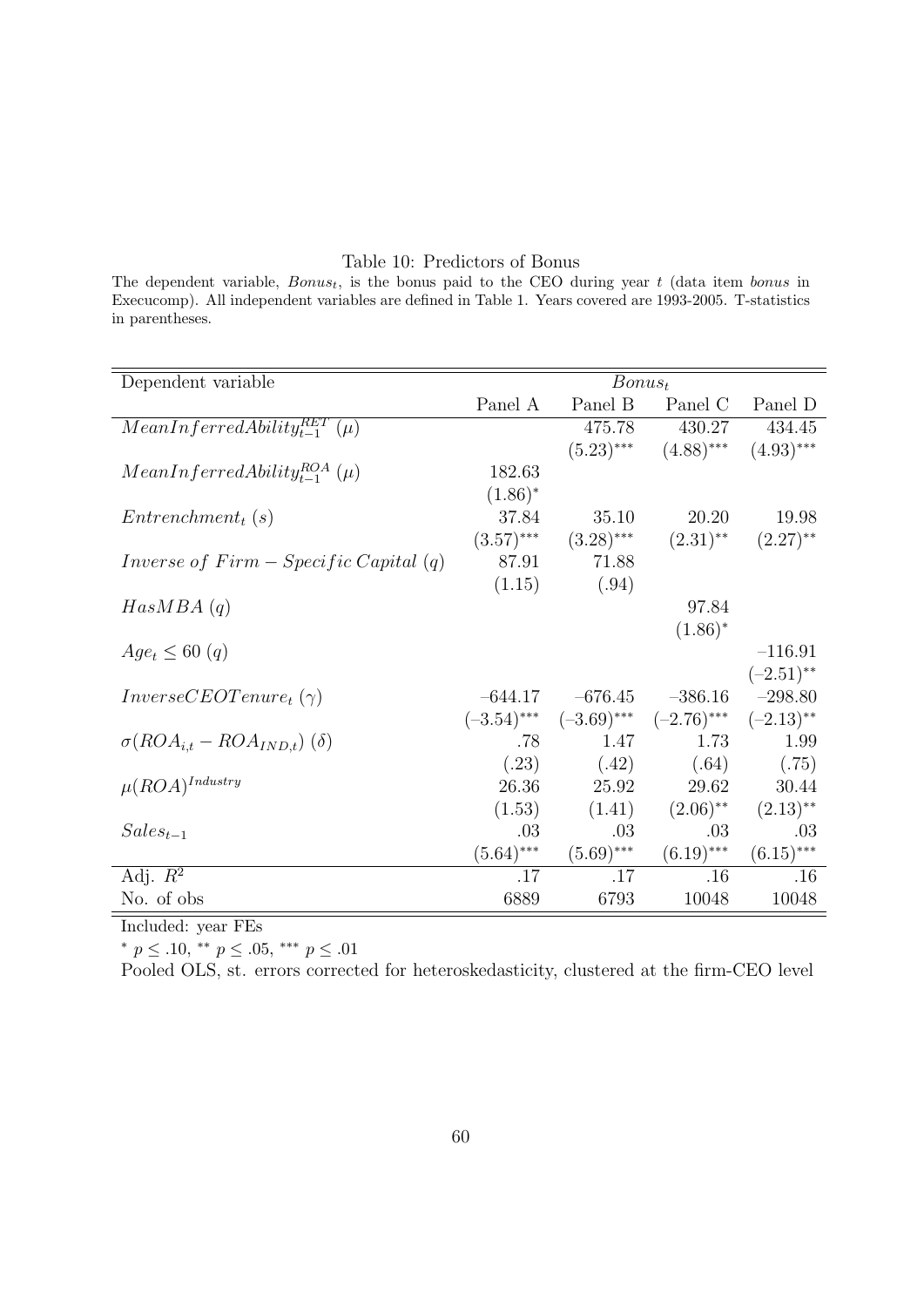Table 10: Predictors of Bonus

The dependent variable, $Bonus_t$, is the bonus paid to the CEO during year $t$ (data item *bonus* in Execucomp). All independent variables are defined in Table 1. Years covered are 1993-2005. T-statistics in parentheses.

| Dependent variable | $Bonus_t$ | | | |
|---|---|---|---|---|
| | Panel A | Panel B | Panel C | Panel D |
| $MeanInferredAbility^{RET}_{t-1}$ ($\mu$) | | 475.78 | 430.27 | 434.45 |
| | | $(5.23)^{***}$ | $(4.88)^{***}$ | $(4.93)^{***}$ |
| $MeanInferredAbility^{ROA}_{t-1}$ ($\mu$) | 182.63 | | | |
| | $(1.86)^{*}$ | | | |
| $Entrenchment_t$ ($s$) | 37.84 | 35.10 | 20.20 | 19.98 |
| | $(3.57)^{***}$ | $(3.28)^{***}$ | $(2.31)^{**}$ | $(2.27)^{**}$ |
| $Inverse\ of\ Firm-Specific\ Capital$ ($q$) | 87.91 | 71.88 | | |
| | (1.15) | (.94) | | |
| $HasMBA$ ($q$) | | | 97.84 | |
| | | | $(1.86)^{*}$ | |
| $Age_t \leq 60$ ($q$) | | | | –116.91 |
| | | | | $(-2.51)^{**}$ |
| $InverseCEOTenure_t$ ($\gamma$) | –644.17 | –676.45 | –386.16 | –298.80 |
| | $(-3.54)^{***}$ | $(-3.69)^{***}$ | $(-2.76)^{***}$ | $(-2.13)^{**}$ |
| $\sigma(ROA_{i,t} - ROA_{IND,t})$ ($\delta$) | .78 | 1.47 | 1.73 | 1.99 |
| | (.23) | (.42) | (.64) | (.75) |
| $\mu(ROA)^{Industry}$ | 26.36 | 25.92 | 29.62 | 30.44 |
| | (1.53) | (1.41) | $(2.06)^{**}$ | $(2.13)^{**}$ |
| $Sales_{t-1}$ | .03 | .03 | .03 | .03 |
| | $(5.64)^{***}$ | $(5.69)^{***}$ | $(6.19)^{***}$ | $(6.15)^{***}$ |
| Adj. $R^2$ | .17 | .17 | .16 | .16 |
| No. of obs | 6889 | 6793 | 10048 | 10048 |

Included: year FEs

$^{*}$ $p \leq .10$, $^{**}$ $p \leq .05$, $^{***}$ $p \leq .01$

Pooled OLS, st. errors corrected for heteroskedasticity, clustered at the firm-CEO level